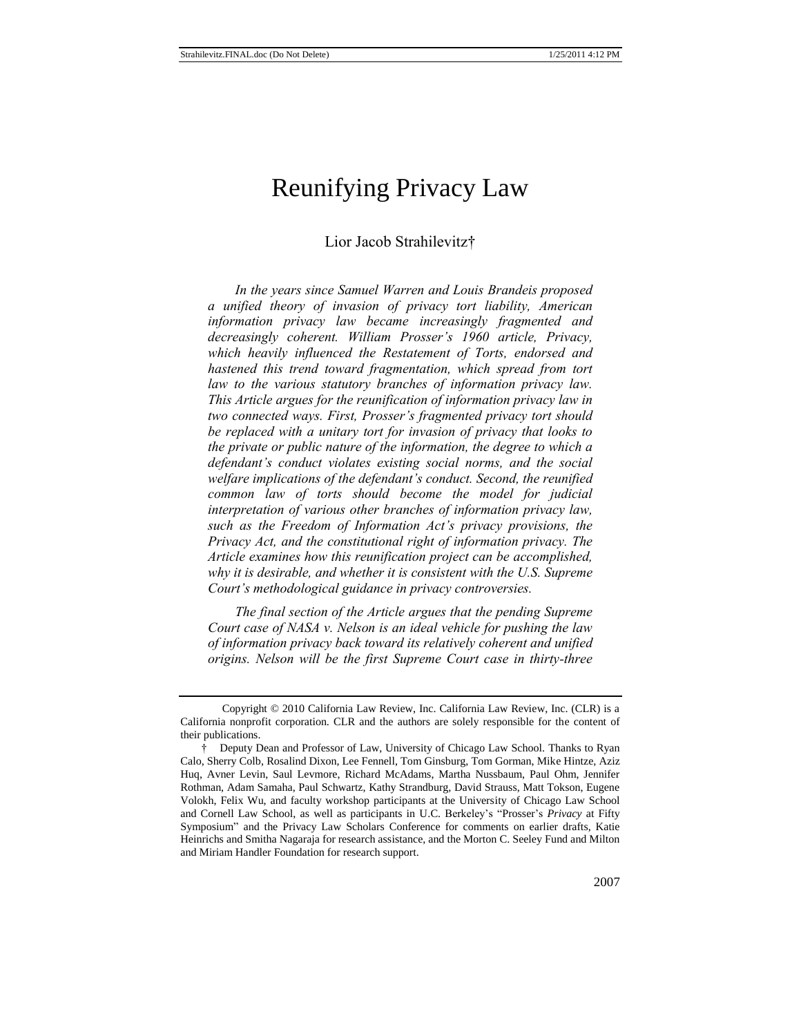# Reunifying Privacy Law

Lior Jacob Strahilevitz†

*In the years since Samuel Warren and Louis Brandeis proposed a unified theory of invasion of privacy tort liability, American information privacy law became increasingly fragmented and decreasingly coherent. William Prosser's 1960 article, Privacy, which heavily influenced the Restatement of Torts, endorsed and hastened this trend toward fragmentation, which spread from tort law to the various statutory branches of information privacy law. This Article argues for the reunification of information privacy law in two connected ways. First, Prosser's fragmented privacy tort should be replaced with a unitary tort for invasion of privacy that looks to the private or public nature of the information, the degree to which a defendant's conduct violates existing social norms, and the social welfare implications of the defendant's conduct. Second, the reunified common law of torts should become the model for judicial interpretation of various other branches of information privacy law, such as the Freedom of Information Act's privacy provisions, the Privacy Act, and the constitutional right of information privacy. The Article examines how this reunification project can be accomplished, why it is desirable, and whether it is consistent with the U.S. Supreme Court's methodological guidance in privacy controversies.*

*The final section of the Article argues that the pending Supreme Court case of NASA v. Nelson is an ideal vehicle for pushing the law of information privacy back toward its relatively coherent and unified origins. Nelson will be the first Supreme Court case in thirty-three*

---

Copyright © 2010 California Law Review, Inc. California Law Review, Inc. (CLR) is a California nonprofit corporation. CLR and the authors are solely responsible for the content of their publications.

† Deputy Dean and Professor of Law, University of Chicago Law School. Thanks to Ryan Calo, Sherry Colb, Rosalind Dixon, Lee Fennell, Tom Ginsburg, Tom Gorman, Mike Hintze, Aziz Huq, Avner Levin, Saul Levmore, Richard McAdams, Martha Nussbaum, Paul Ohm, Jennifer Rothman, Adam Samaha, Paul Schwartz, Kathy Strandburg, David Strauss, Matt Tokson, Eugene Volokh, Felix Wu, and faculty workshop participants at the University of Chicago Law School and Cornell Law School, as well as participants in U.C. Berkeley's "Prosser's *Privacy* at Fifty Symposium" and the Privacy Law Scholars Conference for comments on earlier drafts, Katie Heinrichs and Smitha Nagaraja for research assistance, and the Morton C. Seeley Fund and Milton and Miriam Handler Foundation for research support.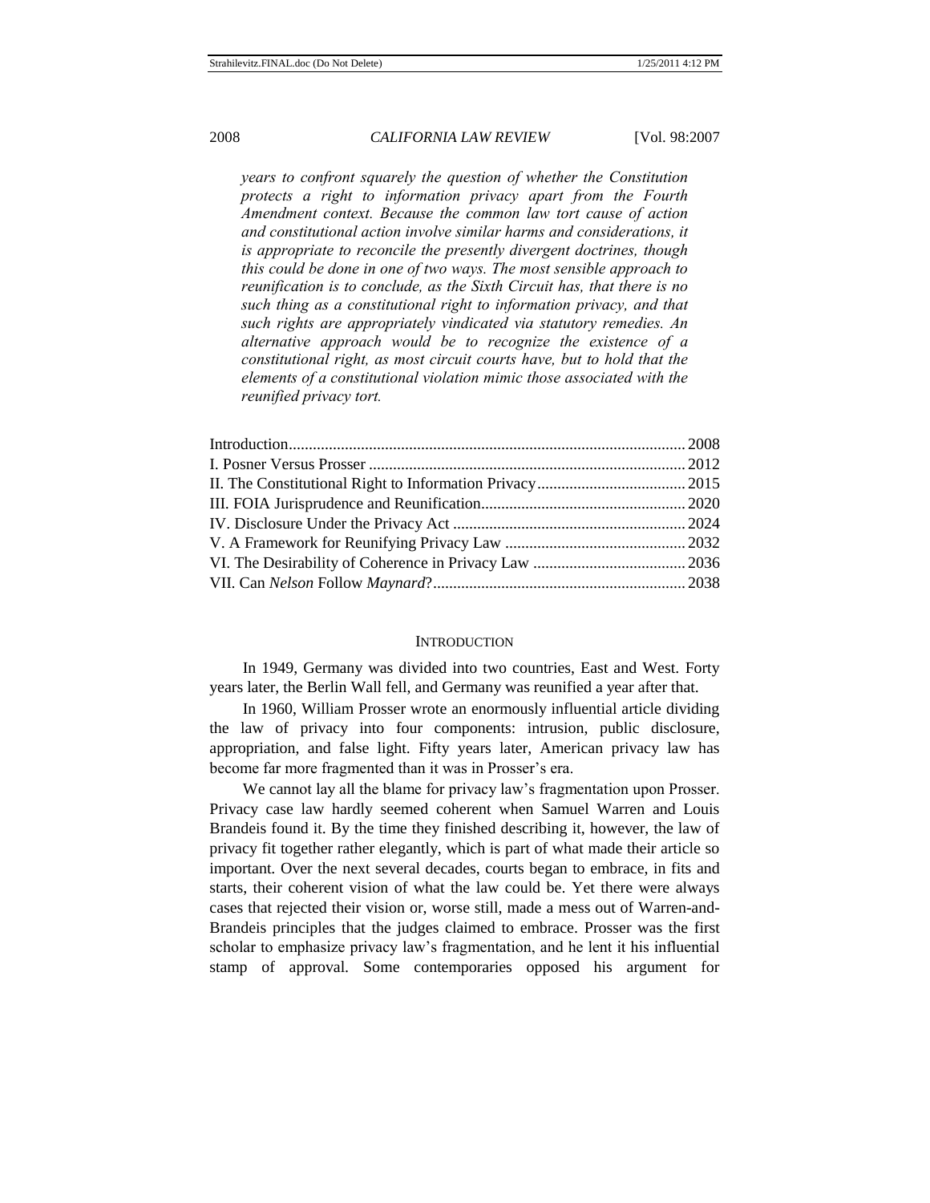*years to confront squarely the question of whether the Constitution protects a right to information privacy apart from the Fourth Amendment context. Because the common law tort cause of action and constitutional action involve similar harms and considerations, it is appropriate to reconcile the presently divergent doctrines, though this could be done in one of two ways. The most sensible approach to reunification is to conclude, as the Sixth Circuit has, that there is no such thing as a constitutional right to information privacy, and that such rights are appropriately vindicated via statutory remedies. An alternative approach would be to recognize the existence of a constitutional right, as most circuit courts have, but to hold that the elements of a constitutional violation mimic those associated with the reunified privacy tort.*

| | |
|---|---|
| Introduction | 2008 |
| I. Posner Versus Prosser | 2012 |
| II. The Constitutional Right to Information Privacy | 2015 |
| III. FOIA Jurisprudence and Reunification | 2020 |
| IV. Disclosure Under the Privacy Act | 2024 |
| V. A Framework for Reunifying Privacy Law | 2032 |
| VI. The Desirability of Coherence in Privacy Law | 2036 |
| VII. Can *Nelson* Follow *Maynard*? | 2038 |

## INTRODUCTION

In 1949, Germany was divided into two countries, East and West. Forty years later, the Berlin Wall fell, and Germany was reunified a year after that.

In 1960, William Prosser wrote an enormously influential article dividing the law of privacy into four components: intrusion, public disclosure, appropriation, and false light. Fifty years later, American privacy law has become far more fragmented than it was in Prosser's era.

We cannot lay all the blame for privacy law's fragmentation upon Prosser. Privacy case law hardly seemed coherent when Samuel Warren and Louis Brandeis found it. By the time they finished describing it, however, the law of privacy fit together rather elegantly, which is part of what made their article so important. Over the next several decades, courts began to embrace, in fits and starts, their coherent vision of what the law could be. Yet there were always cases that rejected their vision or, worse still, made a mess out of Warren-and-Brandeis principles that the judges claimed to embrace. Prosser was the first scholar to emphasize privacy law's fragmentation, and he lent it his influential stamp of approval. Some contemporaries opposed his argument for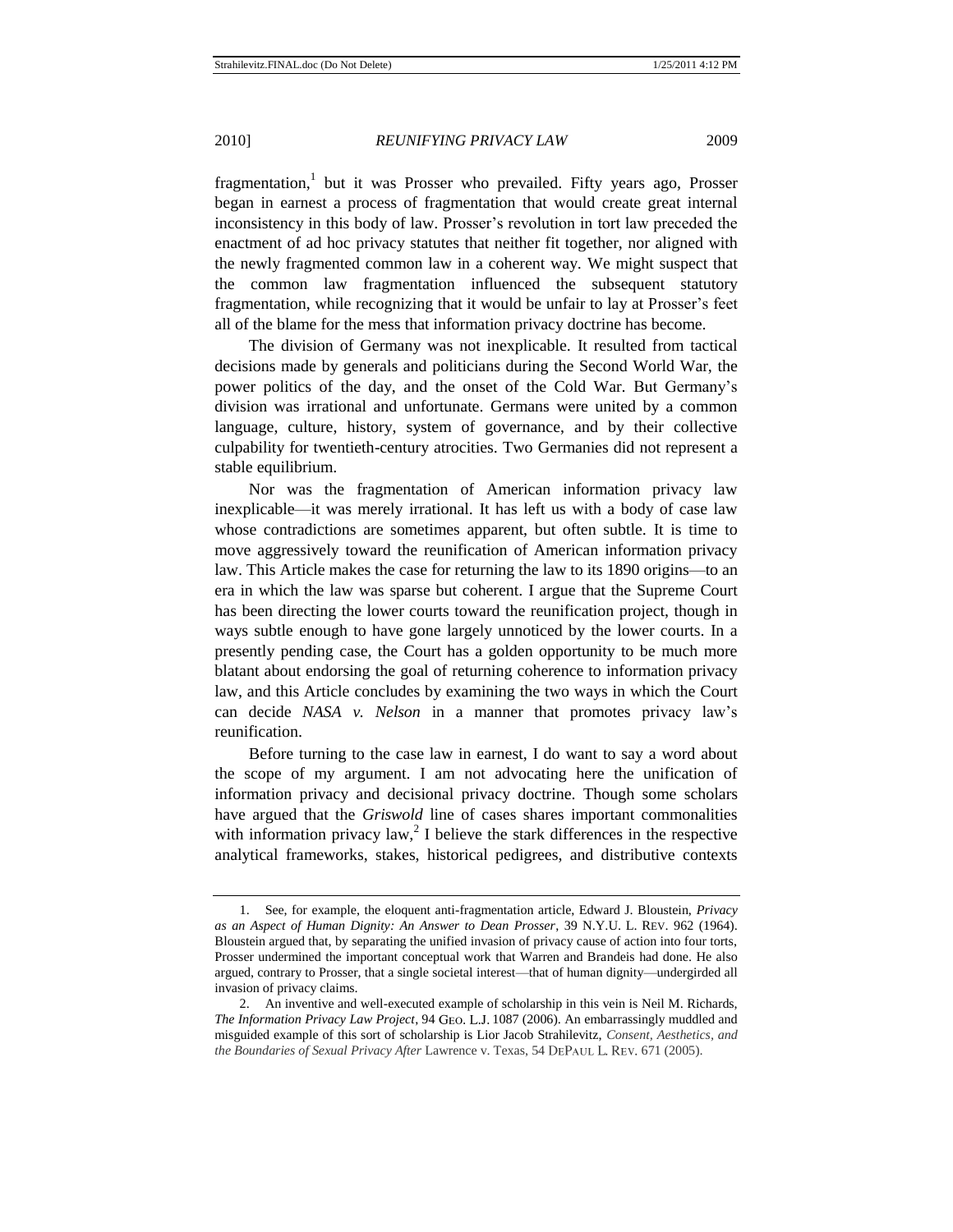fragmentation,[1] but it was Prosser who prevailed. Fifty years ago, Prosser began in earnest a process of fragmentation that would create great internal inconsistency in this body of law. Prosser's revolution in tort law preceded the enactment of ad hoc privacy statutes that neither fit together, nor aligned with the newly fragmented common law in a coherent way. We might suspect that the common law fragmentation influenced the subsequent statutory fragmentation, while recognizing that it would be unfair to lay at Prosser's feet all of the blame for the mess that information privacy doctrine has become.

The division of Germany was not inexplicable. It resulted from tactical decisions made by generals and politicians during the Second World War, the power politics of the day, and the onset of the Cold War. But Germany's division was irrational and unfortunate. Germans were united by a common language, culture, history, system of governance, and by their collective culpability for twentieth-century atrocities. Two Germanies did not represent a stable equilibrium.

Nor was the fragmentation of American information privacy law inexplicable—it was merely irrational. It has left us with a body of case law whose contradictions are sometimes apparent, but often subtle. It is time to move aggressively toward the reunification of American information privacy law. This Article makes the case for returning the law to its 1890 origins—to an era in which the law was sparse but coherent. I argue that the Supreme Court has been directing the lower courts toward the reunification project, though in ways subtle enough to have gone largely unnoticed by the lower courts. In a presently pending case, the Court has a golden opportunity to be much more blatant about endorsing the goal of returning coherence to information privacy law, and this Article concludes by examining the two ways in which the Court can decide *NASA v. Nelson* in a manner that promotes privacy law's reunification.

Before turning to the case law in earnest, I do want to say a word about the scope of my argument. I am not advocating here the unification of information privacy and decisional privacy doctrine. Though some scholars have argued that the *Griswold* line of cases shares important commonalities with information privacy law,[2] I believe the stark differences in the respective analytical frameworks, stakes, historical pedigrees, and distributive contexts

---

1. See, for example, the eloquent anti-fragmentation article, Edward J. Bloustein, *Privacy as an Aspect of Human Dignity: An Answer to Dean Prosser*, 39 N.Y.U. L. REV. 962 (1964). Bloustein argued that, by separating the unified invasion of privacy cause of action into four torts, Prosser undermined the important conceptual work that Warren and Brandeis had done. He also argued, contrary to Prosser, that a single societal interest—that of human dignity—undergirded all invasion of privacy claims.

2. An inventive and well-executed example of scholarship in this vein is Neil M. Richards, *The Information Privacy Law Project*, 94 GEO. L.J. 1087 (2006). An embarrassingly muddled and misguided example of this sort of scholarship is Lior Jacob Strahilevitz, *Consent, Aesthetics, and the Boundaries of Sexual Privacy After* Lawrence v. Texas, 54 DEPAUL L. REV. 671 (2005).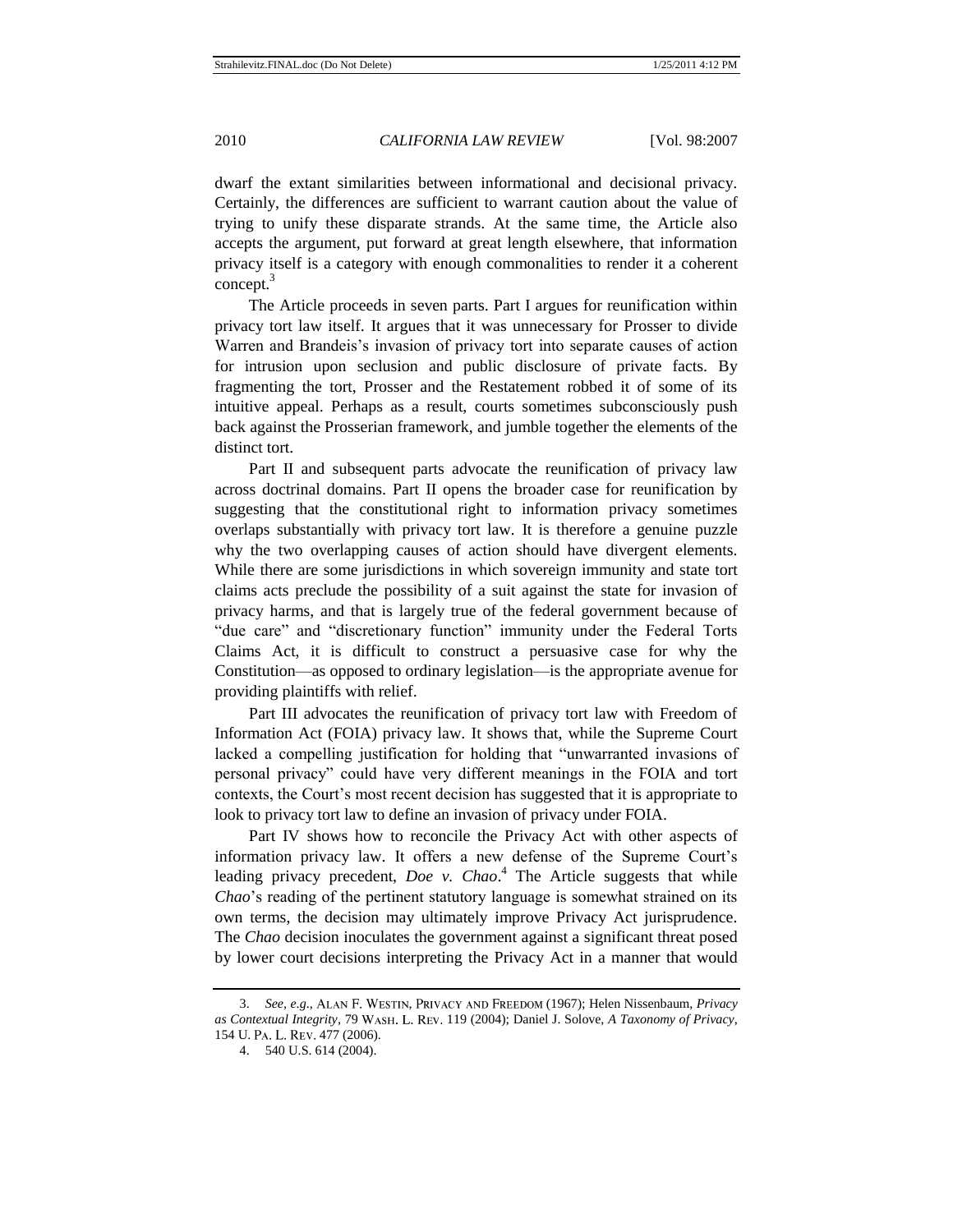dwarf the extant similarities between informational and decisional privacy. Certainly, the differences are sufficient to warrant caution about the value of trying to unify these disparate strands. At the same time, the Article also accepts the argument, put forward at great length elsewhere, that information privacy itself is a category with enough commonalities to render it a coherent concept.[3]

The Article proceeds in seven parts. Part I argues for reunification within privacy tort law itself. It argues that it was unnecessary for Prosser to divide Warren and Brandeis's invasion of privacy tort into separate causes of action for intrusion upon seclusion and public disclosure of private facts. By fragmenting the tort, Prosser and the Restatement robbed it of some of its intuitive appeal. Perhaps as a result, courts sometimes subconsciously push back against the Prosserian framework, and jumble together the elements of the distinct tort.

Part II and subsequent parts advocate the reunification of privacy law across doctrinal domains. Part II opens the broader case for reunification by suggesting that the constitutional right to information privacy sometimes overlaps substantially with privacy tort law. It is therefore a genuine puzzle why the two overlapping causes of action should have divergent elements. While there are some jurisdictions in which sovereign immunity and state tort claims acts preclude the possibility of a suit against the state for invasion of privacy harms, and that is largely true of the federal government because of "due care" and "discretionary function" immunity under the Federal Torts Claims Act, it is difficult to construct a persuasive case for why the Constitution—as opposed to ordinary legislation—is the appropriate avenue for providing plaintiffs with relief.

Part III advocates the reunification of privacy tort law with Freedom of Information Act (FOIA) privacy law. It shows that, while the Supreme Court lacked a compelling justification for holding that "unwarranted invasions of personal privacy" could have very different meanings in the FOIA and tort contexts, the Court's most recent decision has suggested that it is appropriate to look to privacy tort law to define an invasion of privacy under FOIA.

Part IV shows how to reconcile the Privacy Act with other aspects of information privacy law. It offers a new defense of the Supreme Court's leading privacy precedent, *Doe v. Chao*.[4] The Article suggests that while *Chao*'s reading of the pertinent statutory language is somewhat strained on its own terms, the decision may ultimately improve Privacy Act jurisprudence. The *Chao* decision inoculates the government against a significant threat posed by lower court decisions interpreting the Privacy Act in a manner that would

---

3. *See, e.g.*, ALAN F. WESTIN, PRIVACY AND FREEDOM (1967); Helen Nissenbaum, *Privacy as Contextual Integrity*, 79 WASH. L. REV. 119 (2004); Daniel J. Solove, *A Taxonomy of Privacy*, 154 U. PA. L. REV. 477 (2006).

4. 540 U.S. 614 (2004).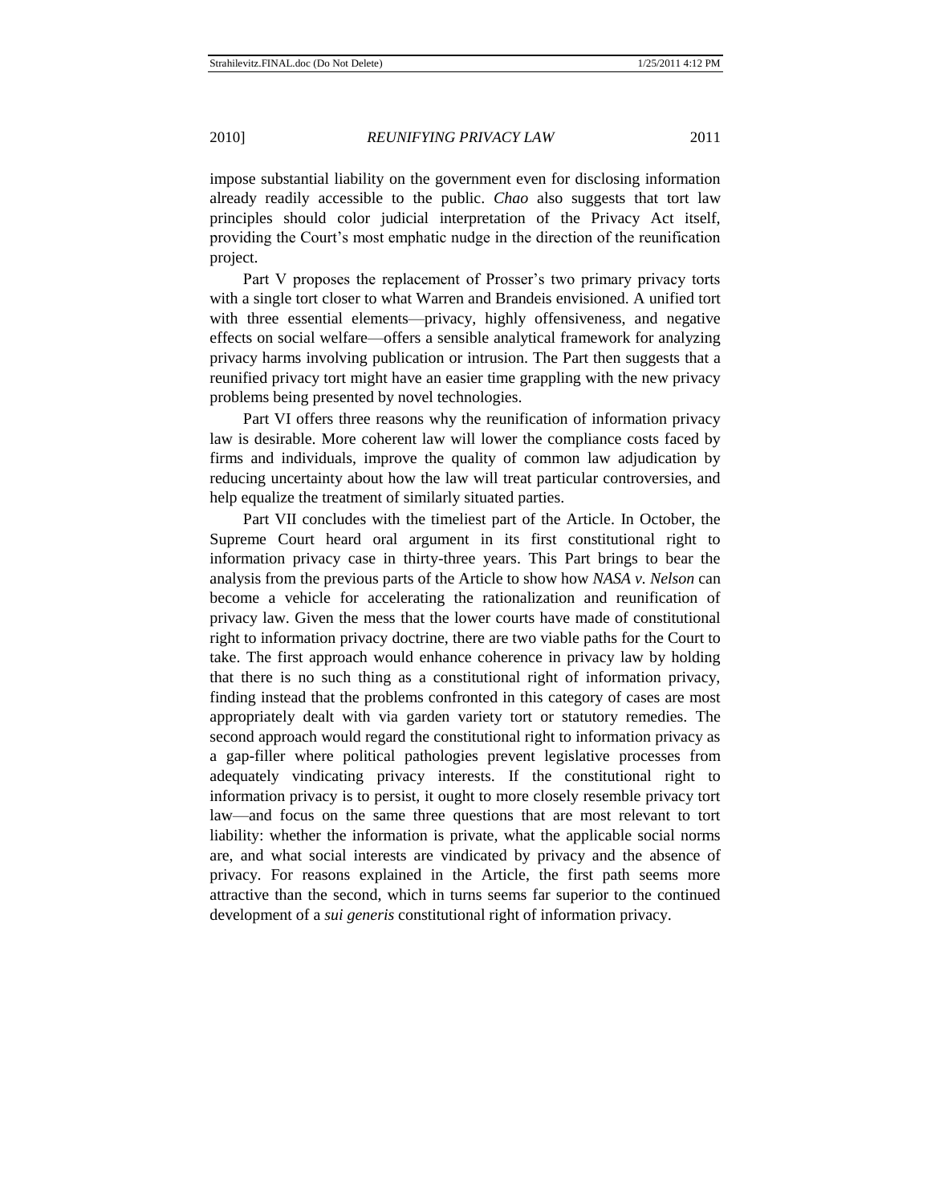impose substantial liability on the government even for disclosing information already readily accessible to the public. *Chao* also suggests that tort law principles should color judicial interpretation of the Privacy Act itself, providing the Court's most emphatic nudge in the direction of the reunification project.

Part V proposes the replacement of Prosser's two primary privacy torts with a single tort closer to what Warren and Brandeis envisioned. A unified tort with three essential elements—privacy, highly offensiveness, and negative effects on social welfare—offers a sensible analytical framework for analyzing privacy harms involving publication or intrusion. The Part then suggests that a reunified privacy tort might have an easier time grappling with the new privacy problems being presented by novel technologies.

Part VI offers three reasons why the reunification of information privacy law is desirable. More coherent law will lower the compliance costs faced by firms and individuals, improve the quality of common law adjudication by reducing uncertainty about how the law will treat particular controversies, and help equalize the treatment of similarly situated parties.

Part VII concludes with the timeliest part of the Article. In October, the Supreme Court heard oral argument in its first constitutional right to information privacy case in thirty-three years. This Part brings to bear the analysis from the previous parts of the Article to show how *NASA v. Nelson* can become a vehicle for accelerating the rationalization and reunification of privacy law. Given the mess that the lower courts have made of constitutional right to information privacy doctrine, there are two viable paths for the Court to take. The first approach would enhance coherence in privacy law by holding that there is no such thing as a constitutional right of information privacy, finding instead that the problems confronted in this category of cases are most appropriately dealt with via garden variety tort or statutory remedies. The second approach would regard the constitutional right to information privacy as a gap-filler where political pathologies prevent legislative processes from adequately vindicating privacy interests. If the constitutional right to information privacy is to persist, it ought to more closely resemble privacy tort law—and focus on the same three questions that are most relevant to tort liability: whether the information is private, what the applicable social norms are, and what social interests are vindicated by privacy and the absence of privacy. For reasons explained in the Article, the first path seems more attractive than the second, which in turns seems far superior to the continued development of a *sui generis* constitutional right of information privacy.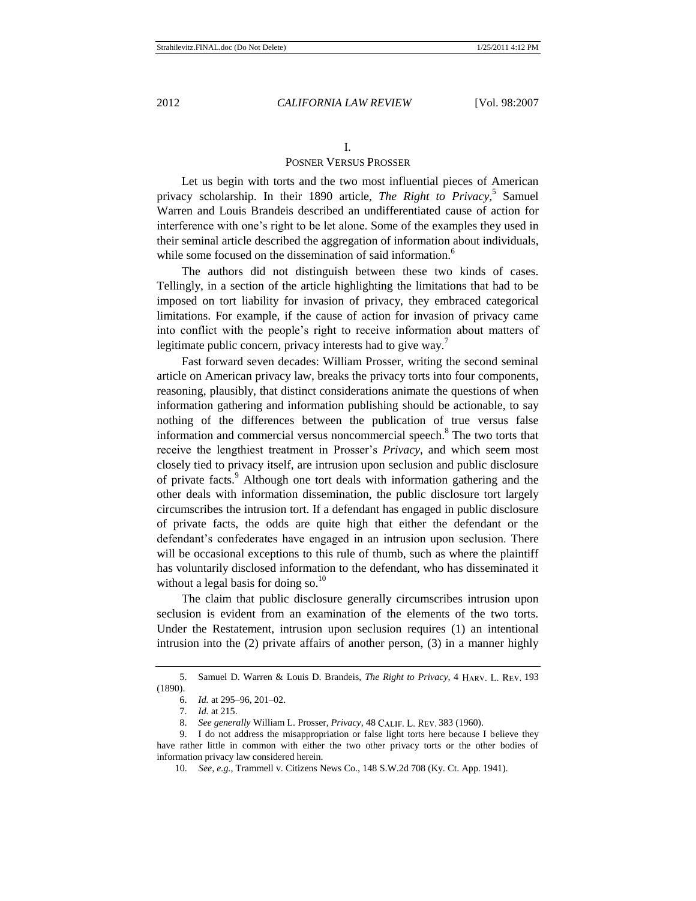## I.

## POSNER VERSUS PROSSER

Let us begin with torts and the two most influential pieces of American privacy scholarship. In their 1890 article, *The Right to Privacy*,[5] Samuel Warren and Louis Brandeis described an undifferentiated cause of action for interference with one's right to be let alone. Some of the examples they used in their seminal article described the aggregation of information about individuals, while some focused on the dissemination of said information.[6]

The authors did not distinguish between these two kinds of cases. Tellingly, in a section of the article highlighting the limitations that had to be imposed on tort liability for invasion of privacy, they embraced categorical limitations. For example, if the cause of action for invasion of privacy came into conflict with the people's right to receive information about matters of legitimate public concern, privacy interests had to give way.[7]

Fast forward seven decades: William Prosser, writing the second seminal article on American privacy law, breaks the privacy torts into four components, reasoning, plausibly, that distinct considerations animate the questions of when information gathering and information publishing should be actionable, to say nothing of the differences between the publication of true versus false information and commercial versus noncommercial speech.[8] The two torts that receive the lengthiest treatment in Prosser's *Privacy*, and which seem most closely tied to privacy itself, are intrusion upon seclusion and public disclosure of private facts.[9] Although one tort deals with information gathering and the other deals with information dissemination, the public disclosure tort largely circumscribes the intrusion tort. If a defendant has engaged in public disclosure of private facts, the odds are quite high that either the defendant or the defendant's confederates have engaged in an intrusion upon seclusion. There will be occasional exceptions to this rule of thumb, such as where the plaintiff has voluntarily disclosed information to the defendant, who has disseminated it without a legal basis for doing so.[10]

The claim that public disclosure generally circumscribes intrusion upon seclusion is evident from an examination of the elements of the two torts. Under the Restatement, intrusion upon seclusion requires (1) an intentional intrusion into the (2) private affairs of another person, (3) in a manner highly

---

5. Samuel D. Warren & Louis D. Brandeis, *The Right to Privacy*, 4 HARV. L. REV. 193 (1890).

6. *Id.* at 295–96, 201–02.

7. *Id.* at 215.

8. *See generally* William L. Prosser, *Privacy*, 48 CALIF. L. REV. 383 (1960).

9. I do not address the misappropriation or false light torts here because I believe they have rather little in common with either the two other privacy torts or the other bodies of information privacy law considered herein.

10. *See, e.g.*, Trammell v. Citizens News Co., 148 S.W.2d 708 (Ky. Ct. App. 1941).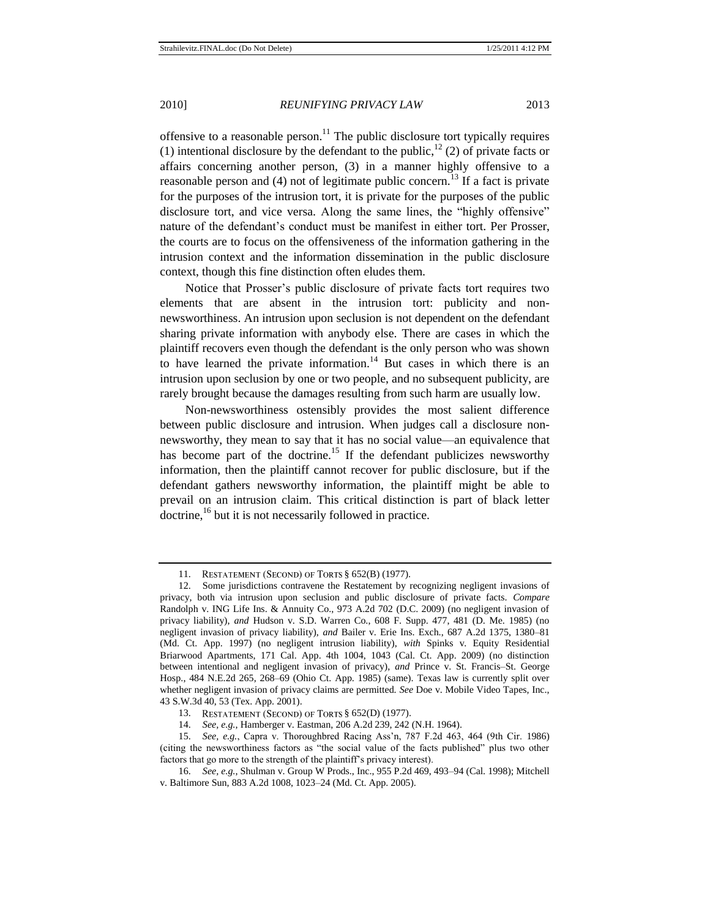offensive to a reasonable person.[11] The public disclosure tort typically requires (1) intentional disclosure by the defendant to the public,[12] (2) of private facts or affairs concerning another person, (3) in a manner highly offensive to a reasonable person and (4) not of legitimate public concern.[13] If a fact is private for the purposes of the intrusion tort, it is private for the purposes of the public disclosure tort, and vice versa. Along the same lines, the "highly offensive" nature of the defendant's conduct must be manifest in either tort. Per Prosser, the courts are to focus on the offensiveness of the information gathering in the intrusion context and the information dissemination in the public disclosure context, though this fine distinction often eludes them.

Notice that Prosser's public disclosure of private facts tort requires two elements that are absent in the intrusion tort: publicity and non-newsworthiness. An intrusion upon seclusion is not dependent on the defendant sharing private information with anybody else. There are cases in which the plaintiff recovers even though the defendant is the only person who was shown to have learned the private information.[14] But cases in which there is an intrusion upon seclusion by one or two people, and no subsequent publicity, are rarely brought because the damages resulting from such harm are usually low.

Non-newsworthiness ostensibly provides the most salient difference between public disclosure and intrusion. When judges call a disclosure non-newsworthy, they mean to say that it has no social value—an equivalence that has become part of the doctrine.[15] If the defendant publicizes newsworthy information, then the plaintiff cannot recover for public disclosure, but if the defendant gathers newsworthy information, the plaintiff might be able to prevail on an intrusion claim. This critical distinction is part of black letter doctrine,[16] but it is not necessarily followed in practice.

---

11. RESTATEMENT (SECOND) OF TORTS § 652(B) (1977).

12. Some jurisdictions contravene the Restatement by recognizing negligent invasions of privacy, both via intrusion upon seclusion and public disclosure of private facts. *Compare* Randolph v. ING Life Ins. & Annuity Co., 973 A.2d 702 (D.C. 2009) (no negligent invasion of privacy liability), *and* Hudson v. S.D. Warren Co., 608 F. Supp. 477, 481 (D. Me. 1985) (no negligent invasion of privacy liability), *and* Bailer v. Erie Ins. Exch., 687 A.2d 1375, 1380–81 (Md. Ct. App. 1997) (no negligent intrusion liability), *with* Spinks v. Equity Residential Briarwood Apartments, 171 Cal. App. 4th 1004, 1043 (Cal. Ct. App. 2009) (no distinction between intentional and negligent invasion of privacy), *and* Prince v. St. Francis–St. George Hosp., 484 N.E.2d 265, 268–69 (Ohio Ct. App. 1985) (same). Texas law is currently split over whether negligent invasion of privacy claims are permitted. *See* Doe v. Mobile Video Tapes, Inc., 43 S.W.3d 40, 53 (Tex. App. 2001).

13. RESTATEMENT (SECOND) OF TORTS § 652(D) (1977).

14. *See, e.g.*, Hamberger v. Eastman, 206 A.2d 239, 242 (N.H. 1964).

15. *See, e.g.*, Capra v. Thoroughbred Racing Ass'n, 787 F.2d 463, 464 (9th Cir. 1986) (citing the newsworthiness factors as "the social value of the facts published" plus two other factors that go more to the strength of the plaintiff's privacy interest).

16. *See, e.g.*, Shulman v. Group W Prods., Inc., 955 P.2d 469, 493–94 (Cal. 1998); Mitchell v. Baltimore Sun, 883 A.2d 1008, 1023–24 (Md. Ct. App. 2005).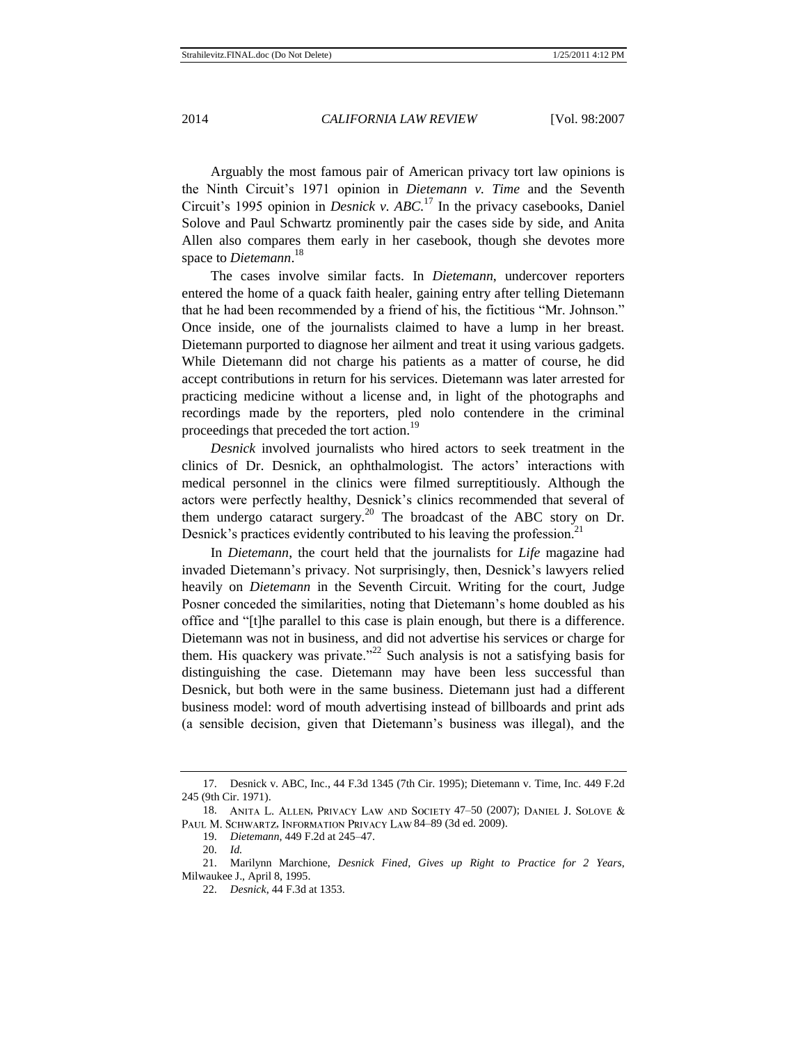Arguably the most famous pair of American privacy tort law opinions is the Ninth Circuit's 1971 opinion in *Dietemann v. Time* and the Seventh Circuit's 1995 opinion in *Desnick v. ABC*.[17] In the privacy casebooks, Daniel Solove and Paul Schwartz prominently pair the cases side by side, and Anita Allen also compares them early in her casebook, though she devotes more space to *Dietemann*.[18]

The cases involve similar facts. In *Dietemann*, undercover reporters entered the home of a quack faith healer, gaining entry after telling Dietemann that he had been recommended by a friend of his, the fictitious "Mr. Johnson." Once inside, one of the journalists claimed to have a lump in her breast. Dietemann purported to diagnose her ailment and treat it using various gadgets. While Dietemann did not charge his patients as a matter of course, he did accept contributions in return for his services. Dietemann was later arrested for practicing medicine without a license and, in light of the photographs and recordings made by the reporters, pled nolo contendere in the criminal proceedings that preceded the tort action.[19]

*Desnick* involved journalists who hired actors to seek treatment in the clinics of Dr. Desnick, an ophthalmologist. The actors' interactions with medical personnel in the clinics were filmed surreptitiously. Although the actors were perfectly healthy, Desnick's clinics recommended that several of them undergo cataract surgery.[20] The broadcast of the ABC story on Dr. Desnick's practices evidently contributed to his leaving the profession.[21]

In *Dietemann*, the court held that the journalists for *Life* magazine had invaded Dietemann's privacy. Not surprisingly, then, Desnick's lawyers relied heavily on *Dietemann* in the Seventh Circuit. Writing for the court, Judge Posner conceded the similarities, noting that Dietemann's home doubled as his office and "[t]he parallel to this case is plain enough, but there is a difference. Dietemann was not in business, and did not advertise his services or charge for them. His quackery was private."[22] Such analysis is not a satisfying basis for distinguishing the case. Dietemann may have been less successful than Desnick, but both were in the same business. Dietemann just had a different business model: word of mouth advertising instead of billboards and print ads (a sensible decision, given that Dietemann's business was illegal), and the

---

17. Desnick v. ABC, Inc., 44 F.3d 1345 (7th Cir. 1995); Dietemann v. Time, Inc. 449 F.2d 245 (9th Cir. 1971).

18. Anita L. Allen, Privacy Law and Society 47–50 (2007); Daniel J. Solove & Paul M. Schwartz, Information Privacy Law 84–89 (3d ed. 2009).

19. *Dietemann*, 449 F.2d at 245–47.

20. *Id.*

21. Marilynn Marchione, *Desnick Fined, Gives up Right to Practice for 2 Years*, Milwaukee J., April 8, 1995.

22. *Desnick*, 44 F.3d at 1353.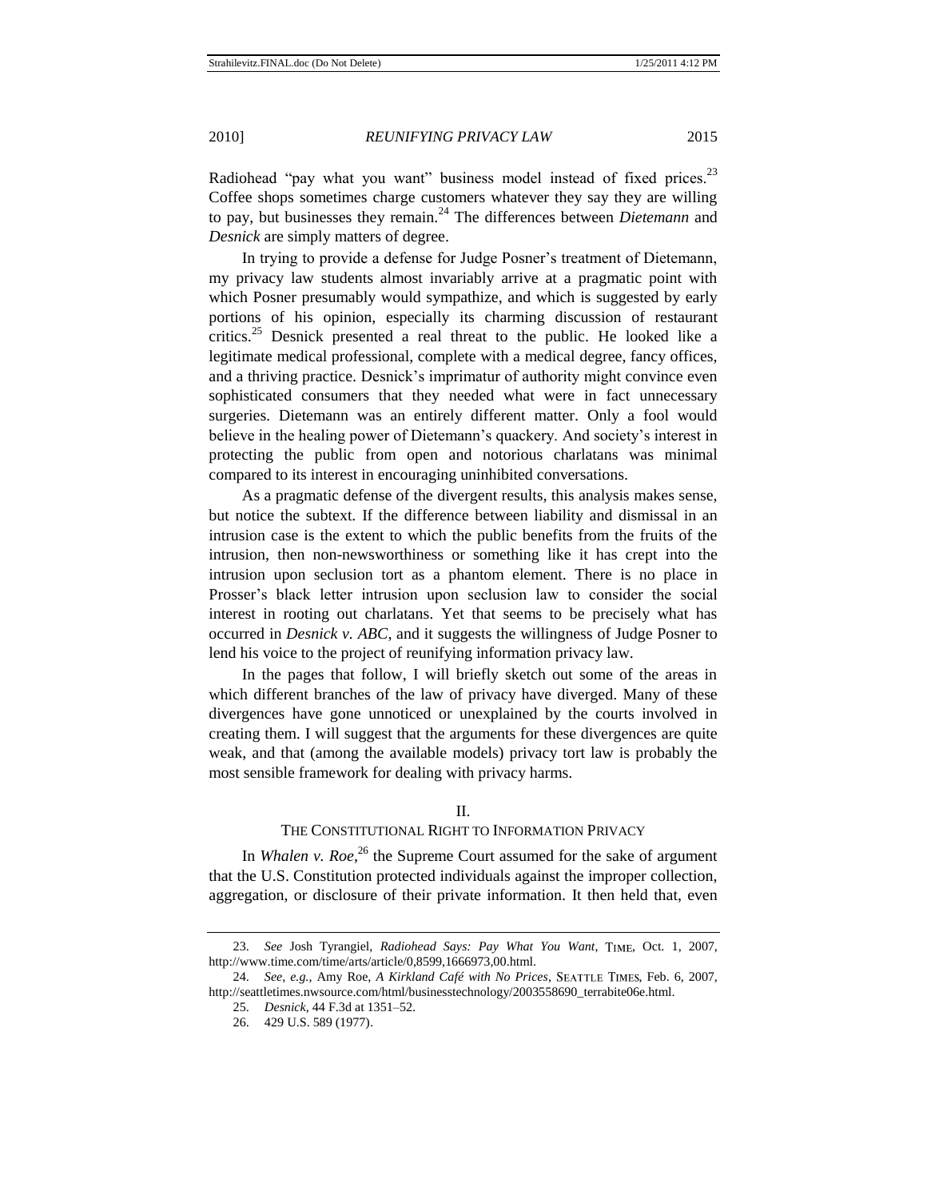Radiohead "pay what you want" business model instead of fixed prices.[23] Coffee shops sometimes charge customers whatever they say they are willing to pay, but businesses they remain.[24] The differences between *Dietemann* and *Desnick* are simply matters of degree.

In trying to provide a defense for Judge Posner's treatment of Dietemann, my privacy law students almost invariably arrive at a pragmatic point with which Posner presumably would sympathize, and which is suggested by early portions of his opinion, especially its charming discussion of restaurant critics.[25] Desnick presented a real threat to the public. He looked like a legitimate medical professional, complete with a medical degree, fancy offices, and a thriving practice. Desnick's imprimatur of authority might convince even sophisticated consumers that they needed what were in fact unnecessary surgeries. Dietemann was an entirely different matter. Only a fool would believe in the healing power of Dietemann's quackery. And society's interest in protecting the public from open and notorious charlatans was minimal compared to its interest in encouraging uninhibited conversations.

As a pragmatic defense of the divergent results, this analysis makes sense, but notice the subtext. If the difference between liability and dismissal in an intrusion case is the extent to which the public benefits from the fruits of the intrusion, then non-newsworthiness or something like it has crept into the intrusion upon seclusion tort as a phantom element. There is no place in Prosser's black letter intrusion upon seclusion law to consider the social interest in rooting out charlatans. Yet that seems to be precisely what has occurred in *Desnick v. ABC*, and it suggests the willingness of Judge Posner to lend his voice to the project of reunifying information privacy law.

In the pages that follow, I will briefly sketch out some of the areas in which different branches of the law of privacy have diverged. Many of these divergences have gone unnoticed or unexplained by the courts involved in creating them. I will suggest that the arguments for these divergences are quite weak, and that (among the available models) privacy tort law is probably the most sensible framework for dealing with privacy harms.

## II.
## THE CONSTITUTIONAL RIGHT TO INFORMATION PRIVACY

In *Whalen v. Roe*,[26] the Supreme Court assumed for the sake of argument that the U.S. Constitution protected individuals against the improper collection, aggregation, or disclosure of their private information. It then held that, even

---

23. *See* Josh Tyrangiel, *Radiohead Says: Pay What You Want*, TIME, Oct. 1, 2007, http://www.time.com/time/arts/article/0,8599,1666973,00.html.

24. *See, e.g.*, Amy Roe, *A Kirkland Café with No Prices*, SEATTLE TIMES, Feb. 6, 2007, http://seattletimes.nwsource.com/html/businesstechnology/2003558690_terrabite06e.html.

25. *Desnick*, 44 F.3d at 1351–52.

26. 429 U.S. 589 (1977).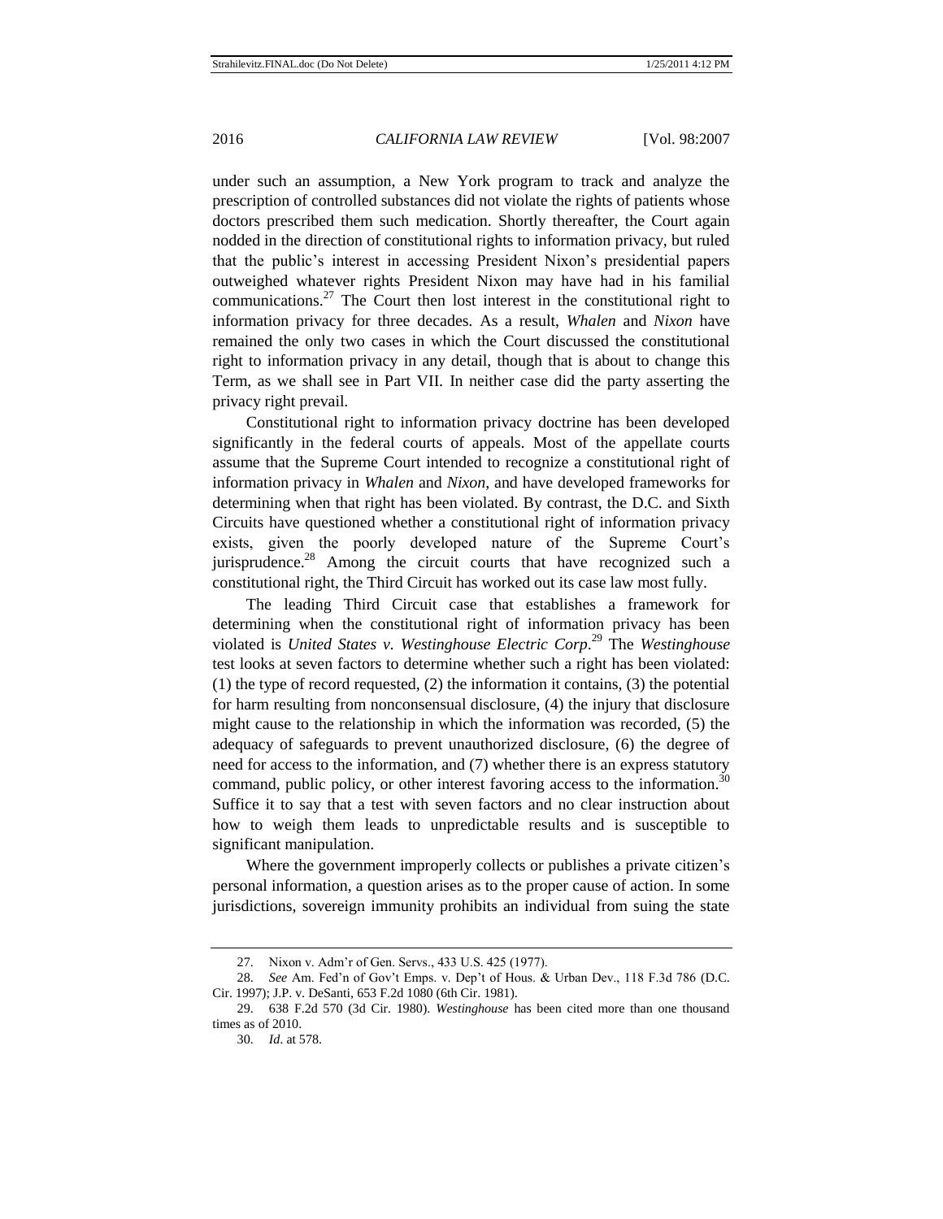under such an assumption, a New York program to track and analyze the prescription of controlled substances did not violate the rights of patients whose doctors prescribed them such medication. Shortly thereafter, the Court again nodded in the direction of constitutional rights to information privacy, but ruled that the public's interest in accessing President Nixon's presidential papers outweighed whatever rights President Nixon may have had in his familial communications.[27] The Court then lost interest in the constitutional right to information privacy for three decades. As a result, *Whalen* and *Nixon* have remained the only two cases in which the Court discussed the constitutional right to information privacy in any detail, though that is about to change this Term, as we shall see in Part VII. In neither case did the party asserting the privacy right prevail.

Constitutional right to information privacy doctrine has been developed significantly in the federal courts of appeals. Most of the appellate courts assume that the Supreme Court intended to recognize a constitutional right of information privacy in *Whalen* and *Nixon*, and have developed frameworks for determining when that right has been violated. By contrast, the D.C. and Sixth Circuits have questioned whether a constitutional right of information privacy exists, given the poorly developed nature of the Supreme Court's jurisprudence.[28] Among the circuit courts that have recognized such a constitutional right, the Third Circuit has worked out its case law most fully.

The leading Third Circuit case that establishes a framework for determining when the constitutional right of information privacy has been violated is *United States v. Westinghouse Electric Corp*.[29] The *Westinghouse* test looks at seven factors to determine whether such a right has been violated: (1) the type of record requested, (2) the information it contains, (3) the potential for harm resulting from nonconsensual disclosure, (4) the injury that disclosure might cause to the relationship in which the information was recorded, (5) the adequacy of safeguards to prevent unauthorized disclosure, (6) the degree of need for access to the information, and (7) whether there is an express statutory command, public policy, or other interest favoring access to the information.[30] Suffice it to say that a test with seven factors and no clear instruction about how to weigh them leads to unpredictable results and is susceptible to significant manipulation.

Where the government improperly collects or publishes a private citizen's personal information, a question arises as to the proper cause of action. In some jurisdictions, sovereign immunity prohibits an individual from suing the state

27. Nixon v. Adm'r of Gen. Servs., 433 U.S. 425 (1977).

28. *See* Am. Fed'n of Gov't Emps. v. Dep't of Hous. & Urban Dev., 118 F.3d 786 (D.C. Cir. 1997); J.P. v. DeSanti, 653 F.2d 1080 (6th Cir. 1981).

29. 638 F.2d 570 (3d Cir. 1980). *Westinghouse* has been cited more than one thousand times as of 2010.

30. *Id*. at 578.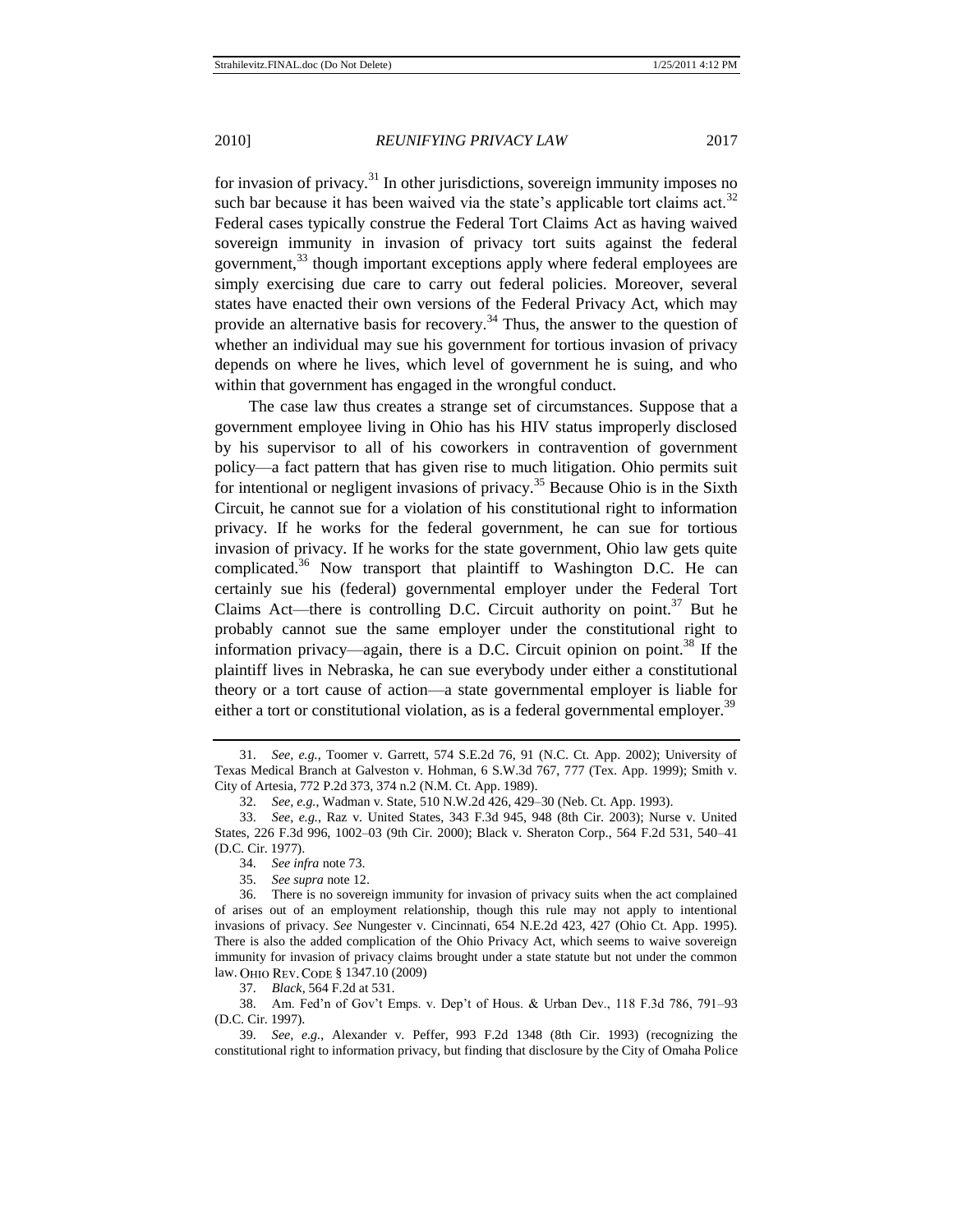for invasion of privacy.[31] In other jurisdictions, sovereign immunity imposes no such bar because it has been waived via the state's applicable tort claims act.[32] Federal cases typically construe the Federal Tort Claims Act as having waived sovereign immunity in invasion of privacy tort suits against the federal government,[33] though important exceptions apply where federal employees are simply exercising due care to carry out federal policies. Moreover, several states have enacted their own versions of the Federal Privacy Act, which may provide an alternative basis for recovery.[34] Thus, the answer to the question of whether an individual may sue his government for tortious invasion of privacy depends on where he lives, which level of government he is suing, and who within that government has engaged in the wrongful conduct.

The case law thus creates a strange set of circumstances. Suppose that a government employee living in Ohio has his HIV status improperly disclosed by his supervisor to all of his coworkers in contravention of government policy—a fact pattern that has given rise to much litigation. Ohio permits suit for intentional or negligent invasions of privacy.[35] Because Ohio is in the Sixth Circuit, he cannot sue for a violation of his constitutional right to information privacy. If he works for the federal government, he can sue for tortious invasion of privacy. If he works for the state government, Ohio law gets quite complicated.[36] Now transport that plaintiff to Washington D.C. He can certainly sue his (federal) governmental employer under the Federal Tort Claims Act—there is controlling D.C. Circuit authority on point.[37] But he probably cannot sue the same employer under the constitutional right to information privacy—again, there is a D.C. Circuit opinion on point.[38] If the plaintiff lives in Nebraska, he can sue everybody under either a constitutional theory or a tort cause of action—a state governmental employer is liable for either a tort or constitutional violation, as is a federal governmental employer.[39]

---

31. *See, e.g.*, Toomer v. Garrett, 574 S.E.2d 76, 91 (N.C. Ct. App. 2002); University of Texas Medical Branch at Galveston v. Hohman, 6 S.W.3d 767, 777 (Tex. App. 1999); Smith v. City of Artesia, 772 P.2d 373, 374 n.2 (N.M. Ct. App. 1989).

32. *See, e.g.*, Wadman v. State, 510 N.W.2d 426, 429–30 (Neb. Ct. App. 1993).

33. *See, e.g.*, Raz v. United States, 343 F.3d 945, 948 (8th Cir. 2003); Nurse v. United States, 226 F.3d 996, 1002–03 (9th Cir. 2000); Black v. Sheraton Corp., 564 F.2d 531, 540–41 (D.C. Cir. 1977).

34. *See infra* note 73.

35. *See supra* note 12.

36. There is no sovereign immunity for invasion of privacy suits when the act complained of arises out of an employment relationship, though this rule may not apply to intentional invasions of privacy. *See* Nungester v. Cincinnati, 654 N.E.2d 423, 427 (Ohio Ct. App. 1995). There is also the added complication of the Ohio Privacy Act, which seems to waive sovereign immunity for invasion of privacy claims brought under a state statute but not under the common law. OHIO REV. CODE § 1347.10 (2009)

37. *Black*, 564 F.2d at 531.

38. Am. Fed'n of Gov't Emps. v. Dep't of Hous. & Urban Dev., 118 F.3d 786, 791–93 (D.C. Cir. 1997).

39. *See, e.g.*, Alexander v. Peffer, 993 F.2d 1348 (8th Cir. 1993) (recognizing the constitutional right to information privacy, but finding that disclosure by the City of Omaha Police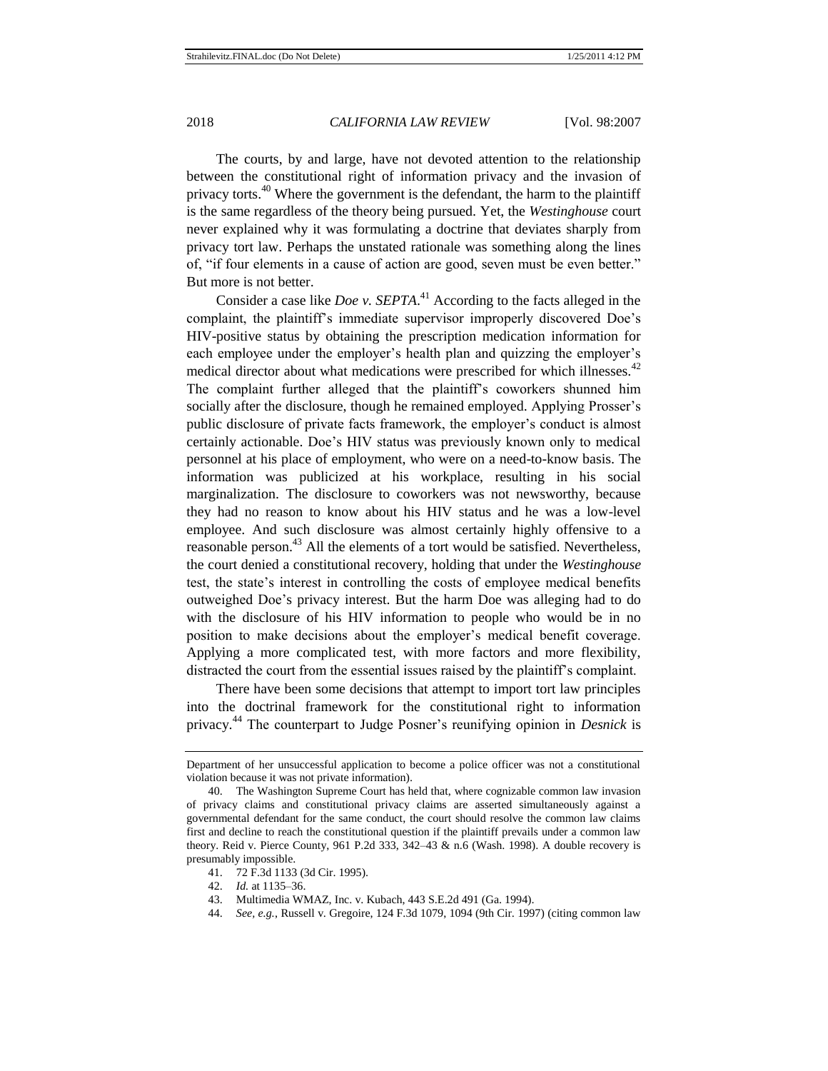The courts, by and large, have not devoted attention to the relationship between the constitutional right of information privacy and the invasion of privacy torts.[40] Where the government is the defendant, the harm to the plaintiff is the same regardless of the theory being pursued. Yet, the *Westinghouse* court never explained why it was formulating a doctrine that deviates sharply from privacy tort law. Perhaps the unstated rationale was something along the lines of, "if four elements in a cause of action are good, seven must be even better." But more is not better.

Consider a case like *Doe v. SEPTA*.[41] According to the facts alleged in the complaint, the plaintiff's immediate supervisor improperly discovered Doe's HIV-positive status by obtaining the prescription medication information for each employee under the employer's health plan and quizzing the employer's medical director about what medications were prescribed for which illnesses.[42] The complaint further alleged that the plaintiff's coworkers shunned him socially after the disclosure, though he remained employed. Applying Prosser's public disclosure of private facts framework, the employer's conduct is almost certainly actionable. Doe's HIV status was previously known only to medical personnel at his place of employment, who were on a need-to-know basis. The information was publicized at his workplace, resulting in his social marginalization. The disclosure to coworkers was not newsworthy, because they had no reason to know about his HIV status and he was a low-level employee. And such disclosure was almost certainly highly offensive to a reasonable person.[43] All the elements of a tort would be satisfied. Nevertheless, the court denied a constitutional recovery, holding that under the *Westinghouse* test, the state's interest in controlling the costs of employee medical benefits outweighed Doe's privacy interest. But the harm Doe was alleging had to do with the disclosure of his HIV information to people who would be in no position to make decisions about the employer's medical benefit coverage. Applying a more complicated test, with more factors and more flexibility, distracted the court from the essential issues raised by the plaintiff's complaint.

There have been some decisions that attempt to import tort law principles into the doctrinal framework for the constitutional right to information privacy.[44] The counterpart to Judge Posner's reunifying opinion in *Desnick* is

---

Department of her unsuccessful application to become a police officer was not a constitutional violation because it was not private information).

40. The Washington Supreme Court has held that, where cognizable common law invasion of privacy claims and constitutional privacy claims are asserted simultaneously against a governmental defendant for the same conduct, the court should resolve the common law claims first and decline to reach the constitutional question if the plaintiff prevails under a common law theory. Reid v. Pierce County, 961 P.2d 333, 342–43 & n.6 (Wash. 1998). A double recovery is presumably impossible.

41. 72 F.3d 1133 (3d Cir. 1995).

42. *Id.* at 1135–36.

43. Multimedia WMAZ, Inc. v. Kubach, 443 S.E.2d 491 (Ga. 1994).

44. *See, e.g.*, Russell v. Gregoire, 124 F.3d 1079, 1094 (9th Cir. 1997) (citing common law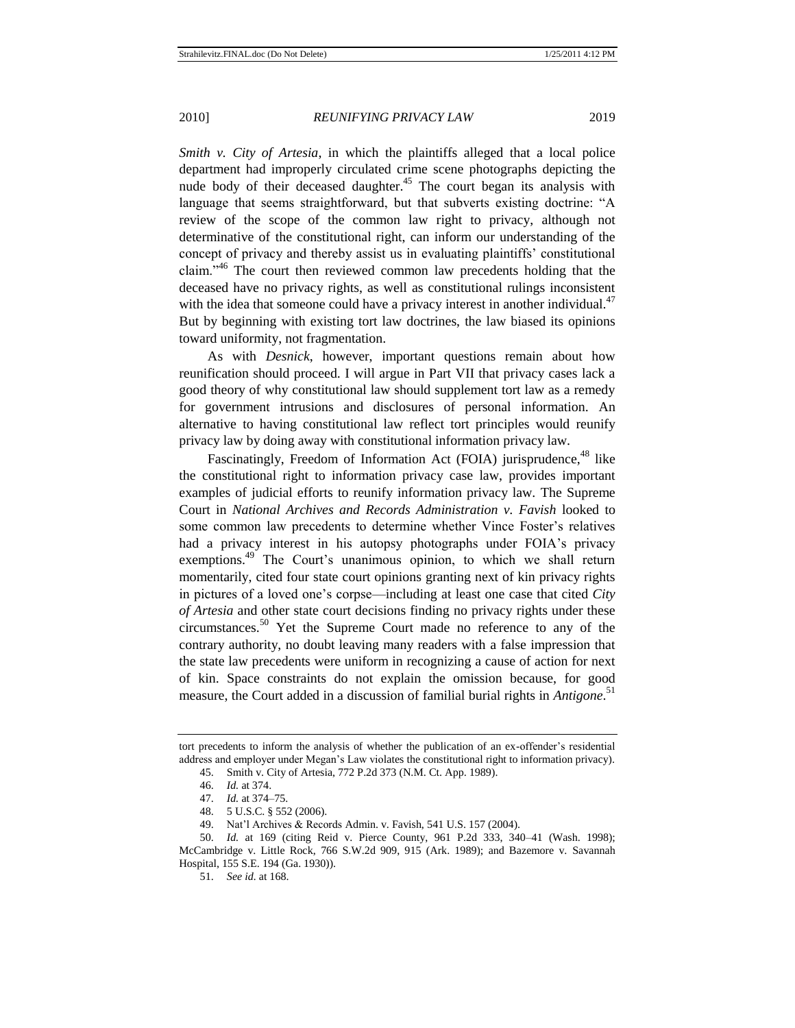*Smith v. City of Artesia*, in which the plaintiffs alleged that a local police department had improperly circulated crime scene photographs depicting the nude body of their deceased daughter.[45] The court began its analysis with language that seems straightforward, but that subverts existing doctrine: "A review of the scope of the common law right to privacy, although not determinative of the constitutional right, can inform our understanding of the concept of privacy and thereby assist us in evaluating plaintiffs' constitutional claim."[46] The court then reviewed common law precedents holding that the deceased have no privacy rights, as well as constitutional rulings inconsistent with the idea that someone could have a privacy interest in another individual.[47] But by beginning with existing tort law doctrines, the law biased its opinions toward uniformity, not fragmentation.

As with *Desnick*, however, important questions remain about how reunification should proceed. I will argue in Part VII that privacy cases lack a good theory of why constitutional law should supplement tort law as a remedy for government intrusions and disclosures of personal information. An alternative to having constitutional law reflect tort principles would reunify privacy law by doing away with constitutional information privacy law.

Fascinatingly, Freedom of Information Act (FOIA) jurisprudence,[48] like the constitutional right to information privacy case law, provides important examples of judicial efforts to reunify information privacy law. The Supreme Court in *National Archives and Records Administration v. Favish* looked to some common law precedents to determine whether Vince Foster's relatives had a privacy interest in his autopsy photographs under FOIA's privacy exemptions.[49] The Court's unanimous opinion, to which we shall return momentarily, cited four state court opinions granting next of kin privacy rights in pictures of a loved one's corpse—including at least one case that cited *City of Artesia* and other state court decisions finding no privacy rights under these circumstances.[50] Yet the Supreme Court made no reference to any of the contrary authority, no doubt leaving many readers with a false impression that the state law precedents were uniform in recognizing a cause of action for next of kin. Space constraints do not explain the omission because, for good measure, the Court added in a discussion of familial burial rights in *Antigone*.[51]

---

tort precedents to inform the analysis of whether the publication of an ex-offender's residential address and employer under Megan's Law violates the constitutional right to information privacy).

45. Smith v. City of Artesia, 772 P.2d 373 (N.M. Ct. App. 1989).

46. *Id.* at 374.

47. *Id.* at 374–75.

48. 5 U.S.C. § 552 (2006).

49. Nat'l Archives & Records Admin. v. Favish, 541 U.S. 157 (2004).

50. *Id.* at 169 (citing Reid v. Pierce County, 961 P.2d 333, 340–41 (Wash. 1998); McCambridge v. Little Rock, 766 S.W.2d 909, 915 (Ark. 1989); and Bazemore v. Savannah Hospital, 155 S.E. 194 (Ga. 1930)).

51. *See id.* at 168.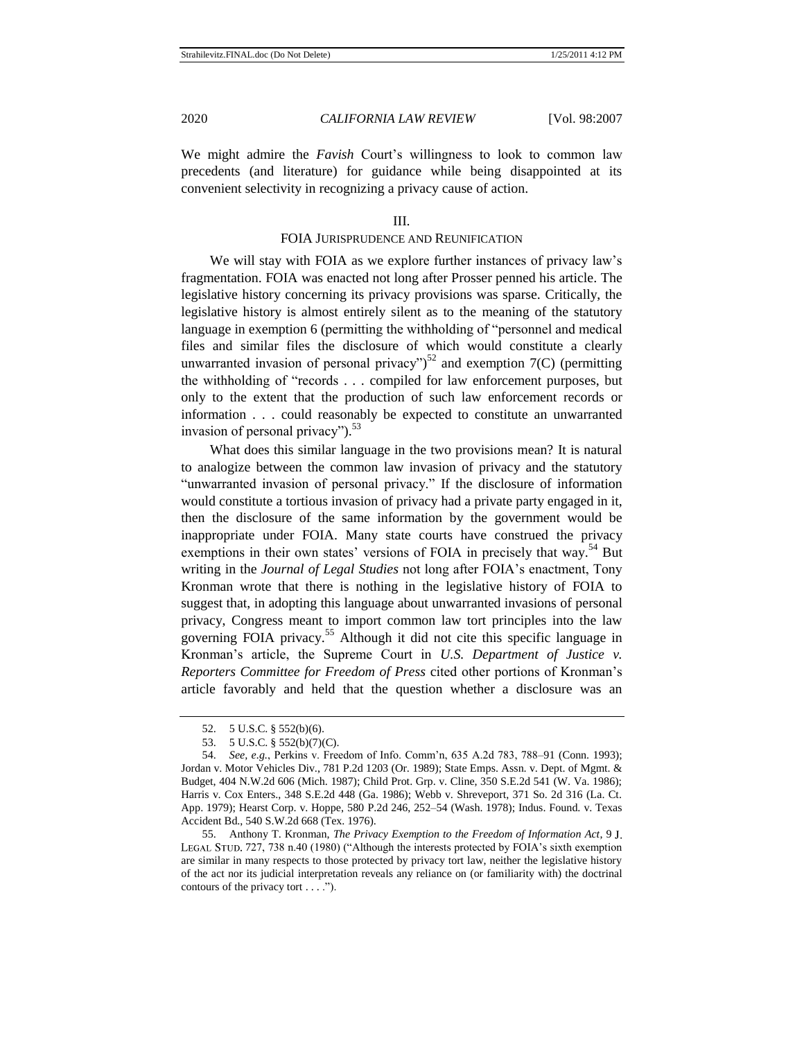We might admire the *Favish* Court's willingness to look to common law precedents (and literature) for guidance while being disappointed at its convenient selectivity in recognizing a privacy cause of action.

## III.

## FOIA JURISPRUDENCE AND REUNIFICATION

We will stay with FOIA as we explore further instances of privacy law's fragmentation. FOIA was enacted not long after Prosser penned his article. The legislative history concerning its privacy provisions was sparse. Critically, the legislative history is almost entirely silent as to the meaning of the statutory language in exemption 6 (permitting the withholding of "personnel and medical files and similar files the disclosure of which would constitute a clearly unwarranted invasion of personal privacy")[52] and exemption 7(C) (permitting the withholding of "records . . . compiled for law enforcement purposes, but only to the extent that the production of such law enforcement records or information . . . could reasonably be expected to constitute an unwarranted invasion of personal privacy").[53]

What does this similar language in the two provisions mean? It is natural to analogize between the common law invasion of privacy and the statutory "unwarranted invasion of personal privacy." If the disclosure of information would constitute a tortious invasion of privacy had a private party engaged in it, then the disclosure of the same information by the government would be inappropriate under FOIA. Many state courts have construed the privacy exemptions in their own states' versions of FOIA in precisely that way.[54] But writing in the *Journal of Legal Studies* not long after FOIA's enactment, Tony Kronman wrote that there is nothing in the legislative history of FOIA to suggest that, in adopting this language about unwarranted invasions of personal privacy, Congress meant to import common law tort principles into the law governing FOIA privacy.[55] Although it did not cite this specific language in Kronman's article, the Supreme Court in *U.S. Department of Justice v. Reporters Committee for Freedom of Press* cited other portions of Kronman's article favorably and held that the question whether a disclosure was an

---

52. 5 U.S.C. § 552(b)(6).

53. 5 U.S.C. § 552(b)(7)(C).

54. *See, e.g.*, Perkins v. Freedom of Info. Comm'n, 635 A.2d 783, 788–91 (Conn. 1993); Jordan v. Motor Vehicles Div., 781 P.2d 1203 (Or. 1989); State Emps. Assn. v. Dept. of Mgmt. & Budget, 404 N.W.2d 606 (Mich. 1987); Child Prot. Grp. v. Cline, 350 S.E.2d 541 (W. Va. 1986); Harris v. Cox Enters., 348 S.E.2d 448 (Ga. 1986); Webb v. Shreveport, 371 So. 2d 316 (La. Ct. App. 1979); Hearst Corp. v. Hoppe, 580 P.2d 246, 252–54 (Wash. 1978); Indus. Found. v. Texas Accident Bd., 540 S.W.2d 668 (Tex. 1976).

55. Anthony T. Kronman, *The Privacy Exemption to the Freedom of Information Act*, 9 J. LEGAL STUD. 727, 738 n.40 (1980) ("Although the interests protected by FOIA's sixth exemption are similar in many respects to those protected by privacy tort law, neither the legislative history of the act nor its judicial interpretation reveals any reliance on (or familiarity with) the doctrinal contours of the privacy tort . . . .").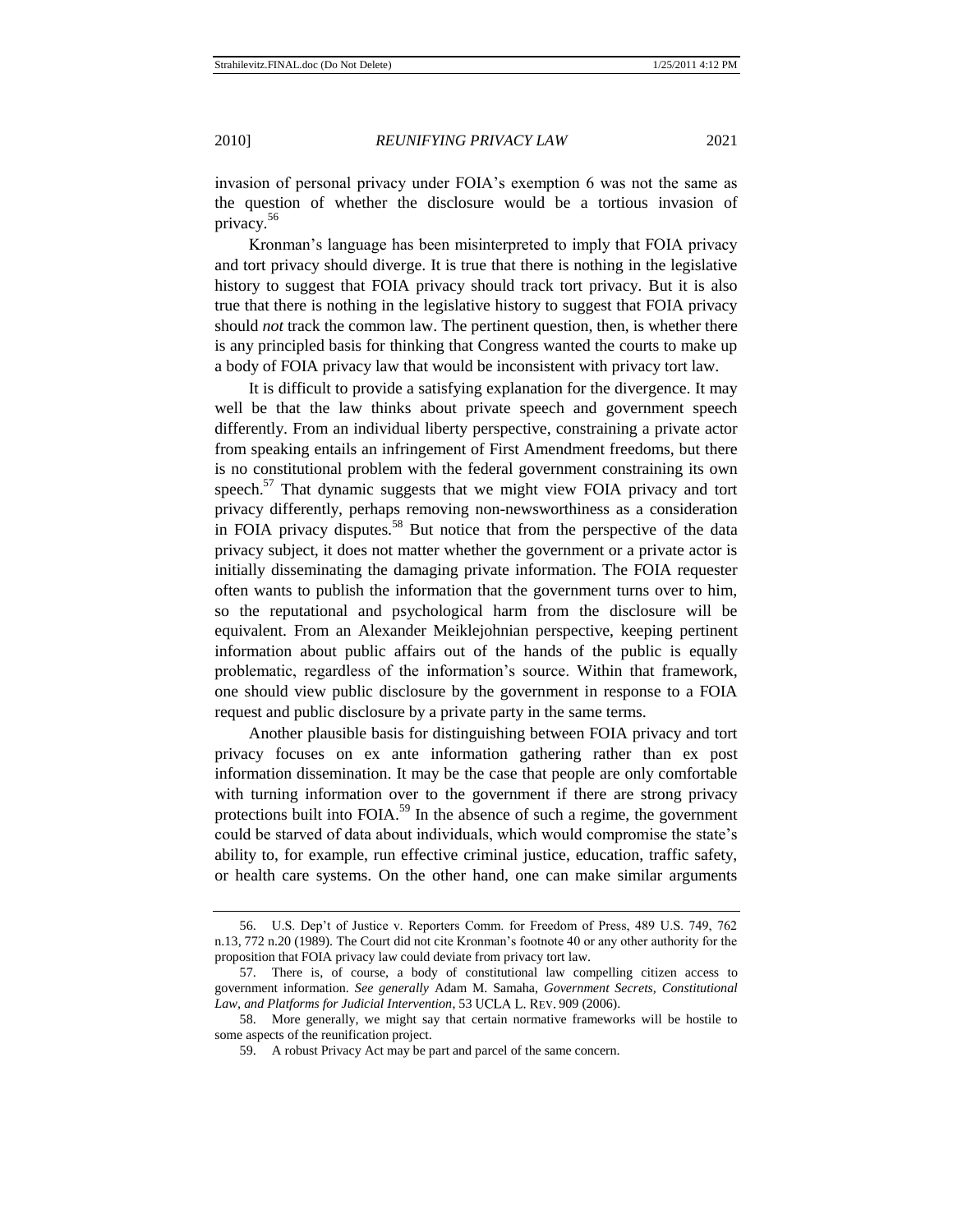invasion of personal privacy under FOIA's exemption 6 was not the same as the question of whether the disclosure would be a tortious invasion of privacy.[56]

Kronman's language has been misinterpreted to imply that FOIA privacy and tort privacy should diverge. It is true that there is nothing in the legislative history to suggest that FOIA privacy should track tort privacy. But it is also true that there is nothing in the legislative history to suggest that FOIA privacy should *not* track the common law. The pertinent question, then, is whether there is any principled basis for thinking that Congress wanted the courts to make up a body of FOIA privacy law that would be inconsistent with privacy tort law.

It is difficult to provide a satisfying explanation for the divergence. It may well be that the law thinks about private speech and government speech differently. From an individual liberty perspective, constraining a private actor from speaking entails an infringement of First Amendment freedoms, but there is no constitutional problem with the federal government constraining its own speech.[57] That dynamic suggests that we might view FOIA privacy and tort privacy differently, perhaps removing non-newsworthiness as a consideration in FOIA privacy disputes.[58] But notice that from the perspective of the data privacy subject, it does not matter whether the government or a private actor is initially disseminating the damaging private information. The FOIA requester often wants to publish the information that the government turns over to him, so the reputational and psychological harm from the disclosure will be equivalent. From an Alexander Meiklejohnian perspective, keeping pertinent information about public affairs out of the hands of the public is equally problematic, regardless of the information's source. Within that framework, one should view public disclosure by the government in response to a FOIA request and public disclosure by a private party in the same terms.

Another plausible basis for distinguishing between FOIA privacy and tort privacy focuses on ex ante information gathering rather than ex post information dissemination. It may be the case that people are only comfortable with turning information over to the government if there are strong privacy protections built into FOIA.[59] In the absence of such a regime, the government could be starved of data about individuals, which would compromise the state's ability to, for example, run effective criminal justice, education, traffic safety, or health care systems. On the other hand, one can make similar arguments

56. U.S. Dep't of Justice v. Reporters Comm. for Freedom of Press, 489 U.S. 749, 762 n.13, 772 n.20 (1989). The Court did not cite Kronman's footnote 40 or any other authority for the proposition that FOIA privacy law could deviate from privacy tort law.

57. There is, of course, a body of constitutional law compelling citizen access to government information. *See generally* Adam M. Samaha, *Government Secrets, Constitutional Law, and Platforms for Judicial Intervention*, 53 UCLA L. REV. 909 (2006).

58. More generally, we might say that certain normative frameworks will be hostile to some aspects of the reunification project.

59. A robust Privacy Act may be part and parcel of the same concern.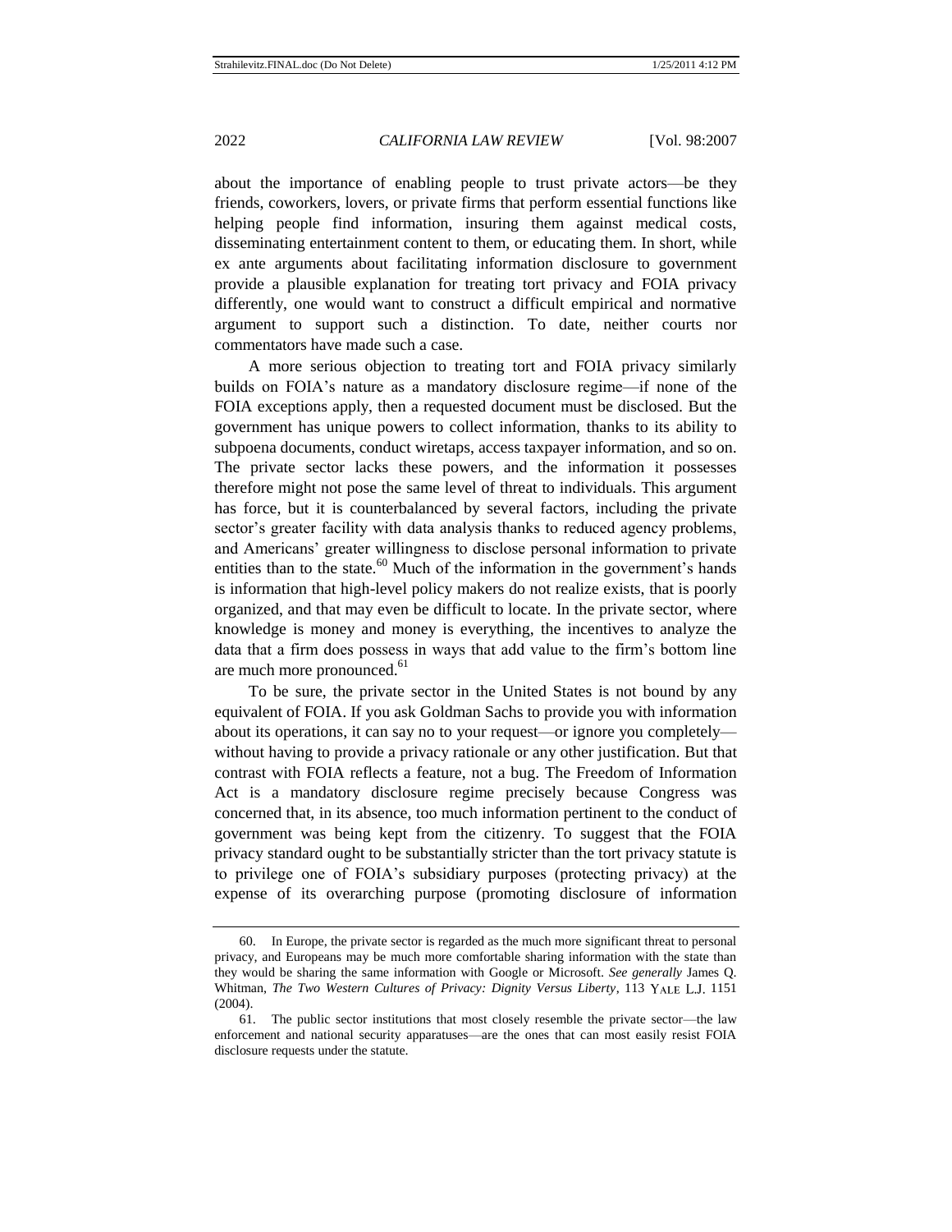about the importance of enabling people to trust private actors—be they friends, coworkers, lovers, or private firms that perform essential functions like helping people find information, insuring them against medical costs, disseminating entertainment content to them, or educating them. In short, while ex ante arguments about facilitating information disclosure to government provide a plausible explanation for treating tort privacy and FOIA privacy differently, one would want to construct a difficult empirical and normative argument to support such a distinction. To date, neither courts nor commentators have made such a case.

A more serious objection to treating tort and FOIA privacy similarly builds on FOIA's nature as a mandatory disclosure regime—if none of the FOIA exceptions apply, then a requested document must be disclosed. But the government has unique powers to collect information, thanks to its ability to subpoena documents, conduct wiretaps, access taxpayer information, and so on. The private sector lacks these powers, and the information it possesses therefore might not pose the same level of threat to individuals. This argument has force, but it is counterbalanced by several factors, including the private sector's greater facility with data analysis thanks to reduced agency problems, and Americans' greater willingness to disclose personal information to private entities than to the state.[60] Much of the information in the government's hands is information that high-level policy makers do not realize exists, that is poorly organized, and that may even be difficult to locate. In the private sector, where knowledge is money and money is everything, the incentives to analyze the data that a firm does possess in ways that add value to the firm's bottom line are much more pronounced.[61]

To be sure, the private sector in the United States is not bound by any equivalent of FOIA. If you ask Goldman Sachs to provide you with information about its operations, it can say no to your request—or ignore you completely—without having to provide a privacy rationale or any other justification. But that contrast with FOIA reflects a feature, not a bug. The Freedom of Information Act is a mandatory disclosure regime precisely because Congress was concerned that, in its absence, too much information pertinent to the conduct of government was being kept from the citizenry. To suggest that the FOIA privacy standard ought to be substantially stricter than the tort privacy statute is to privilege one of FOIA's subsidiary purposes (protecting privacy) at the expense of its overarching purpose (promoting disclosure of information

---

60. In Europe, the private sector is regarded as the much more significant threat to personal privacy, and Europeans may be much more comfortable sharing information with the state than they would be sharing the same information with Google or Microsoft. *See generally* James Q. Whitman, *The Two Western Cultures of Privacy: Dignity Versus Liberty*, 113 YALE L.J. 1151 (2004).

61. The public sector institutions that most closely resemble the private sector—the law enforcement and national security apparatuses—are the ones that can most easily resist FOIA disclosure requests under the statute.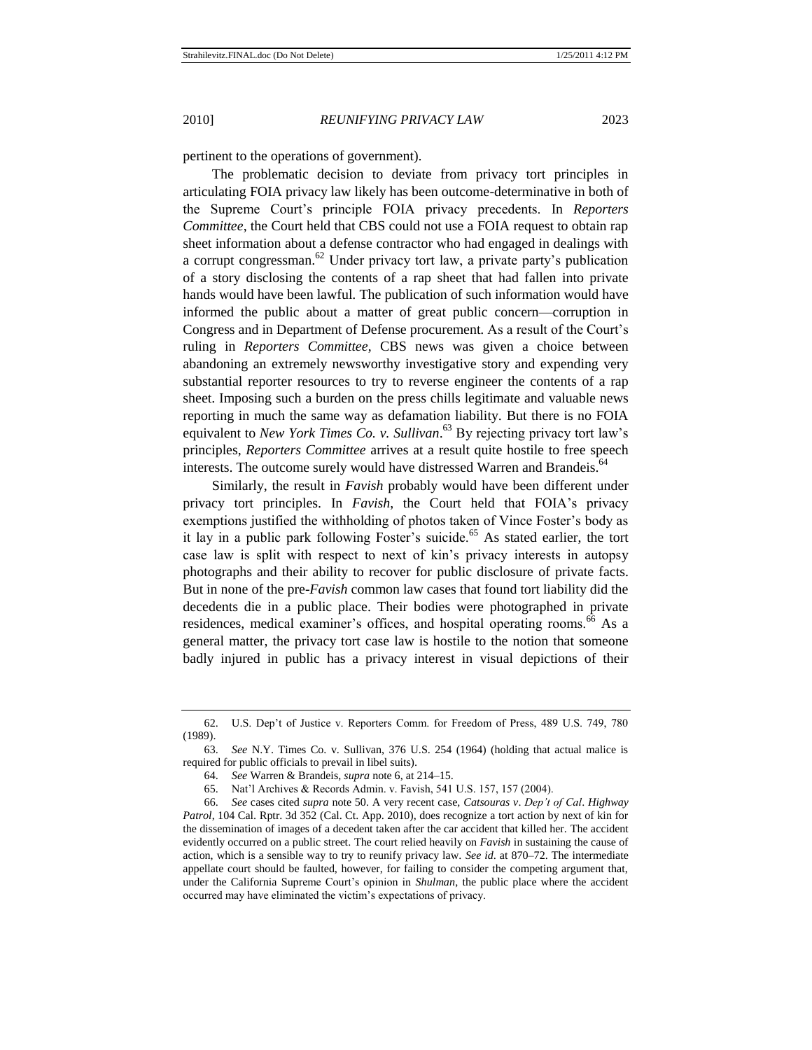pertinent to the operations of government).

The problematic decision to deviate from privacy tort principles in articulating FOIA privacy law likely has been outcome-determinative in both of the Supreme Court's principle FOIA privacy precedents. In *Reporters Committee*, the Court held that CBS could not use a FOIA request to obtain rap sheet information about a defense contractor who had engaged in dealings with a corrupt congressman.[62] Under privacy tort law, a private party's publication of a story disclosing the contents of a rap sheet that had fallen into private hands would have been lawful. The publication of such information would have informed the public about a matter of great public concern—corruption in Congress and in Department of Defense procurement. As a result of the Court's ruling in *Reporters Committee*, CBS news was given a choice between abandoning an extremely newsworthy investigative story and expending very substantial reporter resources to try to reverse engineer the contents of a rap sheet. Imposing such a burden on the press chills legitimate and valuable news reporting in much the same way as defamation liability. But there is no FOIA equivalent to *New York Times Co. v. Sullivan*.[63] By rejecting privacy tort law's principles, *Reporters Committee* arrives at a result quite hostile to free speech interests. The outcome surely would have distressed Warren and Brandeis.[64]

Similarly, the result in *Favish* probably would have been different under privacy tort principles. In *Favish*, the Court held that FOIA's privacy exemptions justified the withholding of photos taken of Vince Foster's body as it lay in a public park following Foster's suicide.[65] As stated earlier, the tort case law is split with respect to next of kin's privacy interests in autopsy photographs and their ability to recover for public disclosure of private facts. But in none of the pre-*Favish* common law cases that found tort liability did the decedents die in a public place. Their bodies were photographed in private residences, medical examiner's offices, and hospital operating rooms.[66] As a general matter, the privacy tort case law is hostile to the notion that someone badly injured in public has a privacy interest in visual depictions of their

---

62. U.S. Dep't of Justice v. Reporters Comm. for Freedom of Press, 489 U.S. 749, 780 (1989).

63. *See* N.Y. Times Co. v. Sullivan, 376 U.S. 254 (1964) (holding that actual malice is required for public officials to prevail in libel suits).

64. *See* Warren & Brandeis, *supra* note 6, at 214–15.

65. Nat'l Archives & Records Admin. v. Favish, 541 U.S. 157, 157 (2004).

66. *See* cases cited *supra* note 50. A very recent case, *Catsouras v. Dep't of Cal. Highway Patrol*, 104 Cal. Rptr. 3d 352 (Cal. Ct. App. 2010), does recognize a tort action by next of kin for the dissemination of images of a decedent taken after the car accident that killed her. The accident evidently occurred on a public street. The court relied heavily on *Favish* in sustaining the cause of action, which is a sensible way to try to reunify privacy law. *See id.* at 870–72. The intermediate appellate court should be faulted, however, for failing to consider the competing argument that, under the California Supreme Court's opinion in *Shulman*, the public place where the accident occurred may have eliminated the victim's expectations of privacy.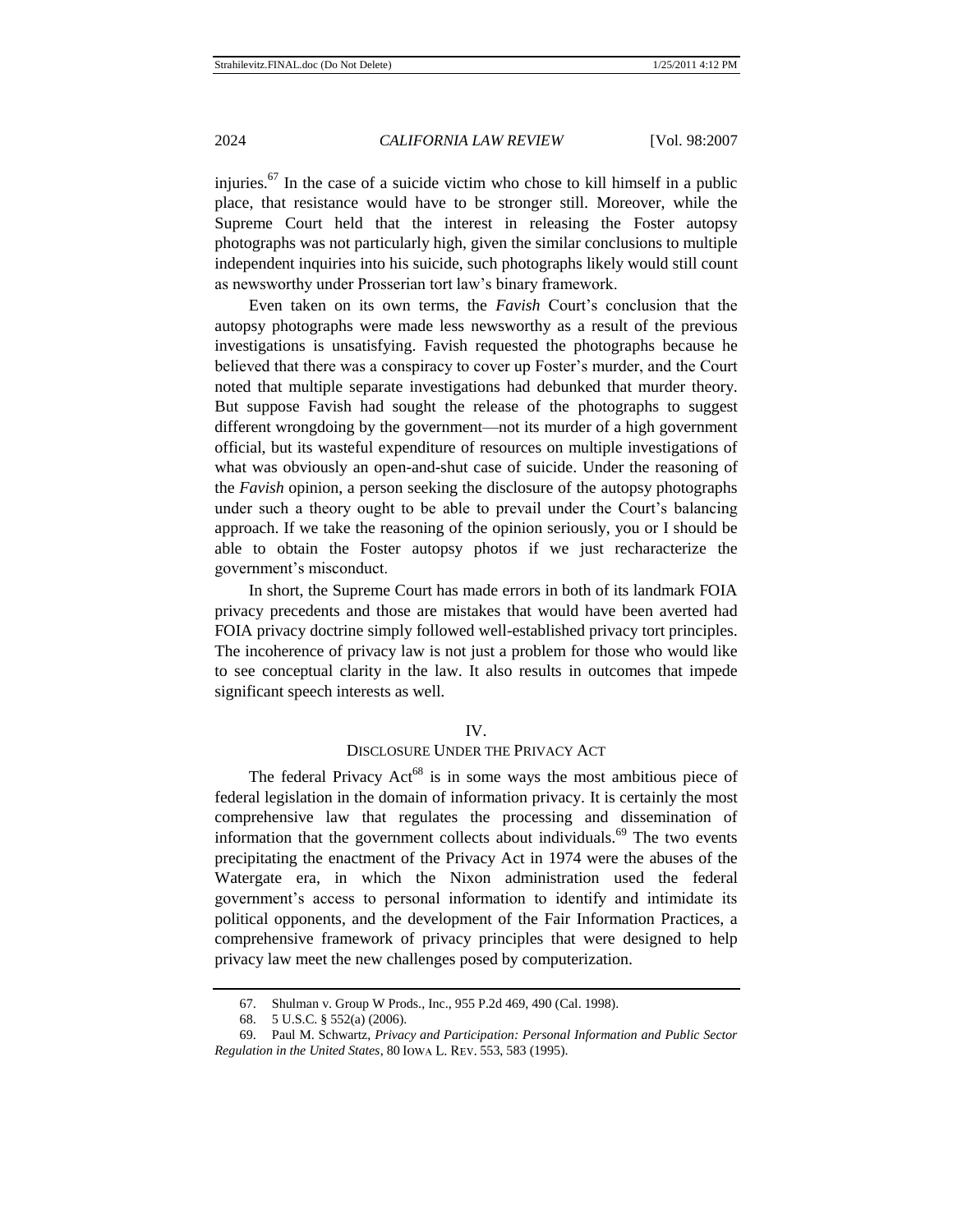injuries.[67] In the case of a suicide victim who chose to kill himself in a public place, that resistance would have to be stronger still. Moreover, while the Supreme Court held that the interest in releasing the Foster autopsy photographs was not particularly high, given the similar conclusions to multiple independent inquiries into his suicide, such photographs likely would still count as newsworthy under Prosserian tort law's binary framework.

Even taken on its own terms, the *Favish* Court's conclusion that the autopsy photographs were made less newsworthy as a result of the previous investigations is unsatisfying. Favish requested the photographs because he believed that there was a conspiracy to cover up Foster's murder, and the Court noted that multiple separate investigations had debunked that murder theory. But suppose Favish had sought the release of the photographs to suggest different wrongdoing by the government—not its murder of a high government official, but its wasteful expenditure of resources on multiple investigations of what was obviously an open-and-shut case of suicide. Under the reasoning of the *Favish* opinion, a person seeking the disclosure of the autopsy photographs under such a theory ought to be able to prevail under the Court's balancing approach. If we take the reasoning of the opinion seriously, you or I should be able to obtain the Foster autopsy photos if we just recharacterize the government's misconduct.

In short, the Supreme Court has made errors in both of its landmark FOIA privacy precedents and those are mistakes that would have been averted had FOIA privacy doctrine simply followed well-established privacy tort principles. The incoherence of privacy law is not just a problem for those who would like to see conceptual clarity in the law. It also results in outcomes that impede significant speech interests as well.

## IV.
## DISCLOSURE UNDER THE PRIVACY ACT

The federal Privacy Act[68] is in some ways the most ambitious piece of federal legislation in the domain of information privacy. It is certainly the most comprehensive law that regulates the processing and dissemination of information that the government collects about individuals.[69] The two events precipitating the enactment of the Privacy Act in 1974 were the abuses of the Watergate era, in which the Nixon administration used the federal government's access to personal information to identify and intimidate its political opponents, and the development of the Fair Information Practices, a comprehensive framework of privacy principles that were designed to help privacy law meet the new challenges posed by computerization.

---

67. Shulman v. Group W Prods., Inc., 955 P.2d 469, 490 (Cal. 1998).

68. 5 U.S.C. § 552(a) (2006).

69. Paul M. Schwartz, *Privacy and Participation: Personal Information and Public Sector Regulation in the United States*, 80 IOWA L. REV. 553, 583 (1995).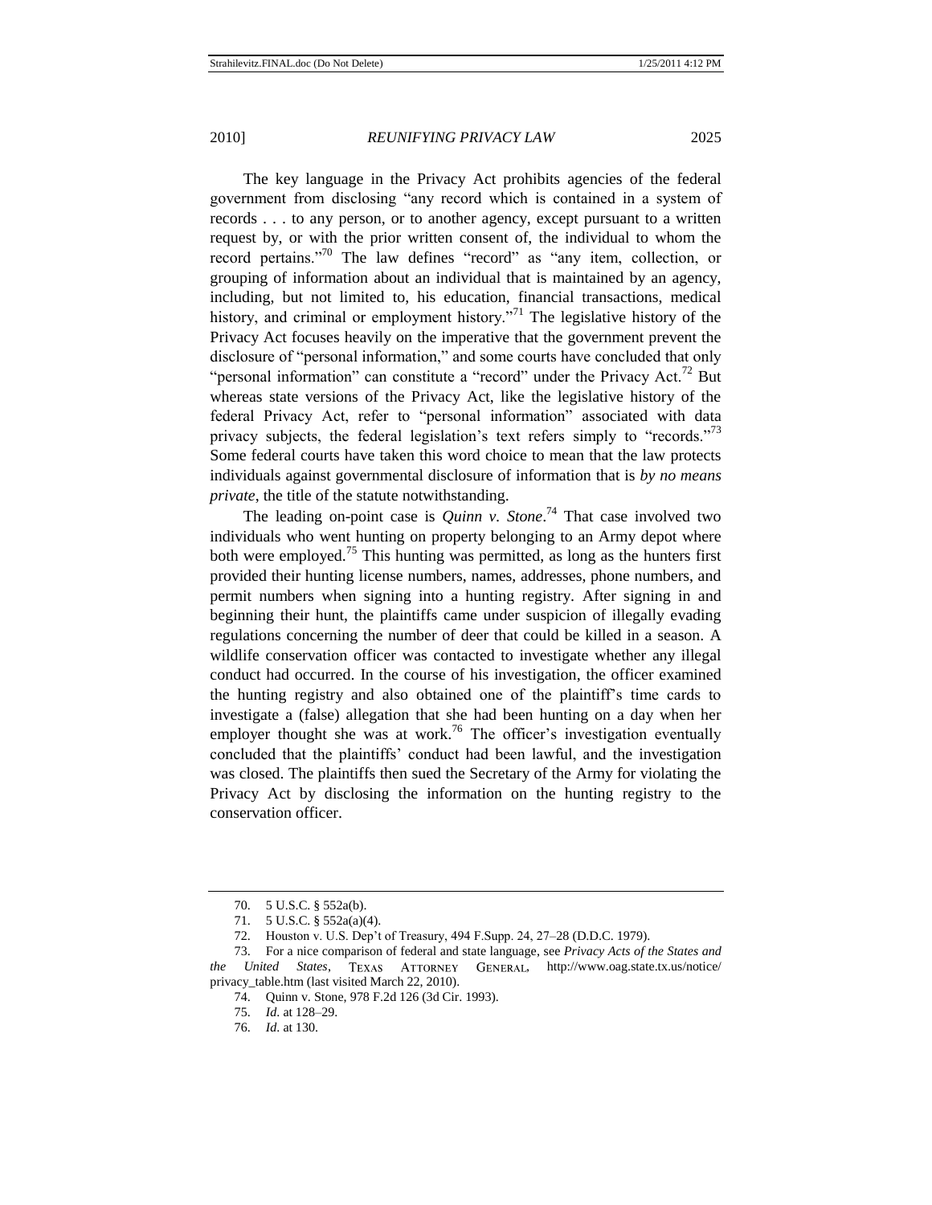The key language in the Privacy Act prohibits agencies of the federal government from disclosing "any record which is contained in a system of records . . . to any person, or to another agency, except pursuant to a written request by, or with the prior written consent of, the individual to whom the record pertains."[70] The law defines "record" as "any item, collection, or grouping of information about an individual that is maintained by an agency, including, but not limited to, his education, financial transactions, medical history, and criminal or employment history."[71] The legislative history of the Privacy Act focuses heavily on the imperative that the government prevent the disclosure of "personal information," and some courts have concluded that only "personal information" can constitute a "record" under the Privacy Act.[72] But whereas state versions of the Privacy Act, like the legislative history of the federal Privacy Act, refer to "personal information" associated with data privacy subjects, the federal legislation's text refers simply to "records."[73] Some federal courts have taken this word choice to mean that the law protects individuals against governmental disclosure of information that is *by no means private*, the title of the statute notwithstanding.

The leading on-point case is *Quinn v. Stone*.[74] That case involved two individuals who went hunting on property belonging to an Army depot where both were employed.[75] This hunting was permitted, as long as the hunters first provided their hunting license numbers, names, addresses, phone numbers, and permit numbers when signing into a hunting registry. After signing in and beginning their hunt, the plaintiffs came under suspicion of illegally evading regulations concerning the number of deer that could be killed in a season. A wildlife conservation officer was contacted to investigate whether any illegal conduct had occurred. In the course of his investigation, the officer examined the hunting registry and also obtained one of the plaintiff's time cards to investigate a (false) allegation that she had been hunting on a day when her employer thought she was at work.[76] The officer's investigation eventually concluded that the plaintiffs' conduct had been lawful, and the investigation was closed. The plaintiffs then sued the Secretary of the Army for violating the Privacy Act by disclosing the information on the hunting registry to the conservation officer.

---

70. 5 U.S.C. § 552a(b).

71. 5 U.S.C. § 552a(a)(4).

72. Houston v. U.S. Dep't of Treasury, 494 F.Supp. 24, 27–28 (D.D.C. 1979).

73. For a nice comparison of federal and state language, see *Privacy Acts of the States and the United States*, TEXAS ATTORNEY GENERAL, http://www.oag.state.tx.us/notice/privacy_table.htm (last visited March 22, 2010).

74. Quinn v. Stone, 978 F.2d 126 (3d Cir. 1993).

75. *Id*. at 128–29.

76. *Id*. at 130.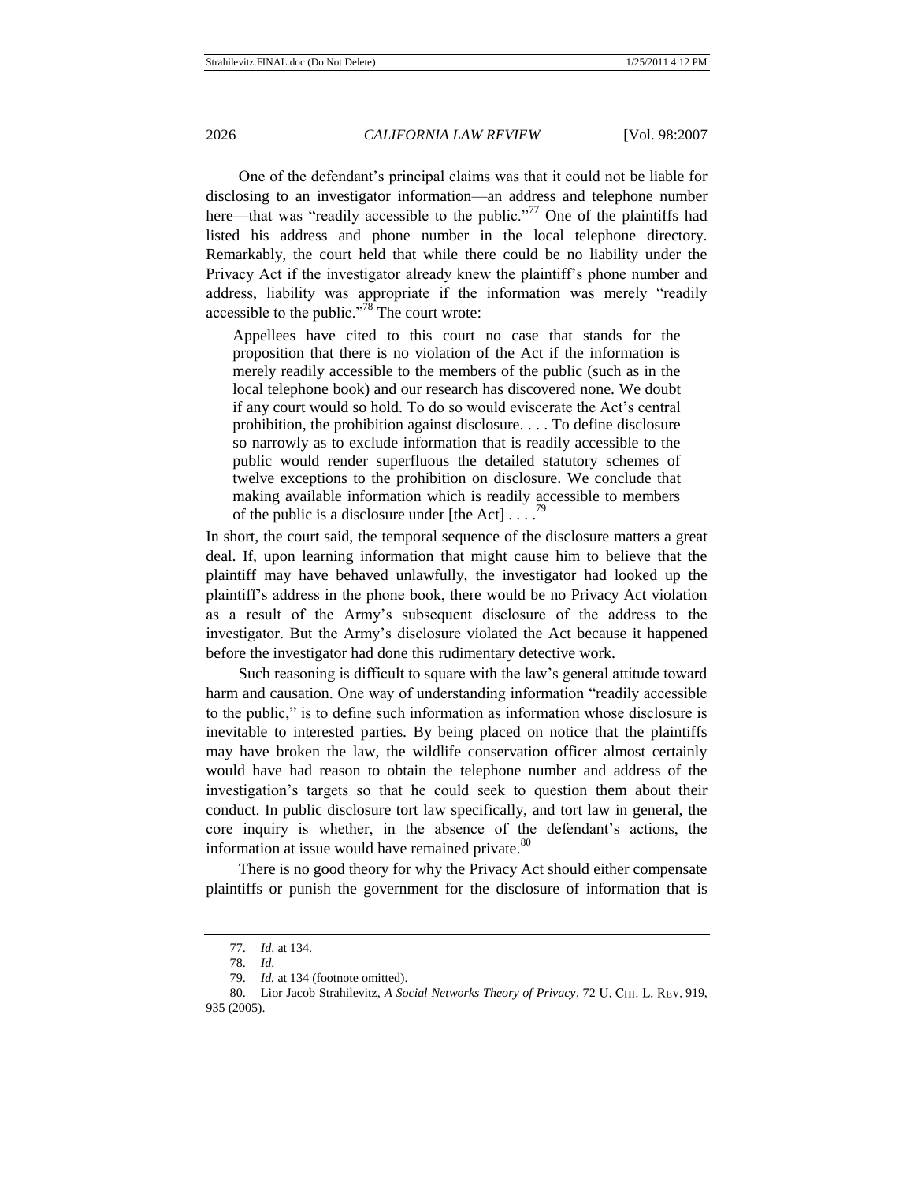One of the defendant's principal claims was that it could not be liable for disclosing to an investigator information—an address and telephone number here—that was "readily accessible to the public."[77] One of the plaintiffs had listed his address and phone number in the local telephone directory. Remarkably, the court held that while there could be no liability under the Privacy Act if the investigator already knew the plaintiff's phone number and address, liability was appropriate if the information was merely "readily accessible to the public."[78] The court wrote:

> Appellees have cited to this court no case that stands for the proposition that there is no violation of the Act if the information is merely readily accessible to the members of the public (such as in the local telephone book) and our research has discovered none. We doubt if any court would so hold. To do so would eviscerate the Act's central prohibition, the prohibition against disclosure. . . . To define disclosure so narrowly as to exclude information that is readily accessible to the public would render superfluous the detailed statutory schemes of twelve exceptions to the prohibition on disclosure. We conclude that making available information which is readily accessible to members of the public is a disclosure under [the Act] . . . .[79]

In short, the court said, the temporal sequence of the disclosure matters a great deal. If, upon learning information that might cause him to believe that the plaintiff may have behaved unlawfully, the investigator had looked up the plaintiff's address in the phone book, there would be no Privacy Act violation as a result of the Army's subsequent disclosure of the address to the investigator. But the Army's disclosure violated the Act because it happened before the investigator had done this rudimentary detective work.

Such reasoning is difficult to square with the law's general attitude toward harm and causation. One way of understanding information "readily accessible to the public," is to define such information as information whose disclosure is inevitable to interested parties. By being placed on notice that the plaintiffs may have broken the law, the wildlife conservation officer almost certainly would have had reason to obtain the telephone number and address of the investigation's targets so that he could seek to question them about their conduct. In public disclosure tort law specifically, and tort law in general, the core inquiry is whether, in the absence of the defendant's actions, the information at issue would have remained private.[80]

There is no good theory for why the Privacy Act should either compensate plaintiffs or punish the government for the disclosure of information that is

---

77. *Id*. at 134.

78. *Id*.

79. *Id.* at 134 (footnote omitted).

80. Lior Jacob Strahilevitz, *A Social Networks Theory of Privacy*, 72 U. CHI. L. REV. 919, 935 (2005).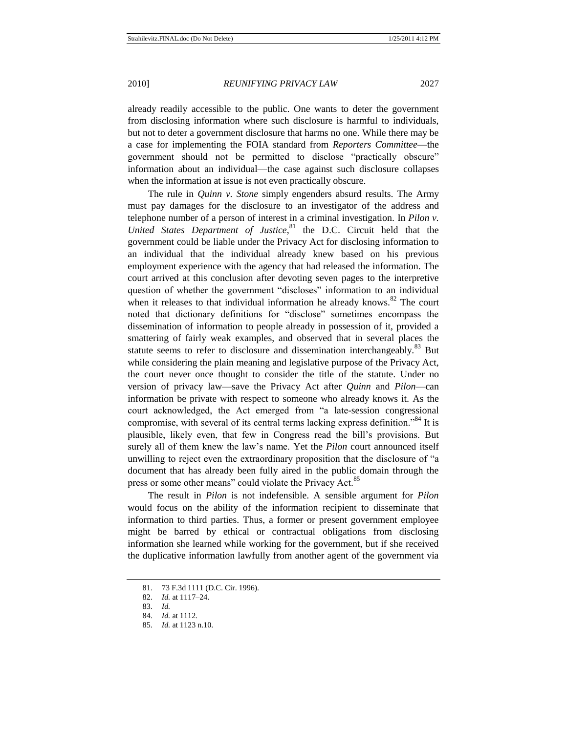already readily accessible to the public. One wants to deter the government from disclosing information where such disclosure is harmful to individuals, but not to deter a government disclosure that harms no one. While there may be a case for implementing the FOIA standard from *Reporters Committee*—the government should not be permitted to disclose "practically obscure" information about an individual—the case against such disclosure collapses when the information at issue is not even practically obscure.

The rule in *Quinn v. Stone* simply engenders absurd results. The Army must pay damages for the disclosure to an investigator of the address and telephone number of a person of interest in a criminal investigation. In *Pilon v. United States Department of Justice*,[81] the D.C. Circuit held that the government could be liable under the Privacy Act for disclosing information to an individual that the individual already knew based on his previous employment experience with the agency that had released the information. The court arrived at this conclusion after devoting seven pages to the interpretive question of whether the government "discloses" information to an individual when it releases to that individual information he already knows.[82] The court noted that dictionary definitions for "disclose" sometimes encompass the dissemination of information to people already in possession of it, provided a smattering of fairly weak examples, and observed that in several places the statute seems to refer to disclosure and dissemination interchangeably.[83] But while considering the plain meaning and legislative purpose of the Privacy Act, the court never once thought to consider the title of the statute. Under no version of privacy law—save the Privacy Act after *Quinn* and *Pilon*—can information be private with respect to someone who already knows it. As the court acknowledged, the Act emerged from "a late-session congressional compromise, with several of its central terms lacking express definition."[84] It is plausible, likely even, that few in Congress read the bill's provisions. But surely all of them knew the law's name. Yet the *Pilon* court announced itself unwilling to reject even the extraordinary proposition that the disclosure of "a document that has already been fully aired in the public domain through the press or some other means" could violate the Privacy Act.[85]

The result in *Pilon* is not indefensible. A sensible argument for *Pilon* would focus on the ability of the information recipient to disseminate that information to third parties. Thus, a former or present government employee might be barred by ethical or contractual obligations from disclosing information she learned while working for the government, but if she received the duplicative information lawfully from another agent of the government via

---

81. 73 F.3d 1111 (D.C. Cir. 1996).

82. *Id.* at 1117–24.

83. *Id.*

84. *Id.* at 1112.

85. *Id.* at 1123 n.10.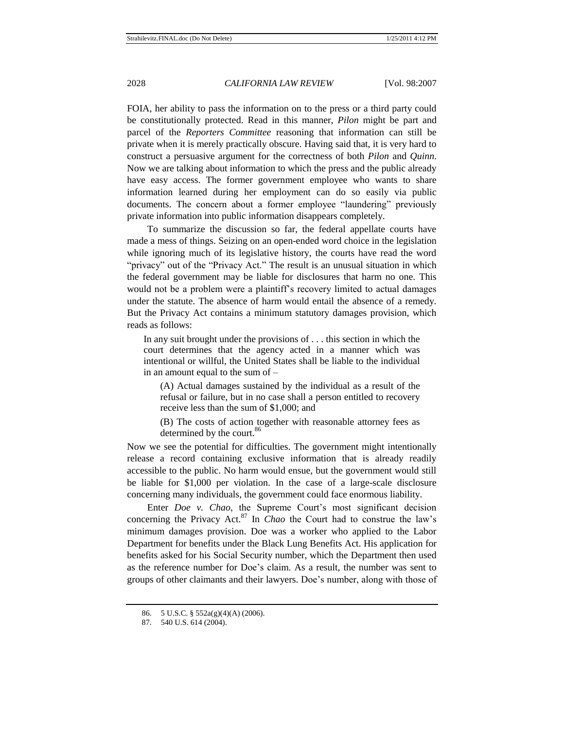FOIA, her ability to pass the information on to the press or a third party could be constitutionally protected. Read in this manner, *Pilon* might be part and parcel of the *Reporters Committee* reasoning that information can still be private when it is merely practically obscure. Having said that, it is very hard to construct a persuasive argument for the correctness of both *Pilon* and *Quinn*. Now we are talking about information to which the press and the public already have easy access. The former government employee who wants to share information learned during her employment can do so easily via public documents. The concern about a former employee "laundering" previously private information into public information disappears completely.

To summarize the discussion so far, the federal appellate courts have made a mess of things. Seizing on an open-ended word choice in the legislation while ignoring much of its legislative history, the courts have read the word "privacy" out of the "Privacy Act." The result is an unusual situation in which the federal government may be liable for disclosures that harm no one. This would not be a problem were a plaintiff's recovery limited to actual damages under the statute. The absence of harm would entail the absence of a remedy. But the Privacy Act contains a minimum statutory damages provision, which reads as follows:

> In any suit brought under the provisions of . . . this section in which the court determines that the agency acted in a manner which was intentional or willful, the United States shall be liable to the individual in an amount equal to the sum of –
>
> > (A) Actual damages sustained by the individual as a result of the refusal or failure, but in no case shall a person entitled to recovery receive less than the sum of $1,000; and
> >
> > (B) The costs of action together with reasonable attorney fees as determined by the court.[86]

Now we see the potential for difficulties. The government might intentionally release a record containing exclusive information that is already readily accessible to the public. No harm would ensue, but the government would still be liable for $1,000 per violation. In the case of a large-scale disclosure concerning many individuals, the government could face enormous liability.

Enter *Doe v. Chao*, the Supreme Court's most significant decision concerning the Privacy Act.[87] In *Chao* the Court had to construe the law's minimum damages provision. Doe was a worker who applied to the Labor Department for benefits under the Black Lung Benefits Act. His application for benefits asked for his Social Security number, which the Department then used as the reference number for Doe's claim. As a result, the number was sent to groups of other claimants and their lawyers. Doe's number, along with those of

86. 5 U.S.C. § 552a(g)(4)(A) (2006).

87. 540 U.S. 614 (2004).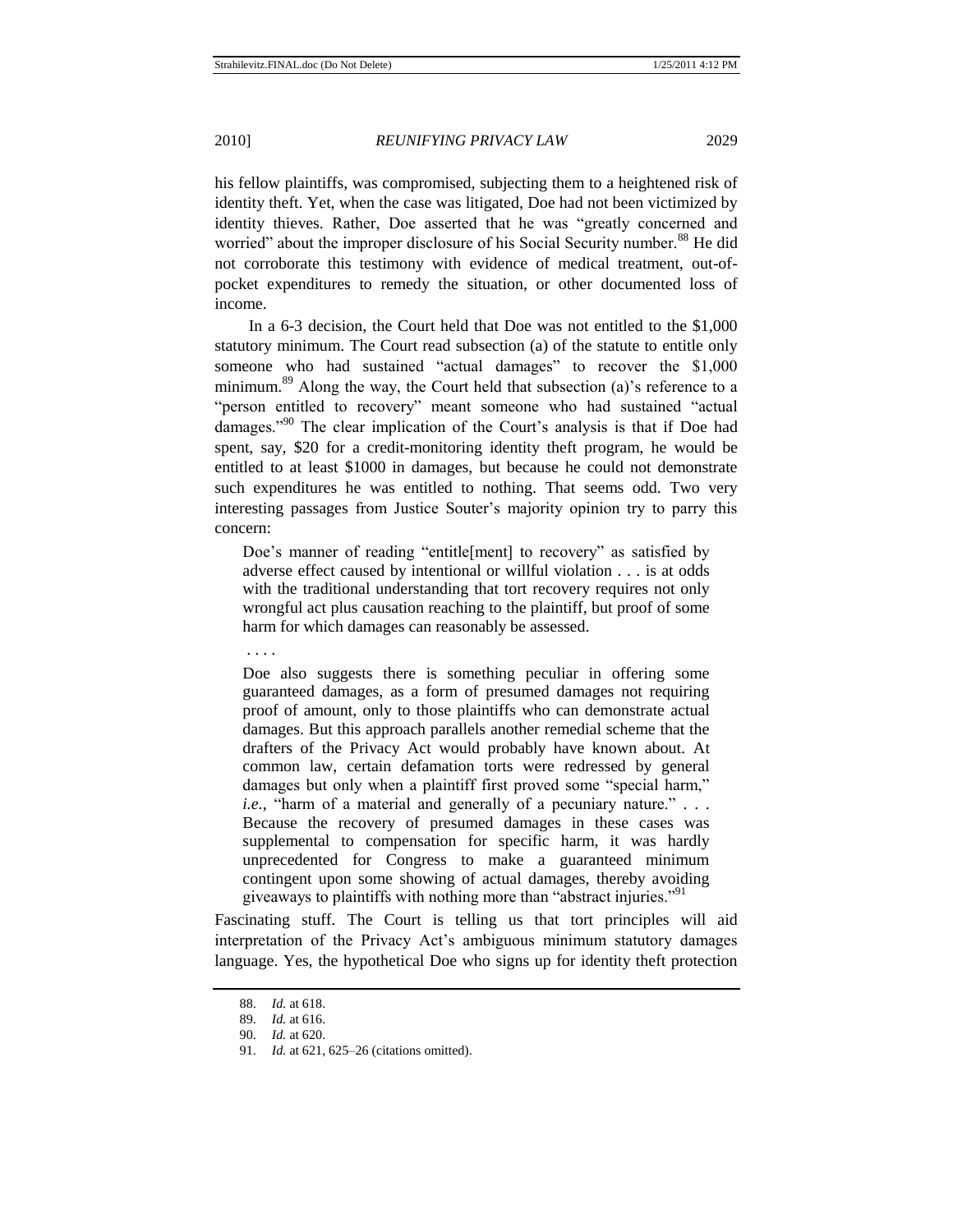his fellow plaintiffs, was compromised, subjecting them to a heightened risk of identity theft. Yet, when the case was litigated, Doe had not been victimized by identity thieves. Rather, Doe asserted that he was "greatly concerned and worried" about the improper disclosure of his Social Security number.[88] He did not corroborate this testimony with evidence of medical treatment, out-of-pocket expenditures to remedy the situation, or other documented loss of income.

In a 6-3 decision, the Court held that Doe was not entitled to the $1,000 statutory minimum. The Court read subsection (a) of the statute to entitle only someone who had sustained "actual damages" to recover the $1,000 minimum.[89] Along the way, the Court held that subsection (a)'s reference to a "person entitled to recovery" meant someone who had sustained "actual damages."[90] The clear implication of the Court's analysis is that if Doe had spent, say, $20 for a credit-monitoring identity theft program, he would be entitled to at least $1000 in damages, but because he could not demonstrate such expenditures he was entitled to nothing. That seems odd. Two very interesting passages from Justice Souter's majority opinion try to parry this concern:

> Doe's manner of reading "entitle[ment] to recovery" as satisfied by adverse effect caused by intentional or willful violation . . . is at odds with the traditional understanding that tort recovery requires not only wrongful act plus causation reaching to the plaintiff, but proof of some harm for which damages can reasonably be assessed.
>
> . . . .
>
> Doe also suggests there is something peculiar in offering some guaranteed damages, as a form of presumed damages not requiring proof of amount, only to those plaintiffs who can demonstrate actual damages. But this approach parallels another remedial scheme that the drafters of the Privacy Act would probably have known about. At common law, certain defamation torts were redressed by general damages but only when a plaintiff first proved some "special harm," *i.e.*, "harm of a material and generally of a pecuniary nature." . . . Because the recovery of presumed damages in these cases was supplemental to compensation for specific harm, it was hardly unprecedented for Congress to make a guaranteed minimum contingent upon some showing of actual damages, thereby avoiding giveaways to plaintiffs with nothing more than "abstract injuries."[91]

Fascinating stuff. The Court is telling us that tort principles will aid interpretation of the Privacy Act's ambiguous minimum statutory damages language. Yes, the hypothetical Doe who signs up for identity theft protection

---

88. *Id.* at 618.

89. *Id.* at 616.

90. *Id.* at 620.

91. *Id.* at 621, 625–26 (citations omitted).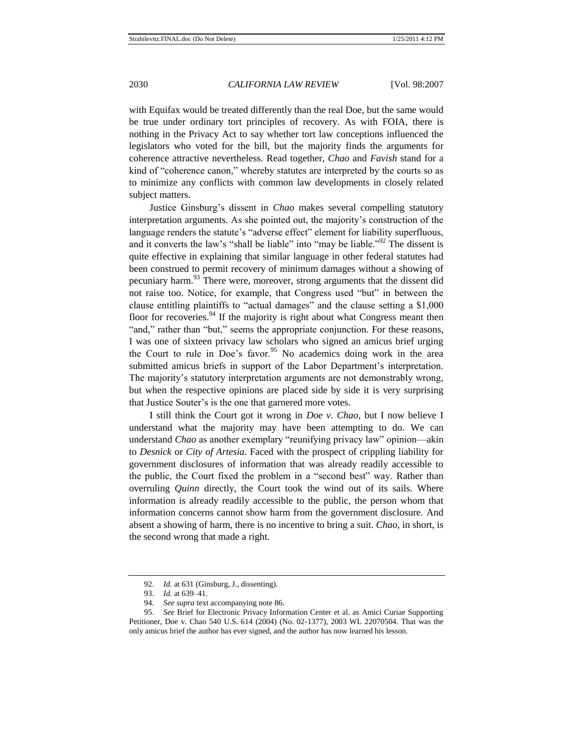with Equifax would be treated differently than the real Doe, but the same would be true under ordinary tort principles of recovery. As with FOIA, there is nothing in the Privacy Act to say whether tort law conceptions influenced the legislators who voted for the bill, but the majority finds the arguments for coherence attractive nevertheless. Read together, *Chao* and *Favish* stand for a kind of "coherence canon," whereby statutes are interpreted by the courts so as to minimize any conflicts with common law developments in closely related subject matters.

Justice Ginsburg's dissent in *Chao* makes several compelling statutory interpretation arguments. As she pointed out, the majority's construction of the language renders the statute's "adverse effect" element for liability superfluous, and it converts the law's "shall be liable" into "may be liable."[92] The dissent is quite effective in explaining that similar language in other federal statutes had been construed to permit recovery of minimum damages without a showing of pecuniary harm.[93] There were, moreover, strong arguments that the dissent did not raise too. Notice, for example, that Congress used "but" in between the clause entitling plaintiffs to "actual damages" and the clause setting a $1,000 floor for recoveries.[94] If the majority is right about what Congress meant then "and," rather than "but," seems the appropriate conjunction. For these reasons, I was one of sixteen privacy law scholars who signed an amicus brief urging the Court to rule in Doe's favor.[95] No academics doing work in the area submitted amicus briefs in support of the Labor Department's interpretation. The majority's statutory interpretation arguments are not demonstrably wrong, but when the respective opinions are placed side by side it is very surprising that Justice Souter's is the one that garnered more votes.

I still think the Court got it wrong in *Doe v. Chao*, but I now believe I understand what the majority may have been attempting to do. We can understand *Chao* as another exemplary "reunifying privacy law" opinion—akin to *Desnick* or *City of Artesia*. Faced with the prospect of crippling liability for government disclosures of information that was already readily accessible to the public, the Court fixed the problem in a "second best" way. Rather than overruling *Quinn* directly, the Court took the wind out of its sails. Where information is already readily accessible to the public, the person whom that information concerns cannot show harm from the government disclosure. And absent a showing of harm, there is no incentive to bring a suit. *Chao*, in short, is the second wrong that made a right.

---

92. *Id.* at 631 (Ginsburg, J., dissenting).

93. *Id.* at 639–41.

94. *See supra* text accompanying note 86.

95. *See* Brief for Electronic Privacy Information Center et al. as Amici Curiae Supporting Petitioner, Doe v. Chao 540 U.S. 614 (2004) (No. 02-1377), 2003 WL 22070504. That was the only amicus brief the author has ever signed, and the author has now learned his lesson.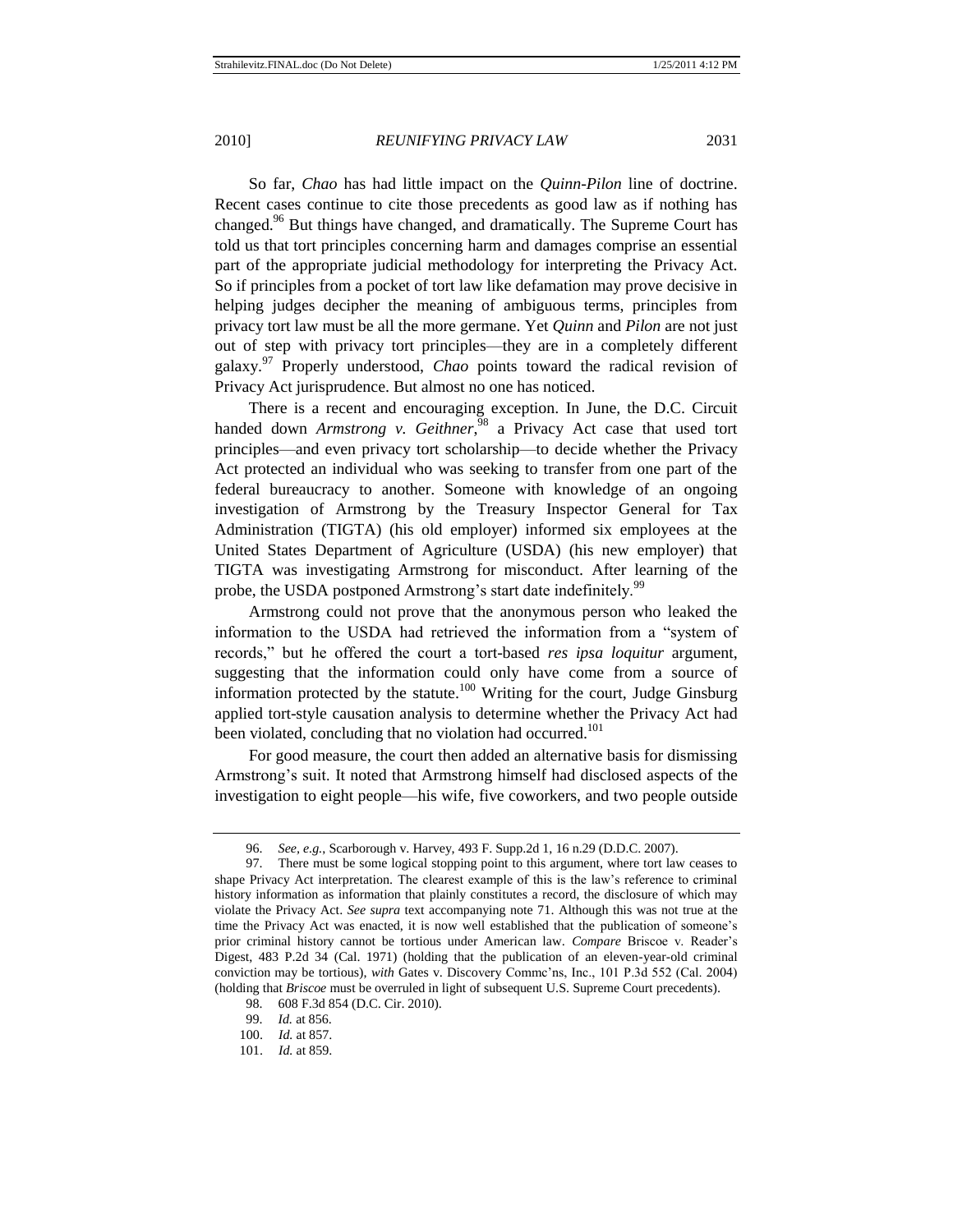So far, *Chao* has had little impact on the *Quinn-Pilon* line of doctrine. Recent cases continue to cite those precedents as good law as if nothing has changed.[96] But things have changed, and dramatically. The Supreme Court has told us that tort principles concerning harm and damages comprise an essential part of the appropriate judicial methodology for interpreting the Privacy Act. So if principles from a pocket of tort law like defamation may prove decisive in helping judges decipher the meaning of ambiguous terms, principles from privacy tort law must be all the more germane. Yet *Quinn* and *Pilon* are not just out of step with privacy tort principles—they are in a completely different galaxy.[97] Properly understood, *Chao* points toward the radical revision of Privacy Act jurisprudence. But almost no one has noticed.

There is a recent and encouraging exception. In June, the D.C. Circuit handed down *Armstrong v. Geithner*,[98] a Privacy Act case that used tort principles—and even privacy tort scholarship—to decide whether the Privacy Act protected an individual who was seeking to transfer from one part of the federal bureaucracy to another. Someone with knowledge of an ongoing investigation of Armstrong by the Treasury Inspector General for Tax Administration (TIGTA) (his old employer) informed six employees at the United States Department of Agriculture (USDA) (his new employer) that TIGTA was investigating Armstrong for misconduct. After learning of the probe, the USDA postponed Armstrong's start date indefinitely.[99]

Armstrong could not prove that the anonymous person who leaked the information to the USDA had retrieved the information from a "system of records," but he offered the court a tort-based *res ipsa loquitur* argument, suggesting that the information could only have come from a source of information protected by the statute.[100] Writing for the court, Judge Ginsburg applied tort-style causation analysis to determine whether the Privacy Act had been violated, concluding that no violation had occurred.[101]

For good measure, the court then added an alternative basis for dismissing Armstrong's suit. It noted that Armstrong himself had disclosed aspects of the investigation to eight people—his wife, five coworkers, and two people outside

---

96. *See, e.g.*, Scarborough v. Harvey, 493 F. Supp.2d 1, 16 n.29 (D.D.C. 2007).

97. There must be some logical stopping point to this argument, where tort law ceases to shape Privacy Act interpretation. The clearest example of this is the law's reference to criminal history information as information that plainly constitutes a record, the disclosure of which may violate the Privacy Act. *See supra* text accompanying note 71. Although this was not true at the time the Privacy Act was enacted, it is now well established that the publication of someone's prior criminal history cannot be tortious under American law. *Compare* Briscoe v. Reader's Digest, 483 P.2d 34 (Cal. 1971) (holding that the publication of an eleven-year-old criminal conviction may be tortious), *with* Gates v. Discovery Commc'ns, Inc., 101 P.3d 552 (Cal. 2004) (holding that *Briscoe* must be overruled in light of subsequent U.S. Supreme Court precedents).

98. 608 F.3d 854 (D.C. Cir. 2010).

99. *Id.* at 856.

100. *Id.* at 857.

101. *Id.* at 859.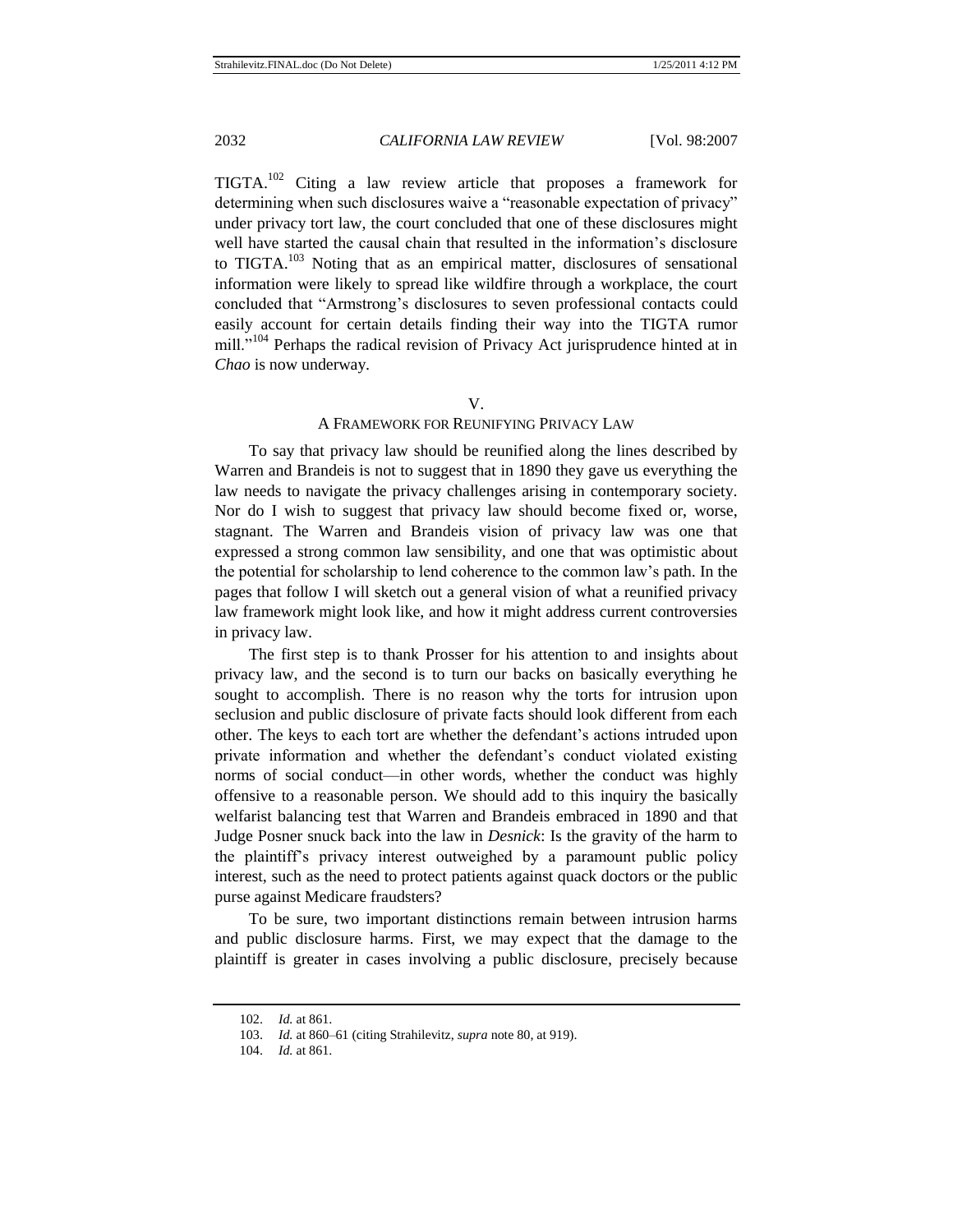TIGTA.[102] Citing a law review article that proposes a framework for determining when such disclosures waive a "reasonable expectation of privacy" under privacy tort law, the court concluded that one of these disclosures might well have started the causal chain that resulted in the information's disclosure to TIGTA.[103] Noting that as an empirical matter, disclosures of sensational information were likely to spread like wildfire through a workplace, the court concluded that "Armstrong's disclosures to seven professional contacts could easily account for certain details finding their way into the TIGTA rumor mill."[104] Perhaps the radical revision of Privacy Act jurisprudence hinted at in *Chao* is now underway.

## V.
## A FRAMEWORK FOR REUNIFYING PRIVACY LAW

To say that privacy law should be reunified along the lines described by Warren and Brandeis is not to suggest that in 1890 they gave us everything the law needs to navigate the privacy challenges arising in contemporary society. Nor do I wish to suggest that privacy law should become fixed or, worse, stagnant. The Warren and Brandeis vision of privacy law was one that expressed a strong common law sensibility, and one that was optimistic about the potential for scholarship to lend coherence to the common law's path. In the pages that follow I will sketch out a general vision of what a reunified privacy law framework might look like, and how it might address current controversies in privacy law.

The first step is to thank Prosser for his attention to and insights about privacy law, and the second is to turn our backs on basically everything he sought to accomplish. There is no reason why the torts for intrusion upon seclusion and public disclosure of private facts should look different from each other. The keys to each tort are whether the defendant's actions intruded upon private information and whether the defendant's conduct violated existing norms of social conduct—in other words, whether the conduct was highly offensive to a reasonable person. We should add to this inquiry the basically welfarist balancing test that Warren and Brandeis embraced in 1890 and that Judge Posner snuck back into the law in *Desnick*: Is the gravity of the harm to the plaintiff's privacy interest outweighed by a paramount public policy interest, such as the need to protect patients against quack doctors or the public purse against Medicare fraudsters?

To be sure, two important distinctions remain between intrusion harms and public disclosure harms. First, we may expect that the damage to the plaintiff is greater in cases involving a public disclosure, precisely because

---

102. *Id.* at 861.

103. *Id.* at 860–61 (citing Strahilevitz, *supra* note 80, at 919).

104. *Id.* at 861.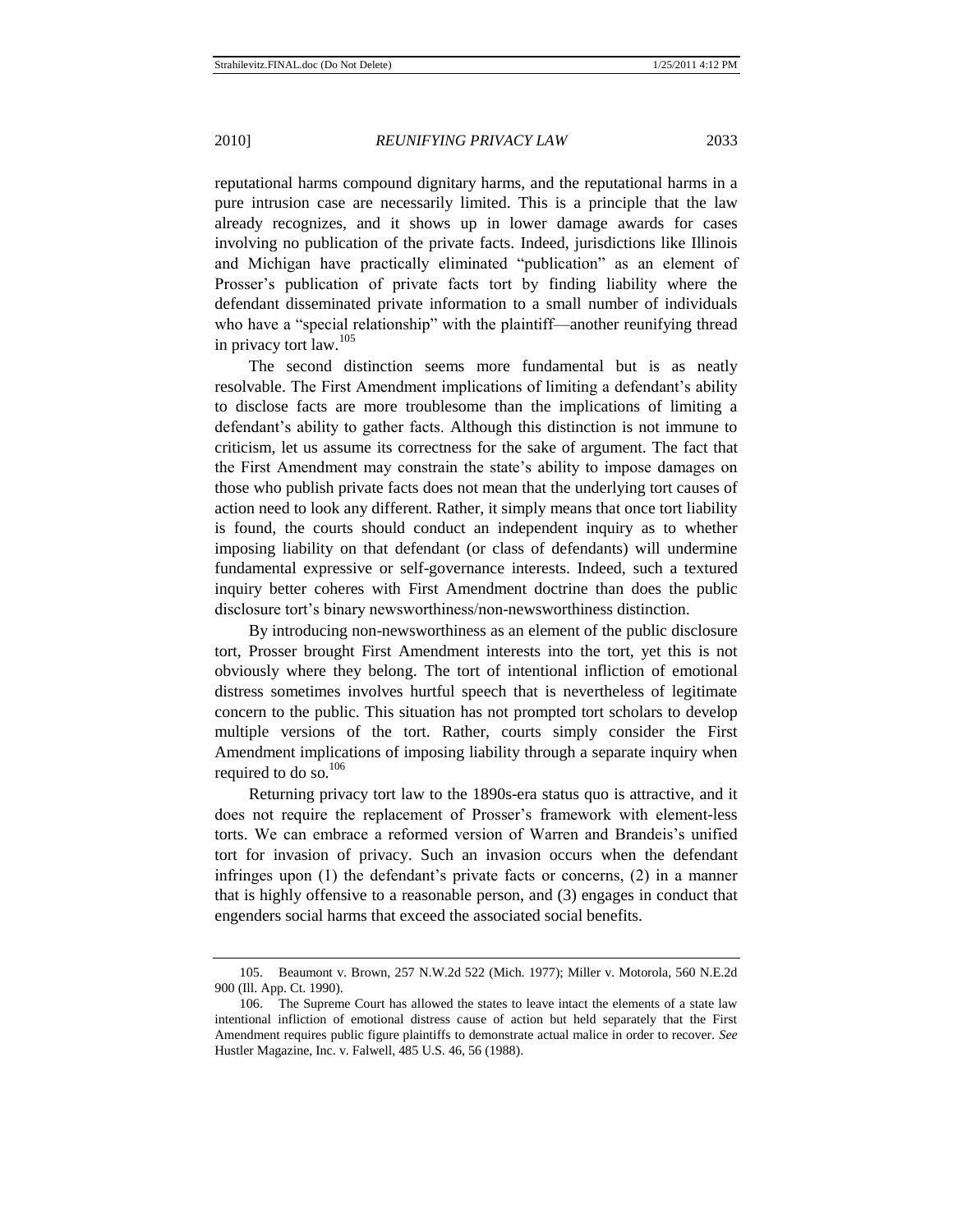reputational harms compound dignitary harms, and the reputational harms in a pure intrusion case are necessarily limited. This is a principle that the law already recognizes, and it shows up in lower damage awards for cases involving no publication of the private facts. Indeed, jurisdictions like Illinois and Michigan have practically eliminated "publication" as an element of Prosser's publication of private facts tort by finding liability where the defendant disseminated private information to a small number of individuals who have a "special relationship" with the plaintiff—another reunifying thread in privacy tort law.[105]

The second distinction seems more fundamental but is as neatly resolvable. The First Amendment implications of limiting a defendant's ability to disclose facts are more troublesome than the implications of limiting a defendant's ability to gather facts. Although this distinction is not immune to criticism, let us assume its correctness for the sake of argument. The fact that the First Amendment may constrain the state's ability to impose damages on those who publish private facts does not mean that the underlying tort causes of action need to look any different. Rather, it simply means that once tort liability is found, the courts should conduct an independent inquiry as to whether imposing liability on that defendant (or class of defendants) will undermine fundamental expressive or self-governance interests. Indeed, such a textured inquiry better coheres with First Amendment doctrine than does the public disclosure tort's binary newsworthiness/non-newsworthiness distinction.

By introducing non-newsworthiness as an element of the public disclosure tort, Prosser brought First Amendment interests into the tort, yet this is not obviously where they belong. The tort of intentional infliction of emotional distress sometimes involves hurtful speech that is nevertheless of legitimate concern to the public. This situation has not prompted tort scholars to develop multiple versions of the tort. Rather, courts simply consider the First Amendment implications of imposing liability through a separate inquiry when required to do so.[106]

Returning privacy tort law to the 1890s-era status quo is attractive, and it does not require the replacement of Prosser's framework with element-less torts. We can embrace a reformed version of Warren and Brandeis's unified tort for invasion of privacy. Such an invasion occurs when the defendant infringes upon (1) the defendant's private facts or concerns, (2) in a manner that is highly offensive to a reasonable person, and (3) engages in conduct that engenders social harms that exceed the associated social benefits.

---

105. Beaumont v. Brown, 257 N.W.2d 522 (Mich. 1977); Miller v. Motorola, 560 N.E.2d 900 (Ill. App. Ct. 1990).

106. The Supreme Court has allowed the states to leave intact the elements of a state law intentional infliction of emotional distress cause of action but held separately that the First Amendment requires public figure plaintiffs to demonstrate actual malice in order to recover. *See* Hustler Magazine, Inc. v. Falwell, 485 U.S. 46, 56 (1988).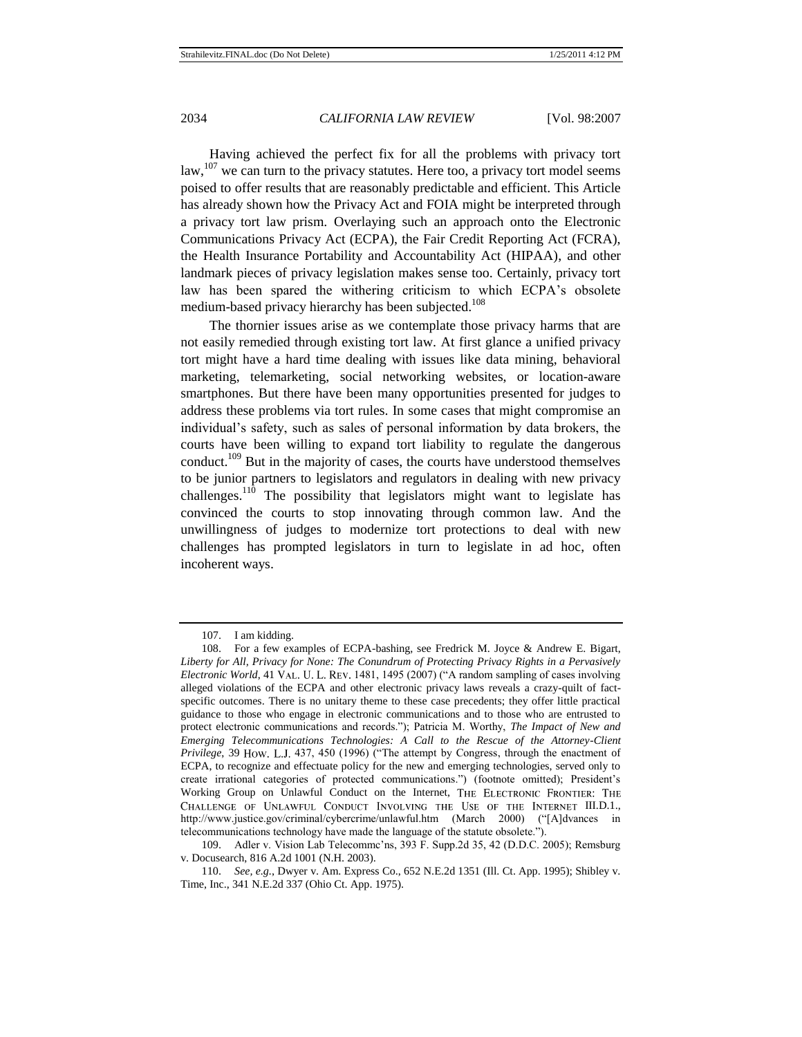Having achieved the perfect fix for all the problems with privacy tort law,[107] we can turn to the privacy statutes. Here too, a privacy tort model seems poised to offer results that are reasonably predictable and efficient. This Article has already shown how the Privacy Act and FOIA might be interpreted through a privacy tort law prism. Overlaying such an approach onto the Electronic Communications Privacy Act (ECPA), the Fair Credit Reporting Act (FCRA), the Health Insurance Portability and Accountability Act (HIPAA), and other landmark pieces of privacy legislation makes sense too. Certainly, privacy tort law has been spared the withering criticism to which ECPA's obsolete medium-based privacy hierarchy has been subjected.[108]

The thornier issues arise as we contemplate those privacy harms that are not easily remedied through existing tort law. At first glance a unified privacy tort might have a hard time dealing with issues like data mining, behavioral marketing, telemarketing, social networking websites, or location-aware smartphones. But there have been many opportunities presented for judges to address these problems via tort rules. In some cases that might compromise an individual's safety, such as sales of personal information by data brokers, the courts have been willing to expand tort liability to regulate the dangerous conduct.[109] But in the majority of cases, the courts have understood themselves to be junior partners to legislators and regulators in dealing with new privacy challenges.[110] The possibility that legislators might want to legislate has convinced the courts to stop innovating through common law. And the unwillingness of judges to modernize tort protections to deal with new challenges has prompted legislators in turn to legislate in ad hoc, often incoherent ways.

---

107. I am kidding.

108. For a few examples of ECPA-bashing, see Fredrick M. Joyce & Andrew E. Bigart, *Liberty for All, Privacy for None: The Conundrum of Protecting Privacy Rights in a Pervasively Electronic World*, 41 VAL. U. L. REV. 1481, 1495 (2007) ("A random sampling of cases involving alleged violations of the ECPA and other electronic privacy laws reveals a crazy-quilt of fact-specific outcomes. There is no unitary theme to these case precedents; they offer little practical guidance to those who engage in electronic communications and to those who are entrusted to protect electronic communications and records."); Patricia M. Worthy, *The Impact of New and Emerging Telecommunications Technologies: A Call to the Rescue of the Attorney-Client Privilege*, 39 HOW. L.J. 437, 450 (1996) ("The attempt by Congress, through the enactment of ECPA, to recognize and effectuate policy for the new and emerging technologies, served only to create irrational categories of protected communications.") (footnote omitted); President's Working Group on Unlawful Conduct on the Internet, THE ELECTRONIC FRONTIER: THE CHALLENGE OF UNLAWFUL CONDUCT INVOLVING THE USE OF THE INTERNET III.D.1., http://www.justice.gov/criminal/cybercrime/unlawful.htm (March 2000) ("[A]dvances in telecommunications technology have made the language of the statute obsolete.").

109. Adler v. Vision Lab Telecommc'ns, 393 F. Supp.2d 35, 42 (D.D.C. 2005); Remsburg v. Docusearch, 816 A.2d 1001 (N.H. 2003).

110. *See, e.g.*, Dwyer v. Am. Express Co., 652 N.E.2d 1351 (Ill. Ct. App. 1995); Shibley v. Time, Inc., 341 N.E.2d 337 (Ohio Ct. App. 1975).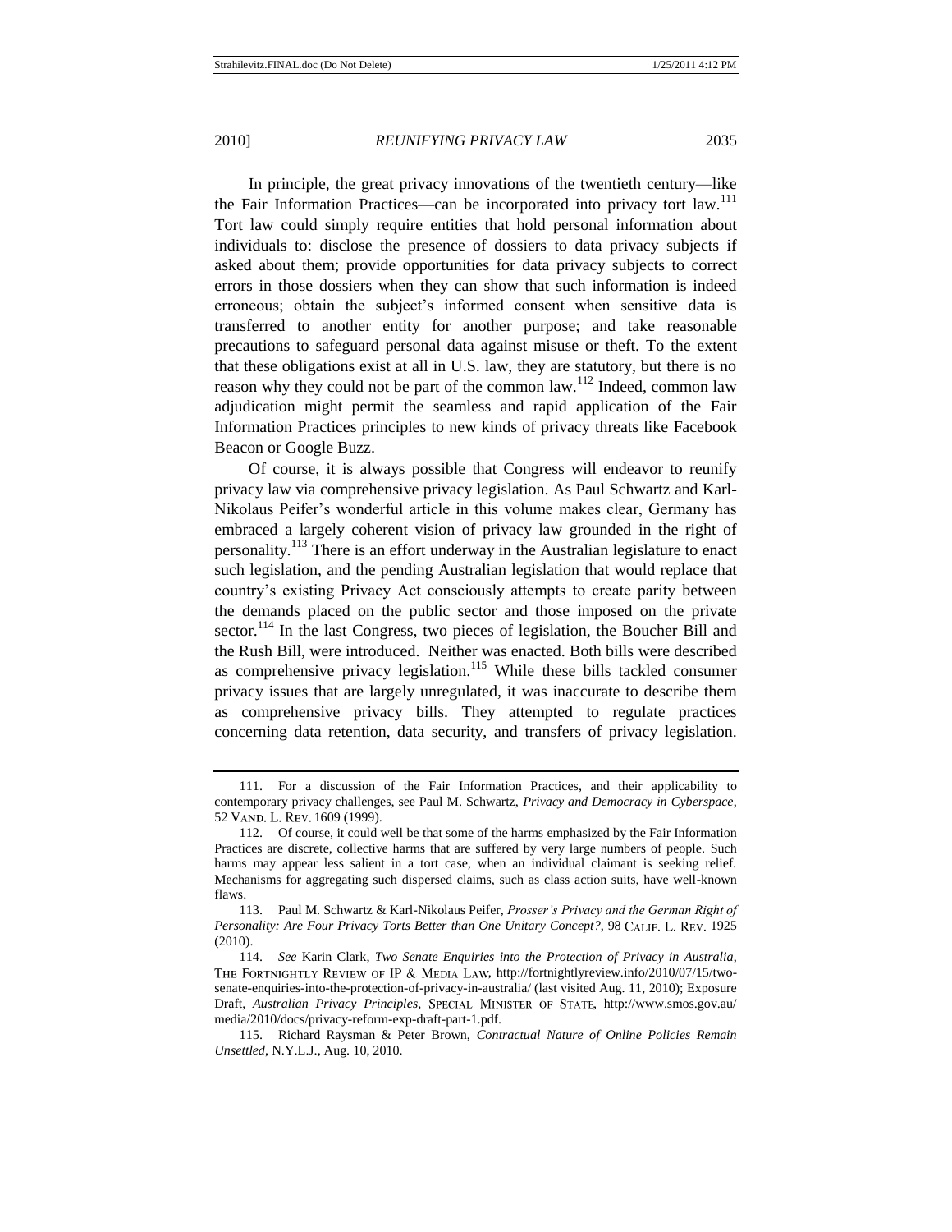In principle, the great privacy innovations of the twentieth century—like the Fair Information Practices—can be incorporated into privacy tort law.[111] Tort law could simply require entities that hold personal information about individuals to: disclose the presence of dossiers to data privacy subjects if asked about them; provide opportunities for data privacy subjects to correct errors in those dossiers when they can show that such information is indeed erroneous; obtain the subject's informed consent when sensitive data is transferred to another entity for another purpose; and take reasonable precautions to safeguard personal data against misuse or theft. To the extent that these obligations exist at all in U.S. law, they are statutory, but there is no reason why they could not be part of the common law.[112] Indeed, common law adjudication might permit the seamless and rapid application of the Fair Information Practices principles to new kinds of privacy threats like Facebook Beacon or Google Buzz.

Of course, it is always possible that Congress will endeavor to reunify privacy law via comprehensive privacy legislation. As Paul Schwartz and Karl-Nikolaus Peifer's wonderful article in this volume makes clear, Germany has embraced a largely coherent vision of privacy law grounded in the right of personality.[113] There is an effort underway in the Australian legislature to enact such legislation, and the pending Australian legislation that would replace that country's existing Privacy Act consciously attempts to create parity between the demands placed on the public sector and those imposed on the private sector.[114] In the last Congress, two pieces of legislation, the Boucher Bill and the Rush Bill, were introduced. Neither was enacted. Both bills were described as comprehensive privacy legislation.[115] While these bills tackled consumer privacy issues that are largely unregulated, it was inaccurate to describe them as comprehensive privacy bills. They attempted to regulate practices concerning data retention, data security, and transfers of privacy legislation.

---

111. For a discussion of the Fair Information Practices, and their applicability to contemporary privacy challenges, see Paul M. Schwartz, *Privacy and Democracy in Cyberspace*, 52 VAND. L. REV. 1609 (1999).

112. Of course, it could well be that some of the harms emphasized by the Fair Information Practices are discrete, collective harms that are suffered by very large numbers of people. Such harms may appear less salient in a tort case, when an individual claimant is seeking relief. Mechanisms for aggregating such dispersed claims, such as class action suits, have well-known flaws.

113. Paul M. Schwartz & Karl-Nikolaus Peifer, *Prosser's Privacy and the German Right of Personality: Are Four Privacy Torts Better than One Unitary Concept?*, 98 CALIF. L. REV. 1925 (2010).

114. *See* Karin Clark, *Two Senate Enquiries into the Protection of Privacy in Australia*, THE FORTNIGHTLY REVIEW OF IP & MEDIA LAW, http://fortnightlyreview.info/2010/07/15/two-senate-enquiries-into-the-protection-of-privacy-in-australia/ (last visited Aug. 11, 2010); Exposure Draft, *Australian Privacy Principles*, SPECIAL MINISTER OF STATE, http://www.smos.gov.au/media/2010/docs/privacy-reform-exp-draft-part-1.pdf.

115. Richard Raysman & Peter Brown, *Contractual Nature of Online Policies Remain Unsettled*, N.Y.L.J., Aug. 10, 2010.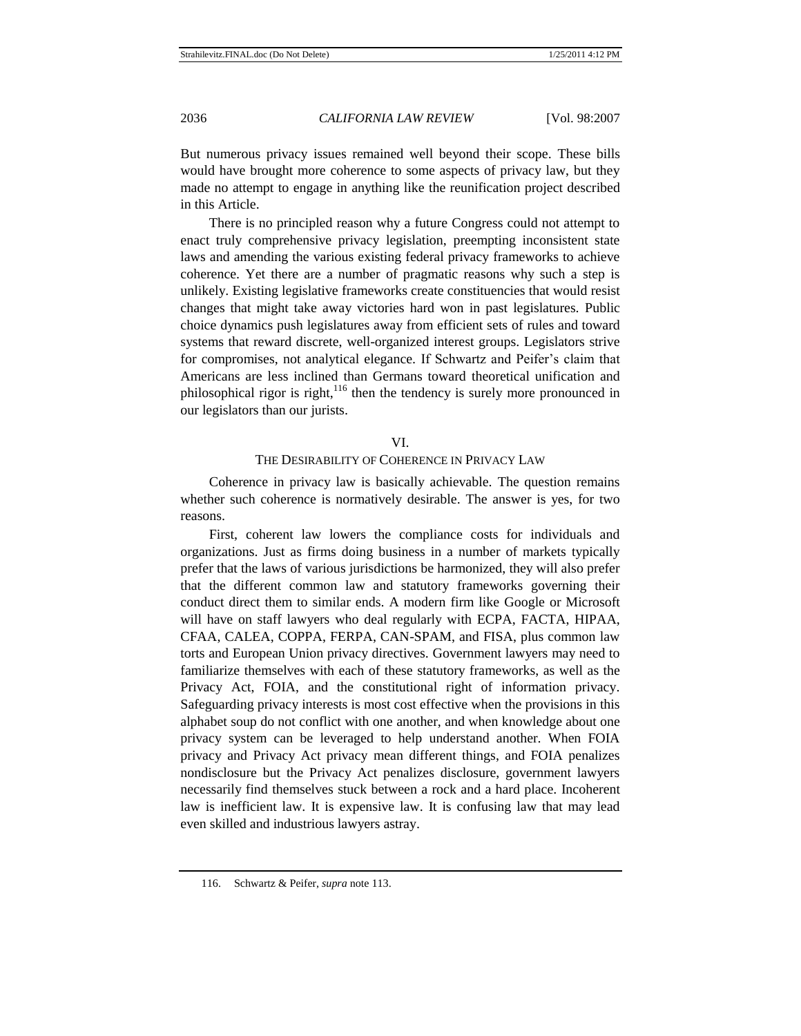But numerous privacy issues remained well beyond their scope. These bills would have brought more coherence to some aspects of privacy law, but they made no attempt to engage in anything like the reunification project described in this Article.

There is no principled reason why a future Congress could not attempt to enact truly comprehensive privacy legislation, preempting inconsistent state laws and amending the various existing federal privacy frameworks to achieve coherence. Yet there are a number of pragmatic reasons why such a step is unlikely. Existing legislative frameworks create constituencies that would resist changes that might take away victories hard won in past legislatures. Public choice dynamics push legislatures away from efficient sets of rules and toward systems that reward discrete, well-organized interest groups. Legislators strive for compromises, not analytical elegance. If Schwartz and Peifer's claim that Americans are less inclined than Germans toward theoretical unification and philosophical rigor is right,[116] then the tendency is surely more pronounced in our legislators than our jurists.

## VI.
## THE DESIRABILITY OF COHERENCE IN PRIVACY LAW

Coherence in privacy law is basically achievable. The question remains whether such coherence is normatively desirable. The answer is yes, for two reasons.

First, coherent law lowers the compliance costs for individuals and organizations. Just as firms doing business in a number of markets typically prefer that the laws of various jurisdictions be harmonized, they will also prefer that the different common law and statutory frameworks governing their conduct direct them to similar ends. A modern firm like Google or Microsoft will have on staff lawyers who deal regularly with ECPA, FACTA, HIPAA, CFAA, CALEA, COPPA, FERPA, CAN-SPAM, and FISA, plus common law torts and European Union privacy directives. Government lawyers may need to familiarize themselves with each of these statutory frameworks, as well as the Privacy Act, FOIA, and the constitutional right of information privacy. Safeguarding privacy interests is most cost effective when the provisions in this alphabet soup do not conflict with one another, and when knowledge about one privacy system can be leveraged to help understand another. When FOIA privacy and Privacy Act privacy mean different things, and FOIA penalizes nondisclosure but the Privacy Act penalizes disclosure, government lawyers necessarily find themselves stuck between a rock and a hard place. Incoherent law is inefficient law. It is expensive law. It is confusing law that may lead even skilled and industrious lawyers astray.

116. Schwartz & Peifer, *supra* note 113.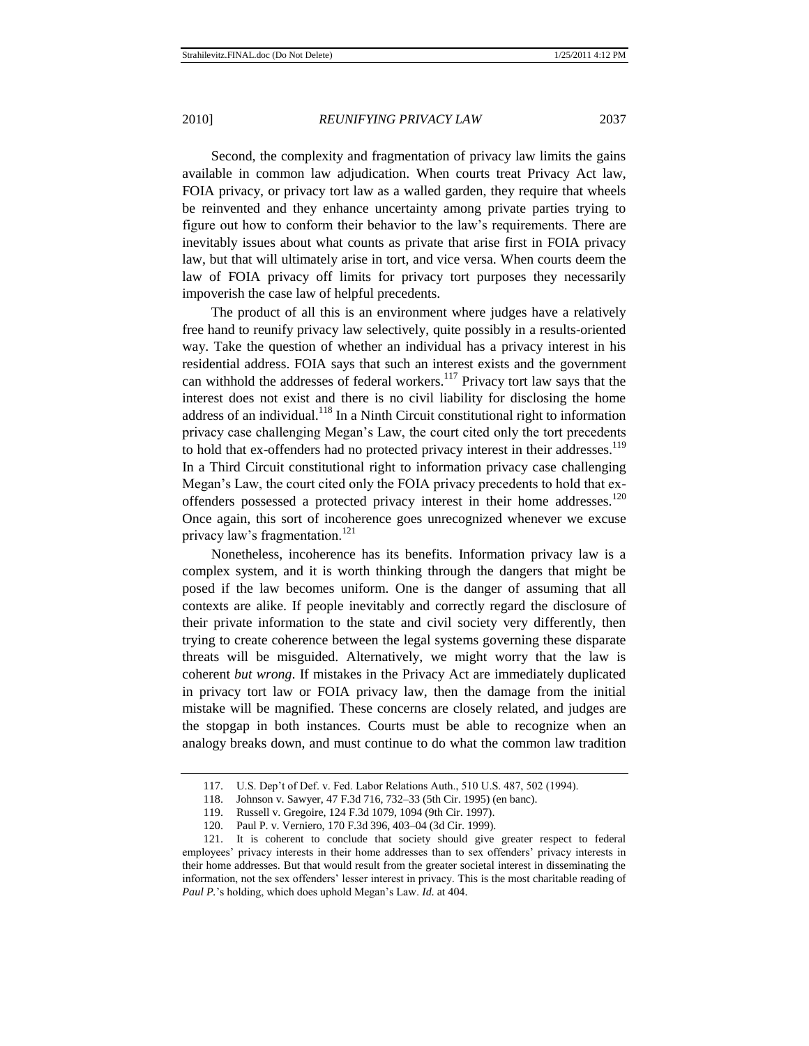Second, the complexity and fragmentation of privacy law limits the gains available in common law adjudication. When courts treat Privacy Act law, FOIA privacy, or privacy tort law as a walled garden, they require that wheels be reinvented and they enhance uncertainty among private parties trying to figure out how to conform their behavior to the law's requirements. There are inevitably issues about what counts as private that arise first in FOIA privacy law, but that will ultimately arise in tort, and vice versa. When courts deem the law of FOIA privacy off limits for privacy tort purposes they necessarily impoverish the case law of helpful precedents.

The product of all this is an environment where judges have a relatively free hand to reunify privacy law selectively, quite possibly in a results-oriented way. Take the question of whether an individual has a privacy interest in his residential address. FOIA says that such an interest exists and the government can withhold the addresses of federal workers.[117] Privacy tort law says that the interest does not exist and there is no civil liability for disclosing the home address of an individual.[118] In a Ninth Circuit constitutional right to information privacy case challenging Megan's Law, the court cited only the tort precedents to hold that ex-offenders had no protected privacy interest in their addresses.[119] In a Third Circuit constitutional right to information privacy case challenging Megan's Law, the court cited only the FOIA privacy precedents to hold that ex-offenders possessed a protected privacy interest in their home addresses.[120] Once again, this sort of incoherence goes unrecognized whenever we excuse privacy law's fragmentation.[121]

Nonetheless, incoherence has its benefits. Information privacy law is a complex system, and it is worth thinking through the dangers that might be posed if the law becomes uniform. One is the danger of assuming that all contexts are alike. If people inevitably and correctly regard the disclosure of their private information to the state and civil society very differently, then trying to create coherence between the legal systems governing these disparate threats will be misguided. Alternatively, we might worry that the law is coherent *but wrong*. If mistakes in the Privacy Act are immediately duplicated in privacy tort law or FOIA privacy law, then the damage from the initial mistake will be magnified. These concerns are closely related, and judges are the stopgap in both instances. Courts must be able to recognize when an analogy breaks down, and must continue to do what the common law tradition

117. U.S. Dep't of Def. v. Fed. Labor Relations Auth., 510 U.S. 487, 502 (1994).

118. Johnson v. Sawyer, 47 F.3d 716, 732–33 (5th Cir. 1995) (en banc).

119. Russell v. Gregoire, 124 F.3d 1079, 1094 (9th Cir. 1997).

120. Paul P. v. Verniero, 170 F.3d 396, 403–04 (3d Cir. 1999).

121. It is coherent to conclude that society should give greater respect to federal employees' privacy interests in their home addresses than to sex offenders' privacy interests in their home addresses. But that would result from the greater societal interest in disseminating the information, not the sex offenders' lesser interest in privacy. This is the most charitable reading of *Paul P.*'s holding, which does uphold Megan's Law. *Id.* at 404.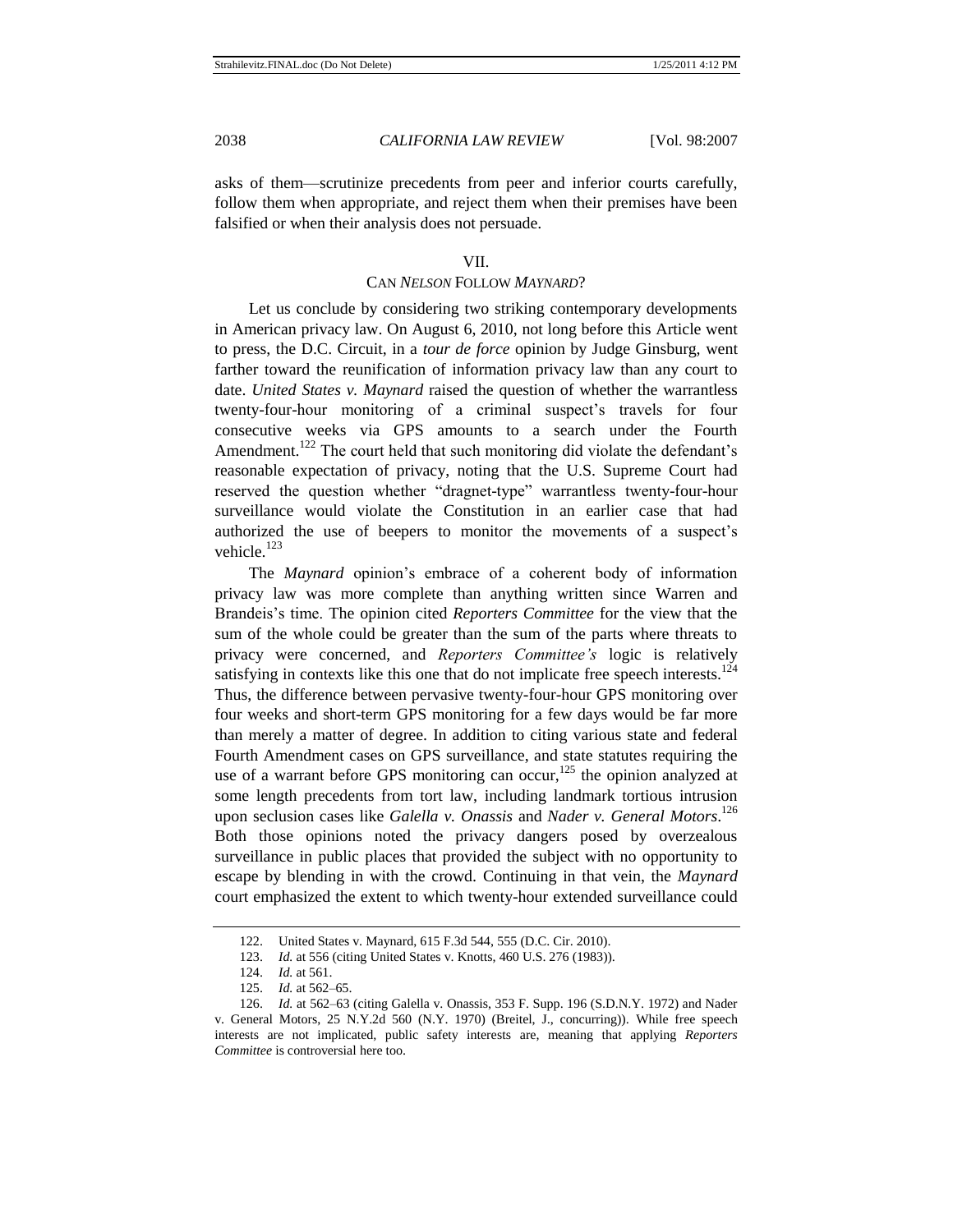asks of them—scrutinize precedents from peer and inferior courts carefully, follow them when appropriate, and reject them when their premises have been falsified or when their analysis does not persuade.

## VII.
## CAN *NELSON* FOLLOW *MAYNARD*?

Let us conclude by considering two striking contemporary developments in American privacy law. On August 6, 2010, not long before this Article went to press, the D.C. Circuit, in a *tour de force* opinion by Judge Ginsburg, went farther toward the reunification of information privacy law than any court to date. *United States v. Maynard* raised the question of whether the warrantless twenty-four-hour monitoring of a criminal suspect's travels for four consecutive weeks via GPS amounts to a search under the Fourth Amendment.[122] The court held that such monitoring did violate the defendant's reasonable expectation of privacy, noting that the U.S. Supreme Court had reserved the question whether "dragnet-type" warrantless twenty-four-hour surveillance would violate the Constitution in an earlier case that had authorized the use of beepers to monitor the movements of a suspect's vehicle.[123]

The *Maynard* opinion's embrace of a coherent body of information privacy law was more complete than anything written since Warren and Brandeis's time. The opinion cited *Reporters Committee* for the view that the sum of the whole could be greater than the sum of the parts where threats to privacy were concerned, and *Reporters Committee's* logic is relatively satisfying in contexts like this one that do not implicate free speech interests.[124] Thus, the difference between pervasive twenty-four-hour GPS monitoring over four weeks and short-term GPS monitoring for a few days would be far more than merely a matter of degree. In addition to citing various state and federal Fourth Amendment cases on GPS surveillance, and state statutes requiring the use of a warrant before GPS monitoring can occur,[125] the opinion analyzed at some length precedents from tort law, including landmark tortious intrusion upon seclusion cases like *Galella v. Onassis* and *Nader v. General Motors*.[126] Both those opinions noted the privacy dangers posed by overzealous surveillance in public places that provided the subject with no opportunity to escape by blending in with the crowd. Continuing in that vein, the *Maynard* court emphasized the extent to which twenty-hour extended surveillance could

---

122. United States v. Maynard, 615 F.3d 544, 555 (D.C. Cir. 2010).

123. *Id.* at 556 (citing United States v. Knotts, 460 U.S. 276 (1983)).

124. *Id.* at 561.

125. *Id.* at 562–65.

126. *Id.* at 562–63 (citing Galella v. Onassis, 353 F. Supp. 196 (S.D.N.Y. 1972) and Nader v. General Motors, 25 N.Y.2d 560 (N.Y. 1970) (Breitel, J., concurring)). While free speech interests are not implicated, public safety interests are, meaning that applying *Reporters Committee* is controversial here too.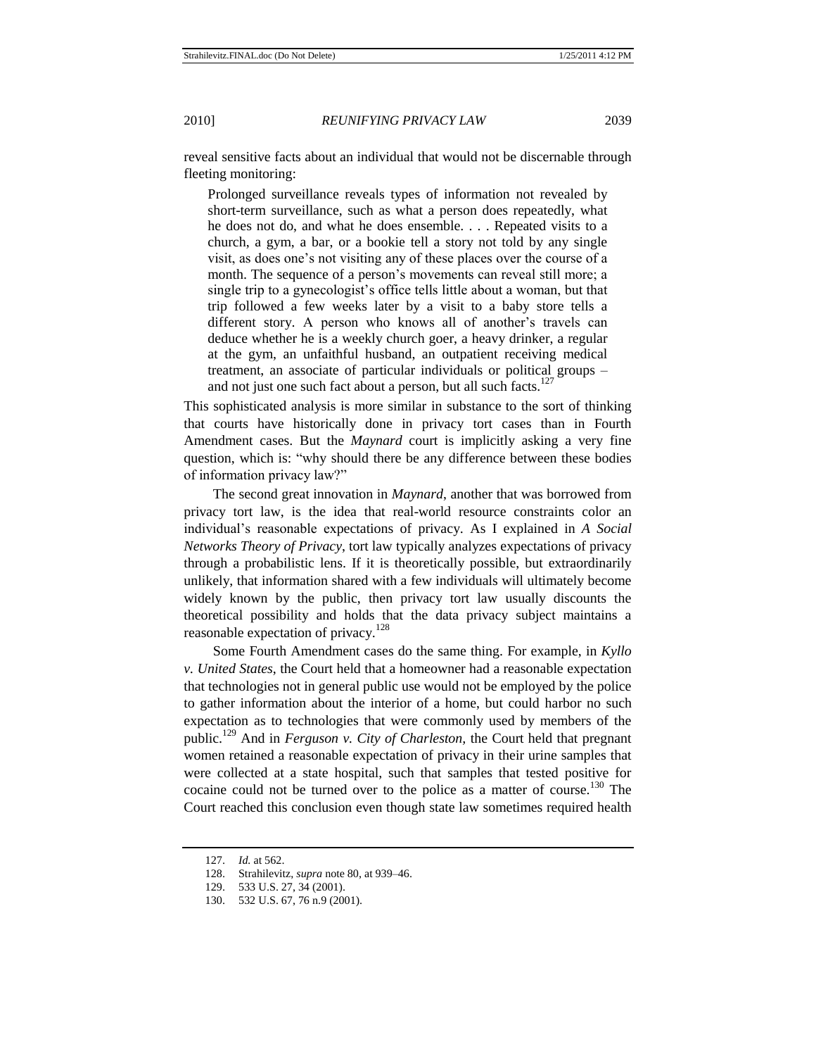reveal sensitive facts about an individual that would not be discernable through fleeting monitoring:

> Prolonged surveillance reveals types of information not revealed by short-term surveillance, such as what a person does repeatedly, what he does not do, and what he does ensemble. . . . Repeated visits to a church, a gym, a bar, or a bookie tell a story not told by any single visit, as does one's not visiting any of these places over the course of a month. The sequence of a person's movements can reveal still more; a single trip to a gynecologist's office tells little about a woman, but that trip followed a few weeks later by a visit to a baby store tells a different story. A person who knows all of another's travels can deduce whether he is a weekly church goer, a heavy drinker, a regular at the gym, an unfaithful husband, an outpatient receiving medical treatment, an associate of particular individuals or political groups – and not just one such fact about a person, but all such facts.[127]

This sophisticated analysis is more similar in substance to the sort of thinking that courts have historically done in privacy tort cases than in Fourth Amendment cases. But the *Maynard* court is implicitly asking a very fine question, which is: "why should there be any difference between these bodies of information privacy law?"

The second great innovation in *Maynard*, another that was borrowed from privacy tort law, is the idea that real-world resource constraints color an individual's reasonable expectations of privacy. As I explained in *A Social Networks Theory of Privacy*, tort law typically analyzes expectations of privacy through a probabilistic lens. If it is theoretically possible, but extraordinarily unlikely, that information shared with a few individuals will ultimately become widely known by the public, then privacy tort law usually discounts the theoretical possibility and holds that the data privacy subject maintains a reasonable expectation of privacy.[128]

Some Fourth Amendment cases do the same thing. For example, in *Kyllo v. United States*, the Court held that a homeowner had a reasonable expectation that technologies not in general public use would not be employed by the police to gather information about the interior of a home, but could harbor no such expectation as to technologies that were commonly used by members of the public.[129] And in *Ferguson v. City of Charleston,* the Court held that pregnant women retained a reasonable expectation of privacy in their urine samples that were collected at a state hospital, such that samples that tested positive for cocaine could not be turned over to the police as a matter of course.[130] The Court reached this conclusion even though state law sometimes required health

---

127. *Id.* at 562.

128. Strahilevitz, *supra* note 80, at 939–46.

129. 533 U.S. 27, 34 (2001).

130. 532 U.S. 67, 76 n.9 (2001).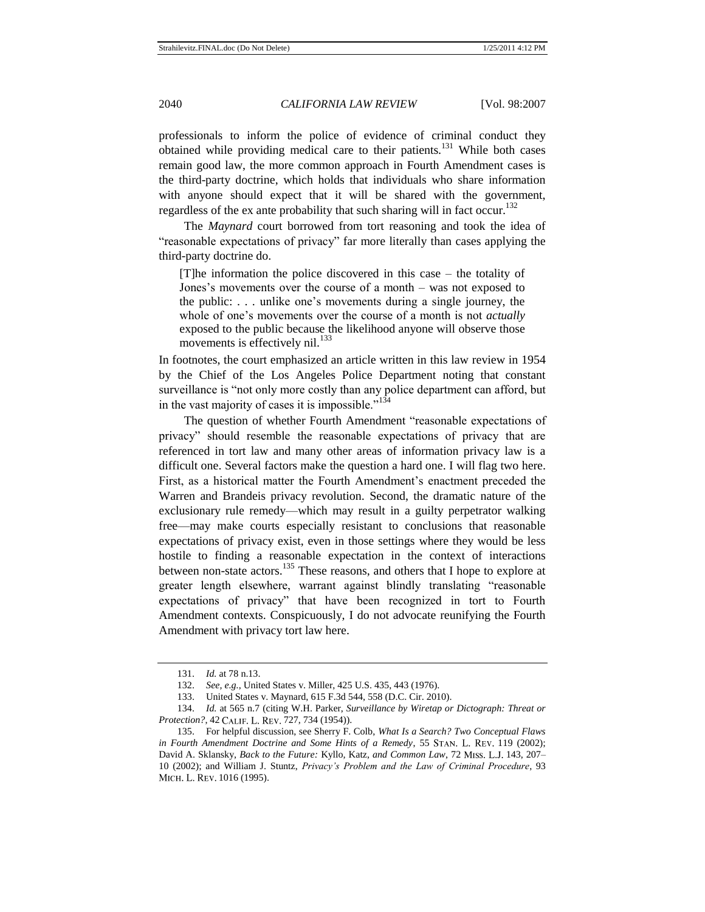professionals to inform the police of evidence of criminal conduct they obtained while providing medical care to their patients.[131] While both cases remain good law, the more common approach in Fourth Amendment cases is the third-party doctrine, which holds that individuals who share information with anyone should expect that it will be shared with the government, regardless of the ex ante probability that such sharing will in fact occur.[132]

The *Maynard* court borrowed from tort reasoning and took the idea of "reasonable expectations of privacy" far more literally than cases applying the third-party doctrine do.

> [T]he information the police discovered in this case – the totality of Jones's movements over the course of a month – was not exposed to the public: . . . unlike one's movements during a single journey, the whole of one's movements over the course of a month is not *actually* exposed to the public because the likelihood anyone will observe those movements is effectively nil.[133]

In footnotes, the court emphasized an article written in this law review in 1954 by the Chief of the Los Angeles Police Department noting that constant surveillance is "not only more costly than any police department can afford, but in the vast majority of cases it is impossible."[134]

The question of whether Fourth Amendment "reasonable expectations of privacy" should resemble the reasonable expectations of privacy that are referenced in tort law and many other areas of information privacy law is a difficult one. Several factors make the question a hard one. I will flag two here. First, as a historical matter the Fourth Amendment's enactment preceded the Warren and Brandeis privacy revolution. Second, the dramatic nature of the exclusionary rule remedy—which may result in a guilty perpetrator walking free—may make courts especially resistant to conclusions that reasonable expectations of privacy exist, even in those settings where they would be less hostile to finding a reasonable expectation in the context of interactions between non-state actors.[135] These reasons, and others that I hope to explore at greater length elsewhere, warrant against blindly translating "reasonable expectations of privacy" that have been recognized in tort to Fourth Amendment contexts. Conspicuously, I do not advocate reunifying the Fourth Amendment with privacy tort law here.

---

131. *Id.* at 78 n.13.

132. *See, e.g.*, United States v. Miller, 425 U.S. 435, 443 (1976).

133. United States v. Maynard, 615 F.3d 544, 558 (D.C. Cir. 2010).

134. *Id.* at 565 n.7 (citing W.H. Parker, *Surveillance by Wiretap or Dictograph: Threat or Protection?*, 42 CALIF. L. REV. 727, 734 (1954)).

135. For helpful discussion, see Sherry F. Colb, *What Is a Search? Two Conceptual Flaws in Fourth Amendment Doctrine and Some Hints of a Remedy*, 55 STAN. L. REV. 119 (2002); David A. Sklansky, *Back to the Future:* Kyllo, Katz, *and Common Law*, 72 MISS. L.J. 143, 207–10 (2002); and William J. Stuntz, *Privacy's Problem and the Law of Criminal Procedure*, 93 MICH. L. REV. 1016 (1995).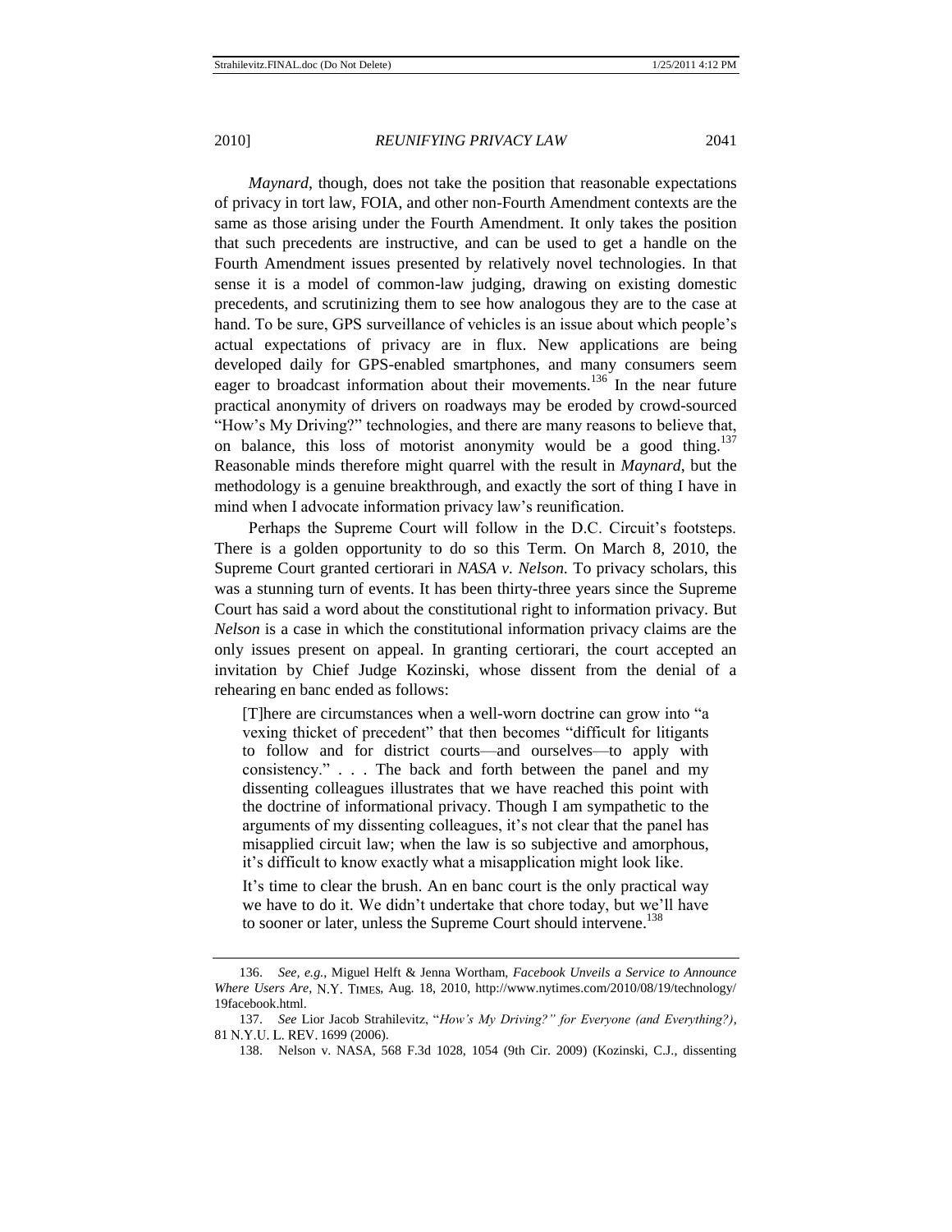*Maynard*, though, does not take the position that reasonable expectations of privacy in tort law, FOIA, and other non-Fourth Amendment contexts are the same as those arising under the Fourth Amendment. It only takes the position that such precedents are instructive, and can be used to get a handle on the Fourth Amendment issues presented by relatively novel technologies. In that sense it is a model of common-law judging, drawing on existing domestic precedents, and scrutinizing them to see how analogous they are to the case at hand. To be sure, GPS surveillance of vehicles is an issue about which people's actual expectations of privacy are in flux. New applications are being developed daily for GPS-enabled smartphones, and many consumers seem eager to broadcast information about their movements.[136] In the near future practical anonymity of drivers on roadways may be eroded by crowd-sourced "How's My Driving?" technologies, and there are many reasons to believe that, on balance, this loss of motorist anonymity would be a good thing.[137] Reasonable minds therefore might quarrel with the result in *Maynard*, but the methodology is a genuine breakthrough, and exactly the sort of thing I have in mind when I advocate information privacy law's reunification.

Perhaps the Supreme Court will follow in the D.C. Circuit's footsteps. There is a golden opportunity to do so this Term. On March 8, 2010, the Supreme Court granted certiorari in *NASA v. Nelson*. To privacy scholars, this was a stunning turn of events. It has been thirty-three years since the Supreme Court has said a word about the constitutional right to information privacy. But *Nelson* is a case in which the constitutional information privacy claims are the only issues present on appeal. In granting certiorari, the court accepted an invitation by Chief Judge Kozinski, whose dissent from the denial of a rehearing en banc ended as follows:

> [T]here are circumstances when a well-worn doctrine can grow into "a vexing thicket of precedent" that then becomes "difficult for litigants to follow and for district courts—and ourselves—to apply with consistency." . . . The back and forth between the panel and my dissenting colleagues illustrates that we have reached this point with the doctrine of informational privacy. Though I am sympathetic to the arguments of my dissenting colleagues, it's not clear that the panel has misapplied circuit law; when the law is so subjective and amorphous, it's difficult to know exactly what a misapplication might look like.
>
> It's time to clear the brush. An en banc court is the only practical way we have to do it. We didn't undertake that chore today, but we'll have to sooner or later, unless the Supreme Court should intervene.[138]

---

136. *See, e.g.*, Miguel Helft & Jenna Wortham, *Facebook Unveils a Service to Announce Where Users Are*, N.Y. TIMES, Aug. 18, 2010, http://www.nytimes.com/2010/08/19/technology/19facebook.html.

137. *See* Lior Jacob Strahilevitz, "*How's My Driving?" for Everyone (and Everything?)*, 81 N.Y.U. L. REV. 1699 (2006).

138. Nelson v. NASA, 568 F.3d 1028, 1054 (9th Cir. 2009) (Kozinski, C.J., dissenting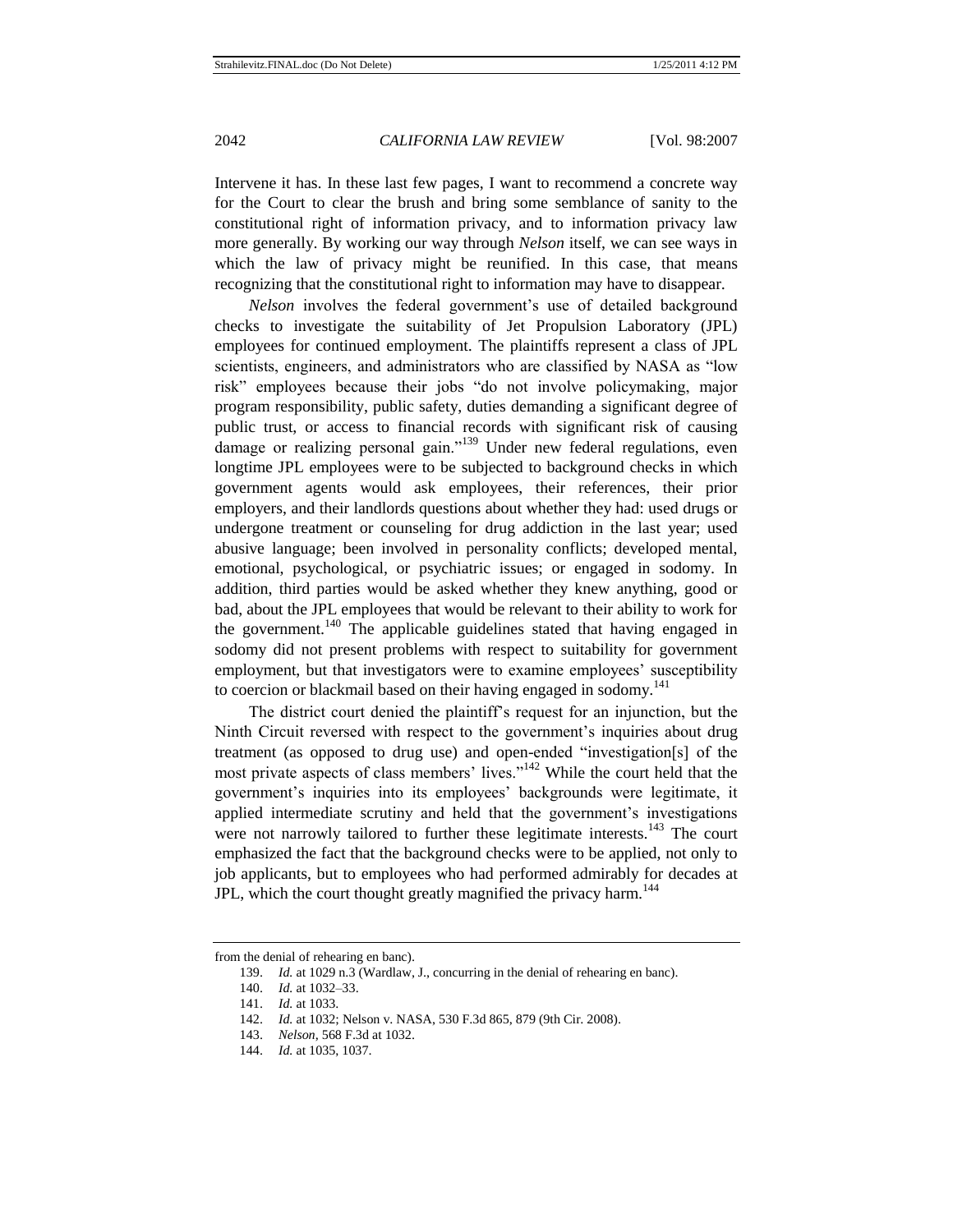Intervene it has. In these last few pages, I want to recommend a concrete way for the Court to clear the brush and bring some semblance of sanity to the constitutional right of information privacy, and to information privacy law more generally. By working our way through *Nelson* itself, we can see ways in which the law of privacy might be reunified. In this case, that means recognizing that the constitutional right to information may have to disappear.

*Nelson* involves the federal government's use of detailed background checks to investigate the suitability of Jet Propulsion Laboratory (JPL) employees for continued employment. The plaintiffs represent a class of JPL scientists, engineers, and administrators who are classified by NASA as "low risk" employees because their jobs "do not involve policymaking, major program responsibility, public safety, duties demanding a significant degree of public trust, or access to financial records with significant risk of causing damage or realizing personal gain."[139] Under new federal regulations, even longtime JPL employees were to be subjected to background checks in which government agents would ask employees, their references, their prior employers, and their landlords questions about whether they had: used drugs or undergone treatment or counseling for drug addiction in the last year; used abusive language; been involved in personality conflicts; developed mental, emotional, psychological, or psychiatric issues; or engaged in sodomy. In addition, third parties would be asked whether they knew anything, good or bad, about the JPL employees that would be relevant to their ability to work for the government.[140] The applicable guidelines stated that having engaged in sodomy did not present problems with respect to suitability for government employment, but that investigators were to examine employees' susceptibility to coercion or blackmail based on their having engaged in sodomy.[141]

The district court denied the plaintiff's request for an injunction, but the Ninth Circuit reversed with respect to the government's inquiries about drug treatment (as opposed to drug use) and open-ended "investigation[s] of the most private aspects of class members' lives."[142] While the court held that the government's inquiries into its employees' backgrounds were legitimate, it applied intermediate scrutiny and held that the government's investigations were not narrowly tailored to further these legitimate interests.[143] The court emphasized the fact that the background checks were to be applied, not only to job applicants, but to employees who had performed admirably for decades at JPL, which the court thought greatly magnified the privacy harm.[144]

---

from the denial of rehearing en banc).

139. *Id.* at 1029 n.3 (Wardlaw, J., concurring in the denial of rehearing en banc).

140. *Id.* at 1032–33.

141. *Id.* at 1033.

142. *Id.* at 1032; Nelson v. NASA, 530 F.3d 865, 879 (9th Cir. 2008).

143. *Nelson*, 568 F.3d at 1032.

144. *Id.* at 1035, 1037.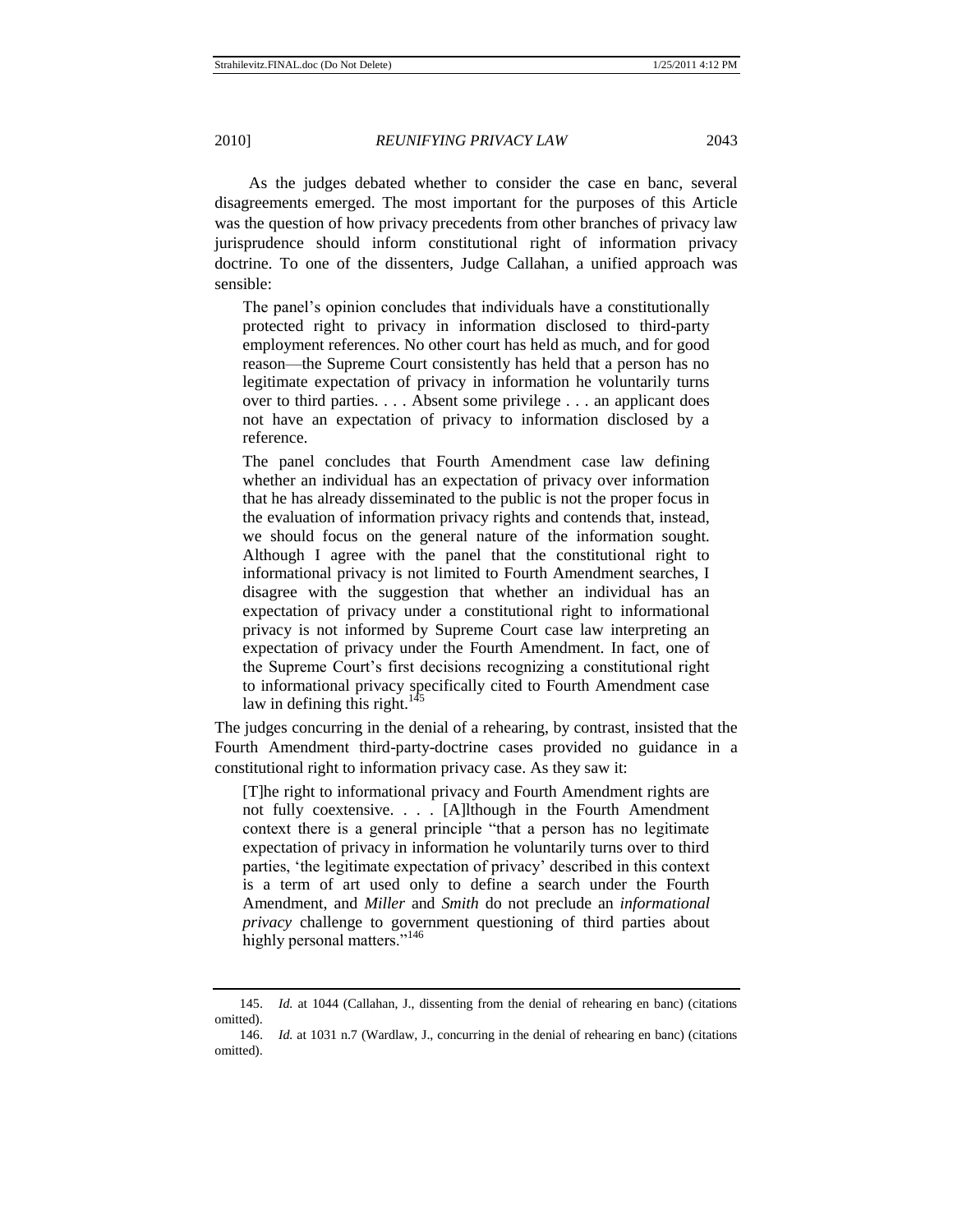As the judges debated whether to consider the case en banc, several disagreements emerged. The most important for the purposes of this Article was the question of how privacy precedents from other branches of privacy law jurisprudence should inform constitutional right of information privacy doctrine. To one of the dissenters, Judge Callahan, a unified approach was sensible:

> The panel's opinion concludes that individuals have a constitutionally protected right to privacy in information disclosed to third-party employment references. No other court has held as much, and for good reason—the Supreme Court consistently has held that a person has no legitimate expectation of privacy in information he voluntarily turns over to third parties. . . . Absent some privilege . . . an applicant does not have an expectation of privacy to information disclosed by a reference.
>
> The panel concludes that Fourth Amendment case law defining whether an individual has an expectation of privacy over information that he has already disseminated to the public is not the proper focus in the evaluation of information privacy rights and contends that, instead, we should focus on the general nature of the information sought. Although I agree with the panel that the constitutional right to informational privacy is not limited to Fourth Amendment searches, I disagree with the suggestion that whether an individual has an expectation of privacy under a constitutional right to informational privacy is not informed by Supreme Court case law interpreting an expectation of privacy under the Fourth Amendment. In fact, one of the Supreme Court's first decisions recognizing a constitutional right to informational privacy specifically cited to Fourth Amendment case law in defining this right.[145]

The judges concurring in the denial of a rehearing, by contrast, insisted that the Fourth Amendment third-party-doctrine cases provided no guidance in a constitutional right to information privacy case. As they saw it:

> [T]he right to informational privacy and Fourth Amendment rights are not fully coextensive. . . . [A]lthough in the Fourth Amendment context there is a general principle "that a person has no legitimate expectation of privacy in information he voluntarily turns over to third parties, 'the legitimate expectation of privacy' described in this context is a term of art used only to define a search under the Fourth Amendment, and *Miller* and *Smith* do not preclude an *informational privacy* challenge to government questioning of third parties about highly personal matters."[146]

---

145. *Id.* at 1044 (Callahan, J., dissenting from the denial of rehearing en banc) (citations omitted).

146. *Id.* at 1031 n.7 (Wardlaw, J., concurring in the denial of rehearing en banc) (citations omitted).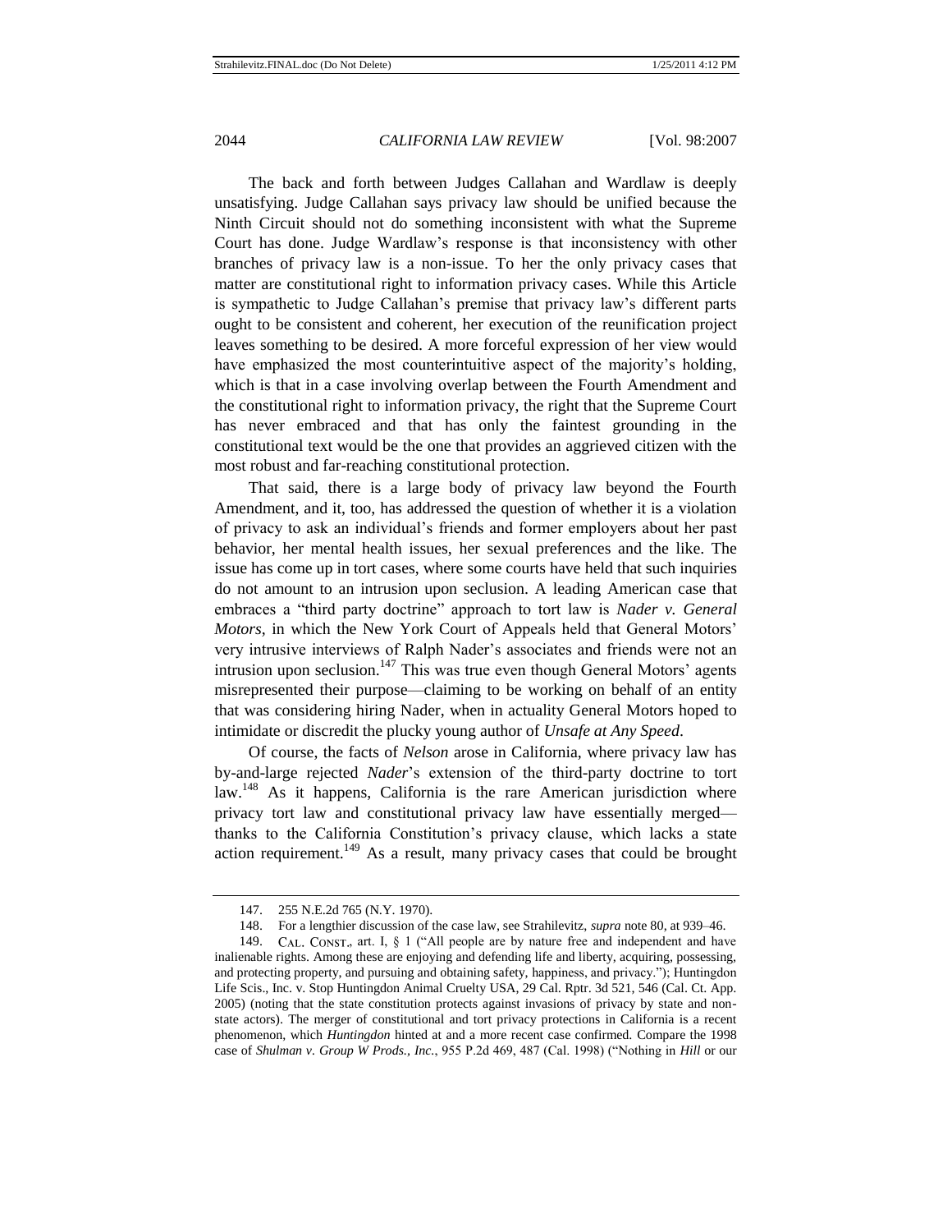The back and forth between Judges Callahan and Wardlaw is deeply unsatisfying. Judge Callahan says privacy law should be unified because the Ninth Circuit should not do something inconsistent with what the Supreme Court has done. Judge Wardlaw's response is that inconsistency with other branches of privacy law is a non-issue. To her the only privacy cases that matter are constitutional right to information privacy cases. While this Article is sympathetic to Judge Callahan's premise that privacy law's different parts ought to be consistent and coherent, her execution of the reunification project leaves something to be desired. A more forceful expression of her view would have emphasized the most counterintuitive aspect of the majority's holding, which is that in a case involving overlap between the Fourth Amendment and the constitutional right to information privacy, the right that the Supreme Court has never embraced and that has only the faintest grounding in the constitutional text would be the one that provides an aggrieved citizen with the most robust and far-reaching constitutional protection.

That said, there is a large body of privacy law beyond the Fourth Amendment, and it, too, has addressed the question of whether it is a violation of privacy to ask an individual's friends and former employers about her past behavior, her mental health issues, her sexual preferences and the like. The issue has come up in tort cases, where some courts have held that such inquiries do not amount to an intrusion upon seclusion. A leading American case that embraces a "third party doctrine" approach to tort law is *Nader v. General Motors*, in which the New York Court of Appeals held that General Motors' very intrusive interviews of Ralph Nader's associates and friends were not an intrusion upon seclusion.[147] This was true even though General Motors' agents misrepresented their purpose—claiming to be working on behalf of an entity that was considering hiring Nader, when in actuality General Motors hoped to intimidate or discredit the plucky young author of *Unsafe at Any Speed*.

Of course, the facts of *Nelson* arose in California, where privacy law has by-and-large rejected *Nader*'s extension of the third-party doctrine to tort law.[148] As it happens, California is the rare American jurisdiction where privacy tort law and constitutional privacy law have essentially merged—thanks to the California Constitution's privacy clause, which lacks a state action requirement.[149] As a result, many privacy cases that could be brought

---

147. 255 N.E.2d 765 (N.Y. 1970).

148. For a lengthier discussion of the case law, see Strahilevitz, *supra* note 80, at 939–46.

149. CAL. CONST., art. I, § 1 ("All people are by nature free and independent and have inalienable rights. Among these are enjoying and defending life and liberty, acquiring, possessing, and protecting property, and pursuing and obtaining safety, happiness, and privacy."); Huntingdon Life Scis., Inc. v. Stop Huntingdon Animal Cruelty USA, 29 Cal. Rptr. 3d 521, 546 (Cal. Ct. App. 2005) (noting that the state constitution protects against invasions of privacy by state and non-state actors). The merger of constitutional and tort privacy protections in California is a recent phenomenon, which *Huntingdon* hinted at and a more recent case confirmed. Compare the 1998 case of *Shulman v. Group W Prods., Inc.*, 955 P.2d 469, 487 (Cal. 1998) ("Nothing in *Hill* or our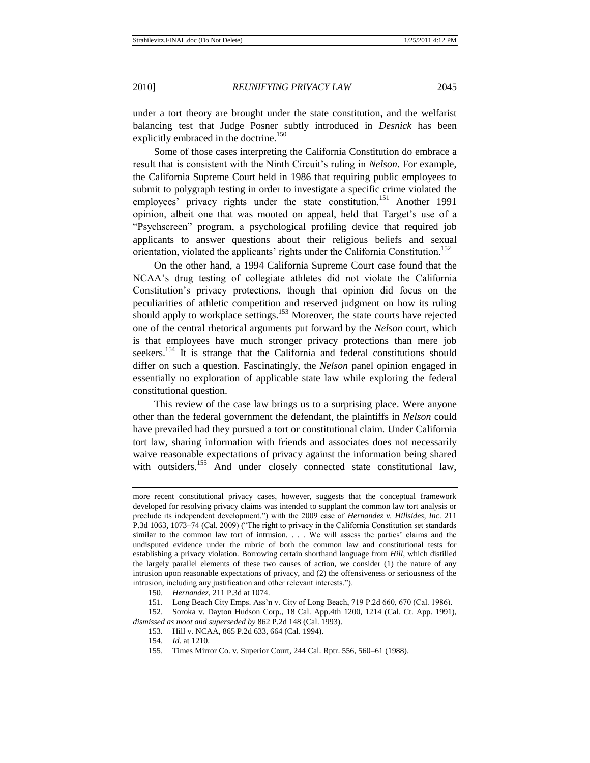under a tort theory are brought under the state constitution, and the welfarist balancing test that Judge Posner subtly introduced in *Desnick* has been explicitly embraced in the doctrine.[150]

Some of those cases interpreting the California Constitution do embrace a result that is consistent with the Ninth Circuit's ruling in *Nelson*. For example, the California Supreme Court held in 1986 that requiring public employees to submit to polygraph testing in order to investigate a specific crime violated the employees' privacy rights under the state constitution.[151] Another 1991 opinion, albeit one that was mooted on appeal, held that Target's use of a "Psychscreen" program, a psychological profiling device that required job applicants to answer questions about their religious beliefs and sexual orientation, violated the applicants' rights under the California Constitution.[152]

On the other hand, a 1994 California Supreme Court case found that the NCAA's drug testing of collegiate athletes did not violate the California Constitution's privacy protections, though that opinion did focus on the peculiarities of athletic competition and reserved judgment on how its ruling should apply to workplace settings.[153] Moreover, the state courts have rejected one of the central rhetorical arguments put forward by the *Nelson* court, which is that employees have much stronger privacy protections than mere job seekers.[154] It is strange that the California and federal constitutions should differ on such a question. Fascinatingly, the *Nelson* panel opinion engaged in essentially no exploration of applicable state law while exploring the federal constitutional question.

This review of the case law brings us to a surprising place. Were anyone other than the federal government the defendant, the plaintiffs in *Nelson* could have prevailed had they pursued a tort or constitutional claim. Under California tort law, sharing information with friends and associates does not necessarily waive reasonable expectations of privacy against the information being shared with outsiders.[155] And under closely connected state constitutional law,

---

more recent constitutional privacy cases, however, suggests that the conceptual framework developed for resolving privacy claims was intended to supplant the common law tort analysis or preclude its independent development.") with the 2009 case of *Hernandez v. Hillsides, Inc.* 211 P.3d 1063, 1073–74 (Cal. 2009) ("The right to privacy in the California Constitution set standards similar to the common law tort of intrusion. . . . We will assess the parties' claims and the undisputed evidence under the rubric of both the common law and constitutional tests for establishing a privacy violation. Borrowing certain shorthand language from *Hill*, which distilled the largely parallel elements of these two causes of action, we consider (1) the nature of any intrusion upon reasonable expectations of privacy, and (2) the offensiveness or seriousness of the intrusion, including any justification and other relevant interests.").

150. *Hernandez*, 211 P.3d at 1074.

151. Long Beach City Emps. Ass'n v. City of Long Beach, 719 P.2d 660, 670 (Cal. 1986).

152. Soroka v. Dayton Hudson Corp., 18 Cal. App.4th 1200, 1214 (Cal. Ct. App. 1991), *dismissed as moot and superseded by* 862 P.2d 148 (Cal. 1993).

153. Hill v. NCAA, 865 P.2d 633, 664 (Cal. 1994).

154. *Id.* at 1210.

155. Times Mirror Co. v. Superior Court, 244 Cal. Rptr. 556, 560–61 (1988).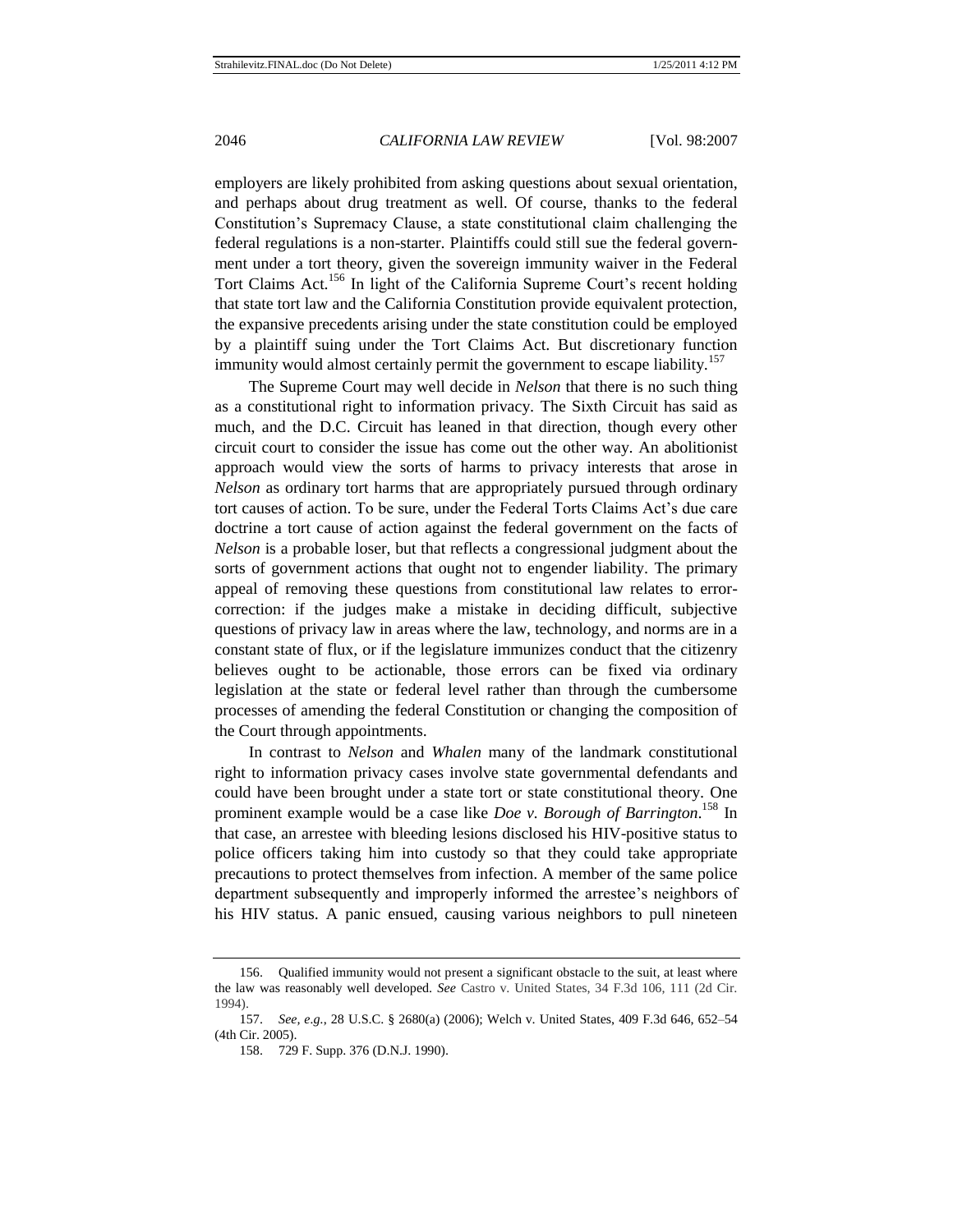employers are likely prohibited from asking questions about sexual orientation, and perhaps about drug treatment as well. Of course, thanks to the federal Constitution's Supremacy Clause, a state constitutional claim challenging the federal regulations is a non-starter. Plaintiffs could still sue the federal government under a tort theory, given the sovereign immunity waiver in the Federal Tort Claims Act.[156] In light of the California Supreme Court's recent holding that state tort law and the California Constitution provide equivalent protection, the expansive precedents arising under the state constitution could be employed by a plaintiff suing under the Tort Claims Act. But discretionary function immunity would almost certainly permit the government to escape liability.[157]

The Supreme Court may well decide in *Nelson* that there is no such thing as a constitutional right to information privacy. The Sixth Circuit has said as much, and the D.C. Circuit has leaned in that direction, though every other circuit court to consider the issue has come out the other way. An abolitionist approach would view the sorts of harms to privacy interests that arose in *Nelson* as ordinary tort harms that are appropriately pursued through ordinary tort causes of action. To be sure, under the Federal Torts Claims Act's due care doctrine a tort cause of action against the federal government on the facts of *Nelson* is a probable loser, but that reflects a congressional judgment about the sorts of government actions that ought not to engender liability. The primary appeal of removing these questions from constitutional law relates to error-correction: if the judges make a mistake in deciding difficult, subjective questions of privacy law in areas where the law, technology, and norms are in a constant state of flux, or if the legislature immunizes conduct that the citizenry believes ought to be actionable, those errors can be fixed via ordinary legislation at the state or federal level rather than through the cumbersome processes of amending the federal Constitution or changing the composition of the Court through appointments.

In contrast to *Nelson* and *Whalen* many of the landmark constitutional right to information privacy cases involve state governmental defendants and could have been brought under a state tort or state constitutional theory. One prominent example would be a case like *Doe v. Borough of Barrington*.[158] In that case, an arrestee with bleeding lesions disclosed his HIV-positive status to police officers taking him into custody so that they could take appropriate precautions to protect themselves from infection. A member of the same police department subsequently and improperly informed the arrestee's neighbors of his HIV status. A panic ensued, causing various neighbors to pull nineteen

---

156. Qualified immunity would not present a significant obstacle to the suit, at least where the law was reasonably well developed. *See* Castro v. United States, 34 F.3d 106, 111 (2d Cir. 1994).

157. *See, e.g.*, 28 U.S.C. § 2680(a) (2006); Welch v. United States, 409 F.3d 646, 652–54 (4th Cir. 2005).

158. 729 F. Supp. 376 (D.N.J. 1990).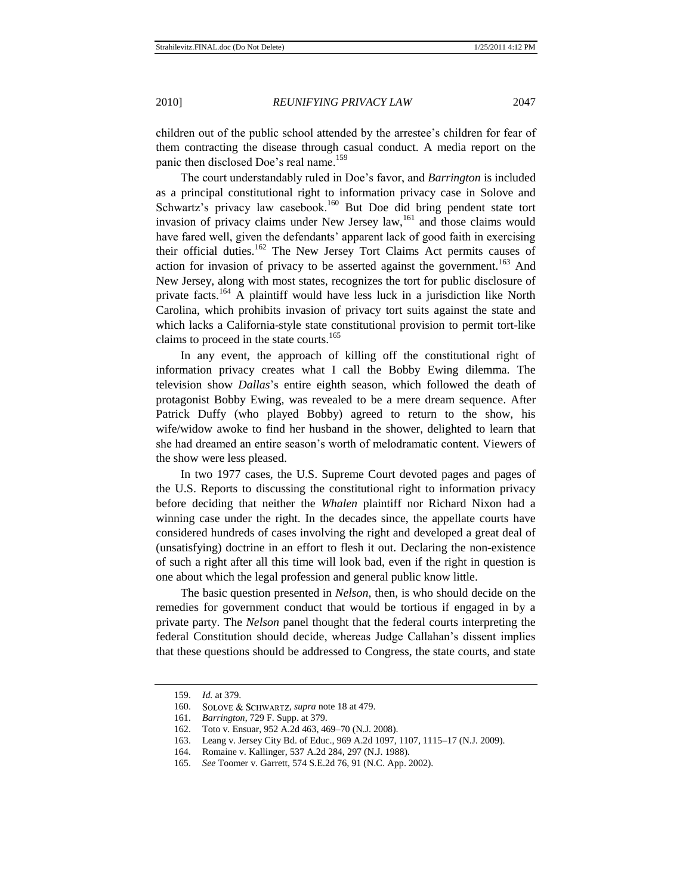children out of the public school attended by the arrestee's children for fear of them contracting the disease through casual conduct. A media report on the panic then disclosed Doe's real name.[159]

The court understandably ruled in Doe's favor, and *Barrington* is included as a principal constitutional right to information privacy case in Solove and Schwartz's privacy law casebook.[160] But Doe did bring pendent state tort invasion of privacy claims under New Jersey law,[161] and those claims would have fared well, given the defendants' apparent lack of good faith in exercising their official duties.[162] The New Jersey Tort Claims Act permits causes of action for invasion of privacy to be asserted against the government.[163] And New Jersey, along with most states, recognizes the tort for public disclosure of private facts.[164] A plaintiff would have less luck in a jurisdiction like North Carolina, which prohibits invasion of privacy tort suits against the state and which lacks a California-style state constitutional provision to permit tort-like claims to proceed in the state courts.[165]

In any event, the approach of killing off the constitutional right of information privacy creates what I call the Bobby Ewing dilemma. The television show *Dallas*'s entire eighth season, which followed the death of protagonist Bobby Ewing, was revealed to be a mere dream sequence. After Patrick Duffy (who played Bobby) agreed to return to the show, his wife/widow awoke to find her husband in the shower, delighted to learn that she had dreamed an entire season's worth of melodramatic content. Viewers of the show were less pleased.

In two 1977 cases, the U.S. Supreme Court devoted pages and pages of the U.S. Reports to discussing the constitutional right to information privacy before deciding that neither the *Whalen* plaintiff nor Richard Nixon had a winning case under the right. In the decades since, the appellate courts have considered hundreds of cases involving the right and developed a great deal of (unsatisfying) doctrine in an effort to flesh it out. Declaring the non-existence of such a right after all this time will look bad, even if the right in question is one about which the legal profession and general public know little.

The basic question presented in *Nelson*, then, is who should decide on the remedies for government conduct that would be tortious if engaged in by a private party. The *Nelson* panel thought that the federal courts interpreting the federal Constitution should decide, whereas Judge Callahan's dissent implies that these questions should be addressed to Congress, the state courts, and state

---

159. *Id.* at 379.

160. SOLOVE & SCHWARTZ, *supra* note 18 at 479.

161. *Barrington*, 729 F. Supp. at 379.

162. Toto v. Ensuar, 952 A.2d 463, 469–70 (N.J. 2008).

163. Leang v. Jersey City Bd. of Educ., 969 A.2d 1097, 1107, 1115–17 (N.J. 2009).

164. Romaine v. Kallinger, 537 A.2d 284, 297 (N.J. 1988).

165. *See* Toomer v. Garrett, 574 S.E.2d 76, 91 (N.C. App. 2002).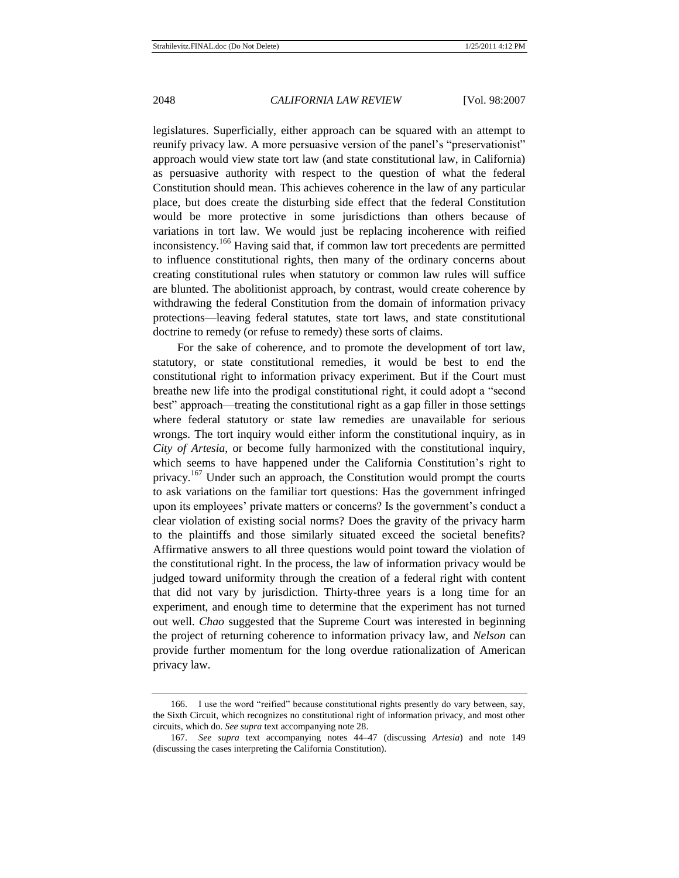legislatures. Superficially, either approach can be squared with an attempt to reunify privacy law. A more persuasive version of the panel's "preservationist" approach would view state tort law (and state constitutional law, in California) as persuasive authority with respect to the question of what the federal Constitution should mean. This achieves coherence in the law of any particular place, but does create the disturbing side effect that the federal Constitution would be more protective in some jurisdictions than others because of variations in tort law. We would just be replacing incoherence with reified inconsistency.[166] Having said that, if common law tort precedents are permitted to influence constitutional rights, then many of the ordinary concerns about creating constitutional rules when statutory or common law rules will suffice are blunted. The abolitionist approach, by contrast, would create coherence by withdrawing the federal Constitution from the domain of information privacy protections—leaving federal statutes, state tort laws, and state constitutional doctrine to remedy (or refuse to remedy) these sorts of claims.

For the sake of coherence, and to promote the development of tort law, statutory, or state constitutional remedies, it would be best to end the constitutional right to information privacy experiment. But if the Court must breathe new life into the prodigal constitutional right, it could adopt a "second best" approach—treating the constitutional right as a gap filler in those settings where federal statutory or state law remedies are unavailable for serious wrongs. The tort inquiry would either inform the constitutional inquiry, as in *City of Artesia*, or become fully harmonized with the constitutional inquiry, which seems to have happened under the California Constitution's right to privacy.[167] Under such an approach, the Constitution would prompt the courts to ask variations on the familiar tort questions: Has the government infringed upon its employees' private matters or concerns? Is the government's conduct a clear violation of existing social norms? Does the gravity of the privacy harm to the plaintiffs and those similarly situated exceed the societal benefits? Affirmative answers to all three questions would point toward the violation of the constitutional right. In the process, the law of information privacy would be judged toward uniformity through the creation of a federal right with content that did not vary by jurisdiction. Thirty-three years is a long time for an experiment, and enough time to determine that the experiment has not turned out well. *Chao* suggested that the Supreme Court was interested in beginning the project of returning coherence to information privacy law, and *Nelson* can provide further momentum for the long overdue rationalization of American privacy law.

---

166. I use the word "reified" because constitutional rights presently do vary between, say, the Sixth Circuit, which recognizes no constitutional right of information privacy, and most other circuits, which do. *See supra* text accompanying note 28.

167. *See supra* text accompanying notes 44–47 (discussing *Artesia*) and note 149 (discussing the cases interpreting the California Constitution).